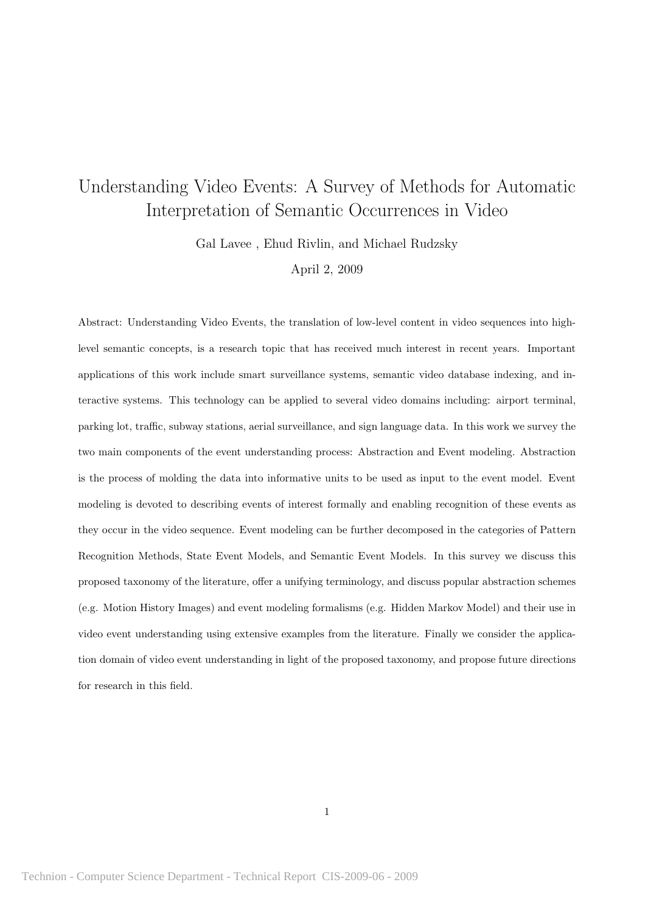# Understanding Video Events: A Survey of Methods for Automatic Interpretation of Semantic Occurrences in Video

Gal Lavee , Ehud Rivlin, and Michael Rudzsky

April 2, 2009

Abstract: Understanding Video Events, the translation of low-level content in video sequences into high-level semantic concepts, is a research topic that has received much interest in recent years. Important applications of this work include smart surveillance systems, semantic video database indexing, and interactive systems. This technology can be applied to several video domains including: airport terminal, parking lot, traffic, subway stations, aerial surveillance, and sign language data. In this work we survey the two main components of the event understanding process: Abstraction and Event modeling. Abstraction is the process of molding the data into informative units to be used as input to the event model. Event modeling is devoted to describing events of interest formally and enabling recognition of these events as they occur in the video sequence. Event modeling can be further decomposed in the categories of Pattern Recognition Methods, State Event Models, and Semantic Event Models. In this survey we discuss this proposed taxonomy of the literature, offer a unifying terminology, and discuss popular abstraction schemes (e.g. Motion History Images) and event modeling formalisms (e.g. Hidden Markov Model) and their use in video event understanding using extensive examples from the literature. Finally we consider the application domain of video event understanding in light of the proposed taxonomy, and propose future directions for research in this field.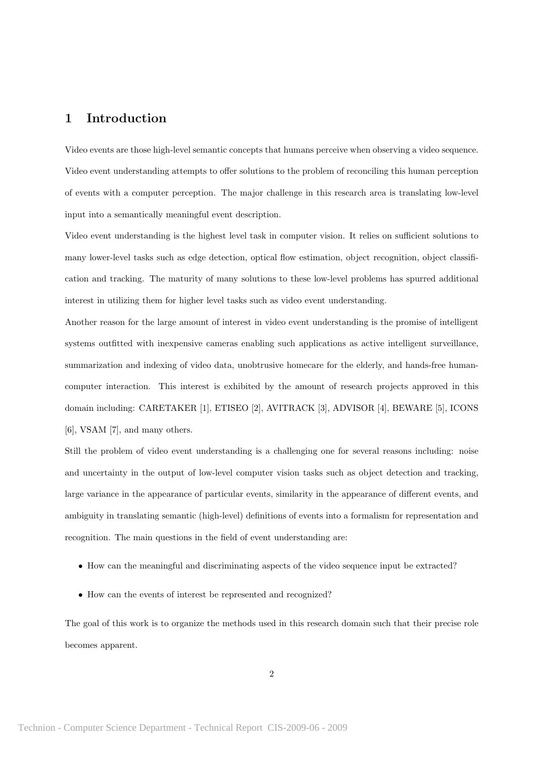# 1 Introduction

Video events are those high-level semantic concepts that humans perceive when observing a video sequence. Video event understanding attempts to offer solutions to the problem of reconciling this human perception of events with a computer perception. The major challenge in this research area is translating low-level input into a semantically meaningful event description.

Video event understanding is the highest level task in computer vision. It relies on sufficient solutions to many lower-level tasks such as edge detection, optical flow estimation, object recognition, object classification and tracking. The maturity of many solutions to these low-level problems has spurred additional interest in utilizing them for higher level tasks such as video event understanding.

Another reason for the large amount of interest in video event understanding is the promise of intelligent systems outfitted with inexpensive cameras enabling such applications as active intelligent surveillance, summarization and indexing of video data, unobtrusive homecare for the elderly, and hands-free human-computer interaction. This interest is exhibited by the amount of research projects approved in this domain including: CARETAKER [1], ETISEO [2], AVITRACK [3], ADVISOR [4], BEWARE [5], ICONS [6], VSAM [7], and many others.

Still the problem of video event understanding is a challenging one for several reasons including: noise and uncertainty in the output of low-level computer vision tasks such as object detection and tracking, large variance in the appearance of particular events, similarity in the appearance of different events, and ambiguity in translating semantic (high-level) definitions of events into a formalism for representation and recognition. The main questions in the field of event understanding are:

- How can the meaningful and discriminating aspects of the video sequence input be extracted?
- How can the events of interest be represented and recognized?

The goal of this work is to organize the methods used in this research domain such that their precise role becomes apparent.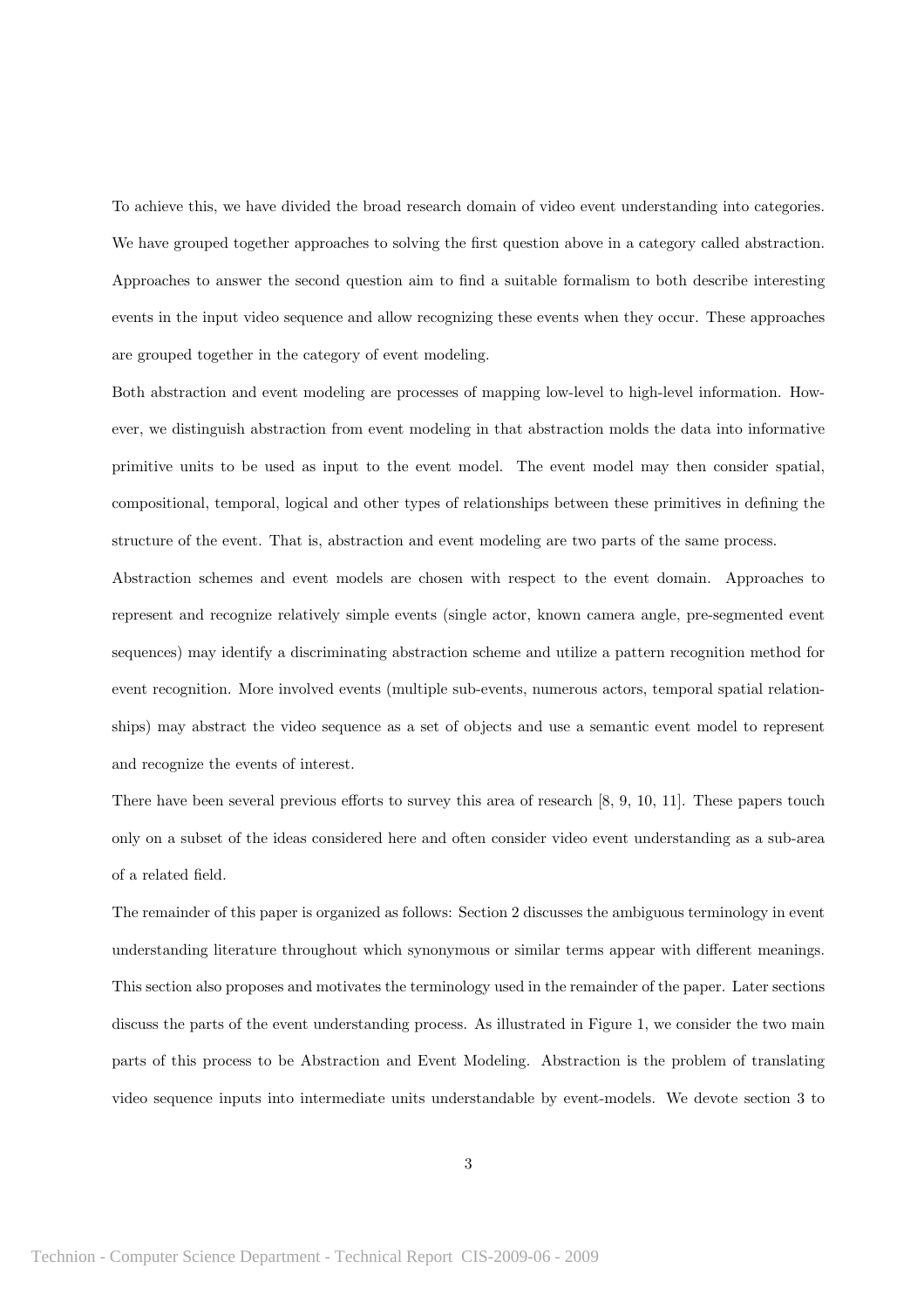To achieve this, we have divided the broad research domain of video event understanding into categories. We have grouped together approaches to solving the first question above in a category called abstraction. Approaches to answer the second question aim to find a suitable formalism to both describe interesting events in the input video sequence and allow recognizing these events when they occur. These approaches are grouped together in the category of event modeling.

Both abstraction and event modeling are processes of mapping low-level to high-level information. However, we distinguish abstraction from event modeling in that abstraction molds the data into informative primitive units to be used as input to the event model. The event model may then consider spatial, compositional, temporal, logical and other types of relationships between these primitives in defining the structure of the event. That is, abstraction and event modeling are two parts of the same process.

Abstraction schemes and event models are chosen with respect to the event domain. Approaches to represent and recognize relatively simple events (single actor, known camera angle, pre-segmented event sequences) may identify a discriminating abstraction scheme and utilize a pattern recognition method for event recognition. More involved events (multiple sub-events, numerous actors, temporal spatial relationships) may abstract the video sequence as a set of objects and use a semantic event model to represent and recognize the events of interest.

There have been several previous efforts to survey this area of research [8, 9, 10, 11]. These papers touch only on a subset of the ideas considered here and often consider video event understanding as a sub-area of a related field.

The remainder of this paper is organized as follows: Section 2 discusses the ambiguous terminology in event understanding literature throughout which synonymous or similar terms appear with different meanings. This section also proposes and motivates the terminology used in the remainder of the paper. Later sections discuss the parts of the event understanding process. As illustrated in Figure 1, we consider the two main parts of this process to be Abstraction and Event Modeling. Abstraction is the problem of translating video sequence inputs into intermediate units understandable by event-models. We devote section 3 to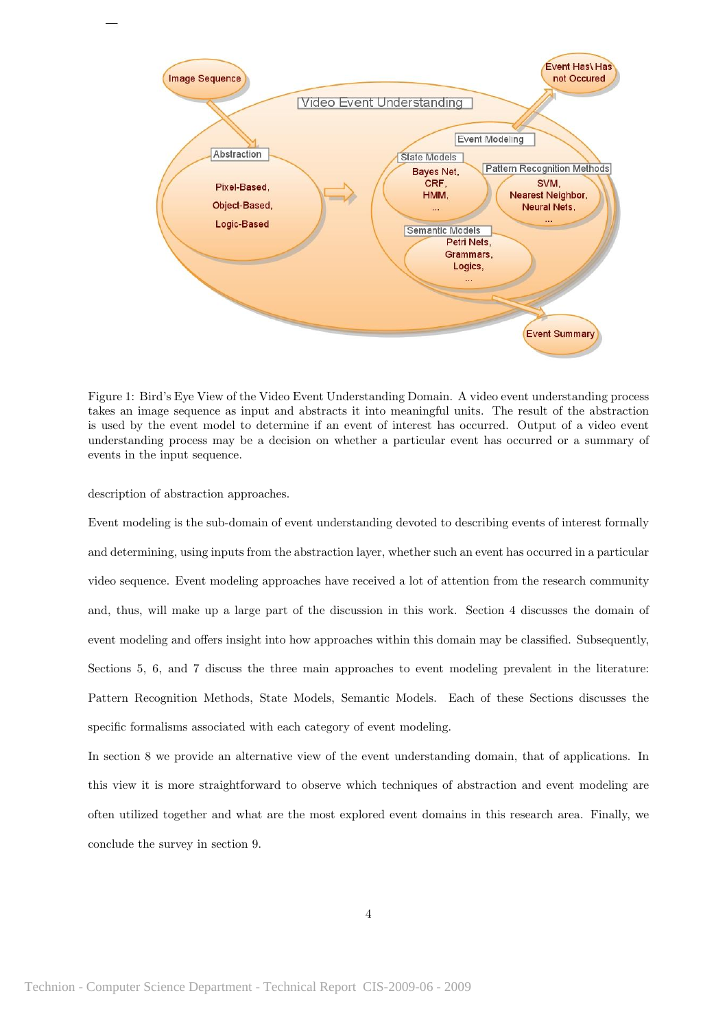Figure 1: Bird's Eye View of the Video Event Understanding Domain. A video event understanding process takes an image sequence as input and abstracts it into meaningful units. The result of the abstraction is used by the event model to determine if an event of interest has occurred. Output of a video event understanding process may be a decision on whether a particular event has occurred or a summary of events in the input sequence.

description of abstraction approaches.

Event modeling is the sub-domain of event understanding devoted to describing events of interest formally and determining, using inputs from the abstraction layer, whether such an event has occurred in a particular video sequence. Event modeling approaches have received a lot of attention from the research community and, thus, will make up a large part of the discussion in this work. Section 4 discusses the domain of event modeling and offers insight into how approaches within this domain may be classified. Subsequently, Sections 5, 6, and 7 discuss the three main approaches to event modeling prevalent in the literature: Pattern Recognition Methods, State Models, Semantic Models. Each of these Sections discusses the specific formalisms associated with each category of event modeling.

In section 8 we provide an alternative view of the event understanding domain, that of applications. In this view it is more straightforward to observe which techniques of abstraction and event modeling are often utilized together and what are the most explored event domains in this research area. Finally, we conclude the survey in section 9.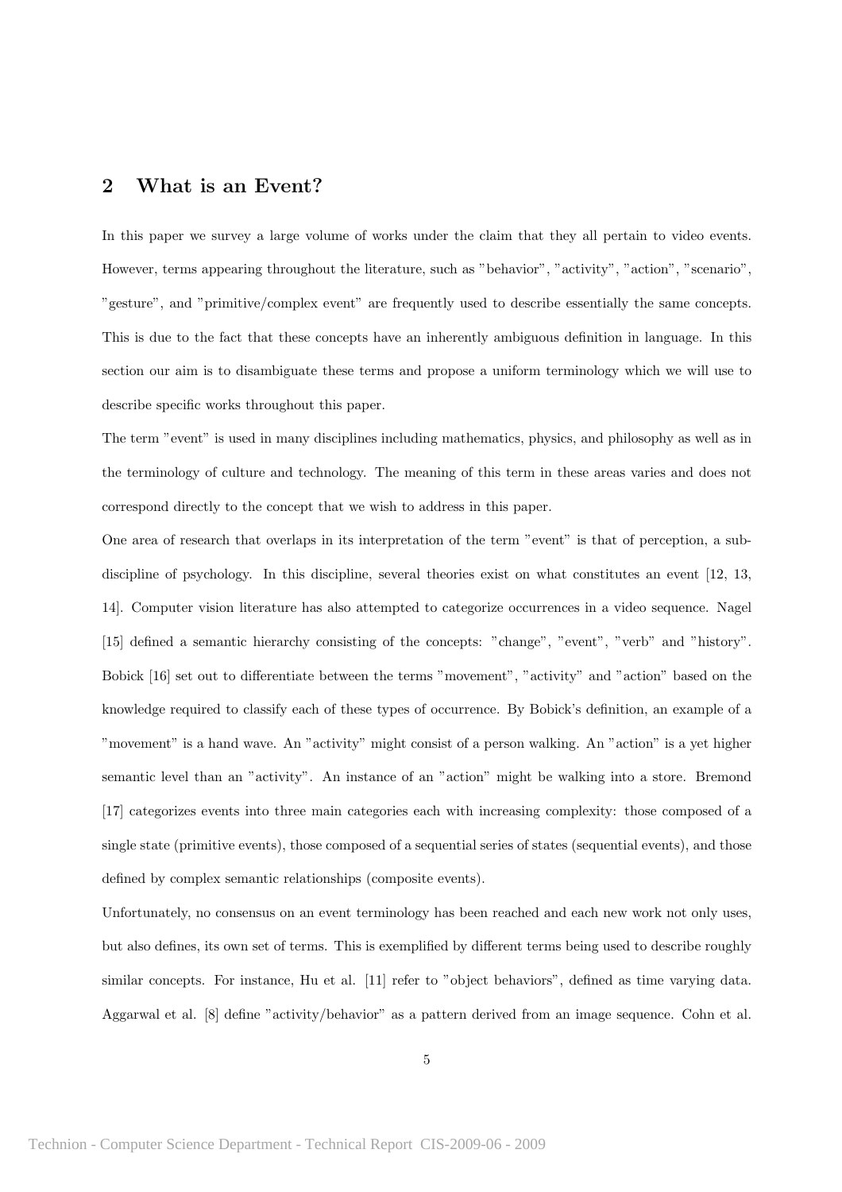## 2 What is an Event?

In this paper we survey a large volume of works under the claim that they all pertain to video events. However, terms appearing throughout the literature, such as "behavior", "activity", "action", "scenario", "gesture", and "primitive/complex event" are frequently used to describe essentially the same concepts. This is due to the fact that these concepts have an inherently ambiguous definition in language. In this section our aim is to disambiguate these terms and propose a uniform terminology which we will use to describe specific works throughout this paper.

The term "event" is used in many disciplines including mathematics, physics, and philosophy as well as in the terminology of culture and technology. The meaning of this term in these areas varies and does not correspond directly to the concept that we wish to address in this paper.

One area of research that overlaps in its interpretation of the term "event" is that of perception, a sub-discipline of psychology. In this discipline, several theories exist on what constitutes an event [12, 13, 14]. Computer vision literature has also attempted to categorize occurrences in a video sequence. Nagel [15] defined a semantic hierarchy consisting of the concepts: "change", "event", "verb" and "history". Bobick [16] set out to differentiate between the terms "movement", "activity" and "action" based on the knowledge required to classify each of these types of occurrence. By Bobick's definition, an example of a "movement" is a hand wave. An "activity" might consist of a person walking. An "action" is a yet higher semantic level than an "activity". An instance of an "action" might be walking into a store. Bremond [17] categorizes events into three main categories each with increasing complexity: those composed of a single state (primitive events), those composed of a sequential series of states (sequential events), and those defined by complex semantic relationships (composite events).

Unfortunately, no consensus on an event terminology has been reached and each new work not only uses, but also defines, its own set of terms. This is exemplified by different terms being used to describe roughly similar concepts. For instance, Hu et al. [11] refer to "object behaviors", defined as time varying data. Aggarwal et al. [8] define "activity/behavior" as a pattern derived from an image sequence. Cohn et al.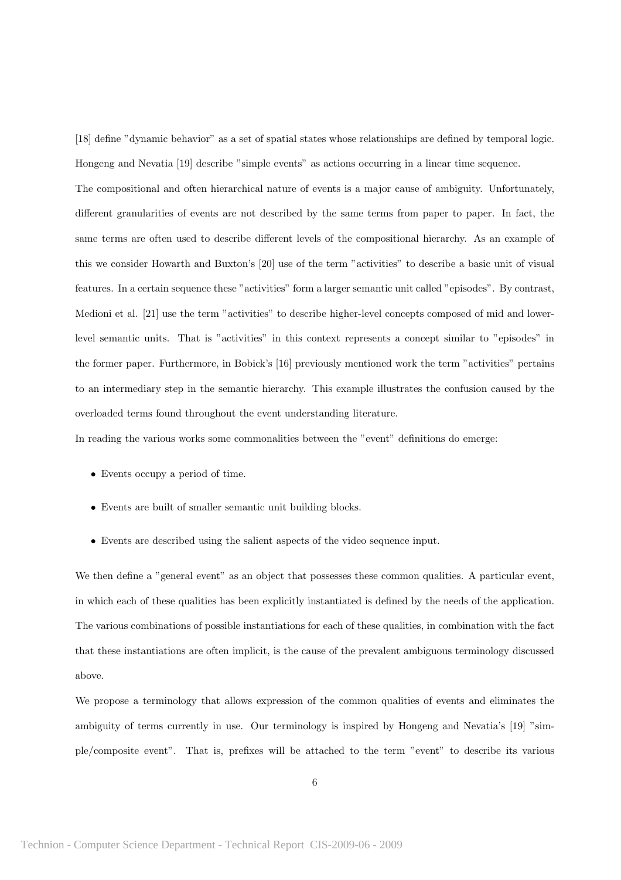[18] define "dynamic behavior" as a set of spatial states whose relationships are defined by temporal logic. Hongeng and Nevatia [19] describe "simple events" as actions occurring in a linear time sequence.

The compositional and often hierarchical nature of events is a major cause of ambiguity. Unfortunately, different granularities of events are not described by the same terms from paper to paper. In fact, the same terms are often used to describe different levels of the compositional hierarchy. As an example of this we consider Howarth and Buxton's [20] use of the term "activities" to describe a basic unit of visual features. In a certain sequence these "activities" form a larger semantic unit called "episodes". By contrast, Medioni et al. [21] use the term "activities" to describe higher-level concepts composed of mid and lower-level semantic units. That is "activities" in this context represents a concept similar to "episodes" in the former paper. Furthermore, in Bobick's [16] previously mentioned work the term "activities" pertains to an intermediary step in the semantic hierarchy. This example illustrates the confusion caused by the overloaded terms found throughout the event understanding literature.

In reading the various works some commonalities between the "event" definitions do emerge:

- Events occupy a period of time.
- Events are built of smaller semantic unit building blocks.
- Events are described using the salient aspects of the video sequence input.

We then define a "general event" as an object that possesses these common qualities. A particular event, in which each of these qualities has been explicitly instantiated is defined by the needs of the application. The various combinations of possible instantiations for each of these qualities, in combination with the fact that these instantiations are often implicit, is the cause of the prevalent ambiguous terminology discussed above.

We propose a terminology that allows expression of the common qualities of events and eliminates the ambiguity of terms currently in use. Our terminology is inspired by Hongeng and Nevatia's [19] "simple/composite event". That is, prefixes will be attached to the term "event" to describe its various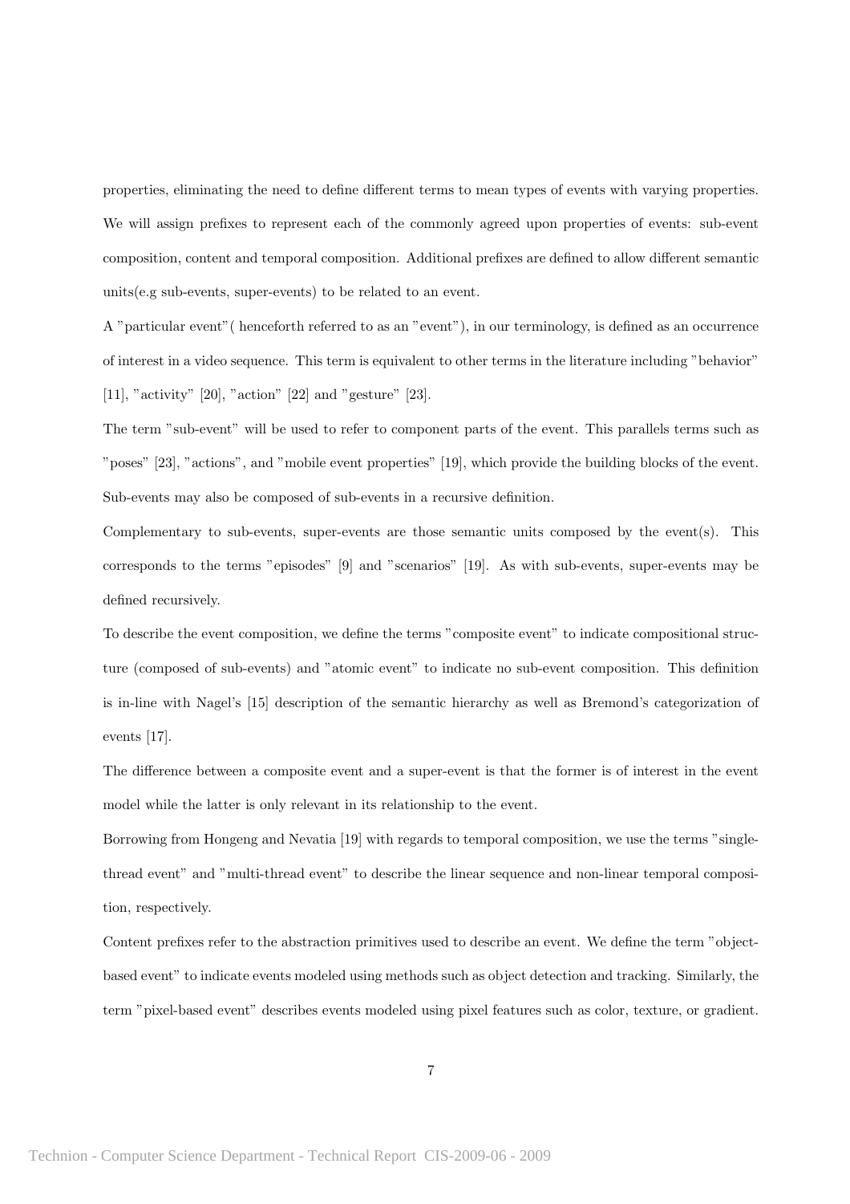properties, eliminating the need to define different terms to mean types of events with varying properties. We will assign prefixes to represent each of the commonly agreed upon properties of events: sub-event composition, content and temporal composition. Additional prefixes are defined to allow different semantic units(e.g sub-events, super-events) to be related to an event.

A "particular event"( henceforth referred to as an "event"), in our terminology, is defined as an occurrence of interest in a video sequence. This term is equivalent to other terms in the literature including "behavior" [11], "activity" [20], "action" [22] and "gesture" [23].

The term "sub-event" will be used to refer to component parts of the event. This parallels terms such as "poses" [23], "actions", and "mobile event properties" [19], which provide the building blocks of the event. Sub-events may also be composed of sub-events in a recursive definition.

Complementary to sub-events, super-events are those semantic units composed by the event(s). This corresponds to the terms "episodes" [9] and "scenarios" [19]. As with sub-events, super-events may be defined recursively.

To describe the event composition, we define the terms "composite event" to indicate compositional structure (composed of sub-events) and "atomic event" to indicate no sub-event composition. This definition is in-line with Nagel's [15] description of the semantic hierarchy as well as Bremond's categorization of events [17].

The difference between a composite event and a super-event is that the former is of interest in the event model while the latter is only relevant in its relationship to the event.

Borrowing from Hongeng and Nevatia [19] with regards to temporal composition, we use the terms "single-thread event" and "multi-thread event" to describe the linear sequence and non-linear temporal composition, respectively.

Content prefixes refer to the abstraction primitives used to describe an event. We define the term "object-based event" to indicate events modeled using methods such as object detection and tracking. Similarly, the term "pixel-based event" describes events modeled using pixel features such as color, texture, or gradient.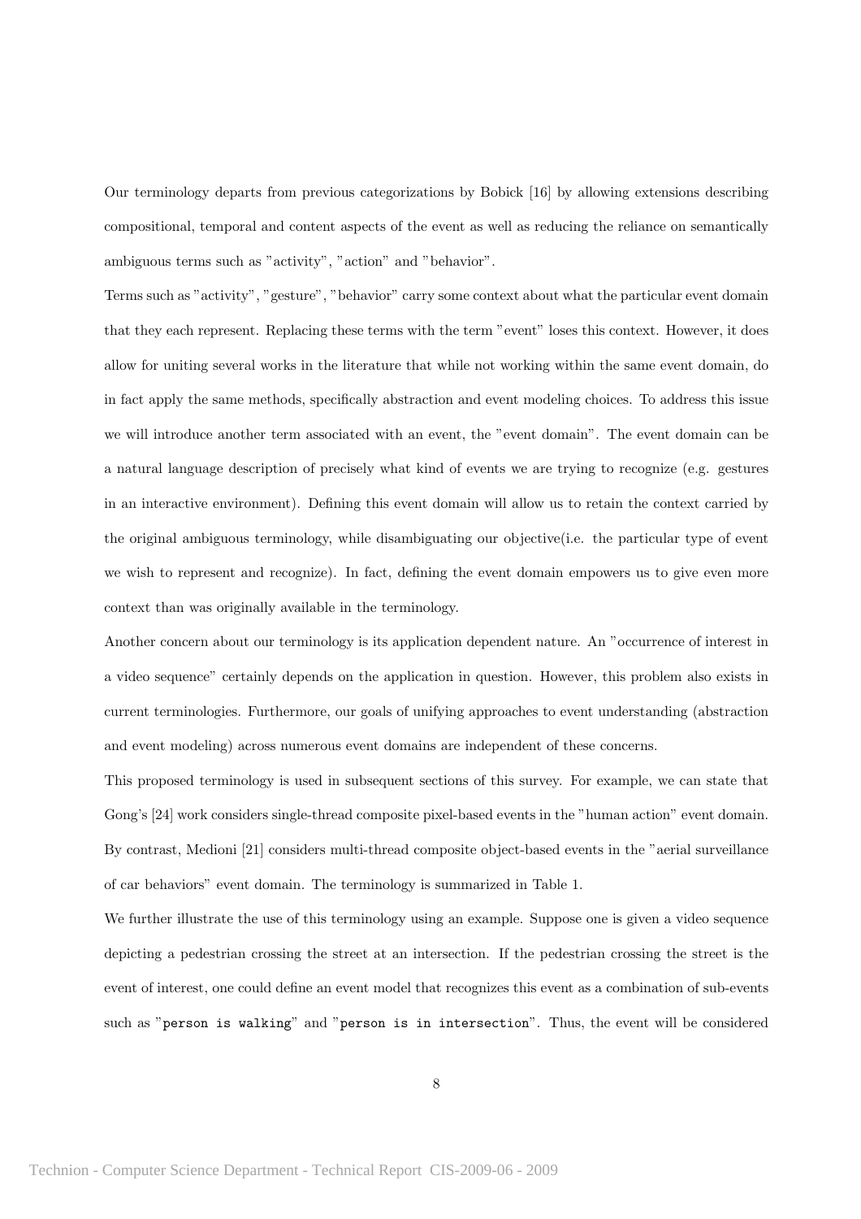Our terminology departs from previous categorizations by Bobick [16] by allowing extensions describing compositional, temporal and content aspects of the event as well as reducing the reliance on semantically ambiguous terms such as "activity", "action" and "behavior".

Terms such as "activity", "gesture", "behavior" carry some context about what the particular event domain that they each represent. Replacing these terms with the term "event" loses this context. However, it does allow for uniting several works in the literature that while not working within the same event domain, do in fact apply the same methods, specifically abstraction and event modeling choices. To address this issue we will introduce another term associated with an event, the "event domain". The event domain can be a natural language description of precisely what kind of events we are trying to recognize (e.g. gestures in an interactive environment). Defining this event domain will allow us to retain the context carried by the original ambiguous terminology, while disambiguating our objective(i.e. the particular type of event we wish to represent and recognize). In fact, defining the event domain empowers us to give even more context than was originally available in the terminology.

Another concern about our terminology is its application dependent nature. An "occurrence of interest in a video sequence" certainly depends on the application in question. However, this problem also exists in current terminologies. Furthermore, our goals of unifying approaches to event understanding (abstraction and event modeling) across numerous event domains are independent of these concerns.

This proposed terminology is used in subsequent sections of this survey. For example, we can state that Gong's [24] work considers single-thread composite pixel-based events in the "human action" event domain. By contrast, Medioni [21] considers multi-thread composite object-based events in the "aerial surveillance of car behaviors" event domain. The terminology is summarized in Table 1.

We further illustrate the use of this terminology using an example. Suppose one is given a video sequence depicting a pedestrian crossing the street at an intersection. If the pedestrian crossing the street is the event of interest, one could define an event model that recognizes this event as a combination of sub-events such as "`person is walking`" and "`person is in intersection`". Thus, the event will be considered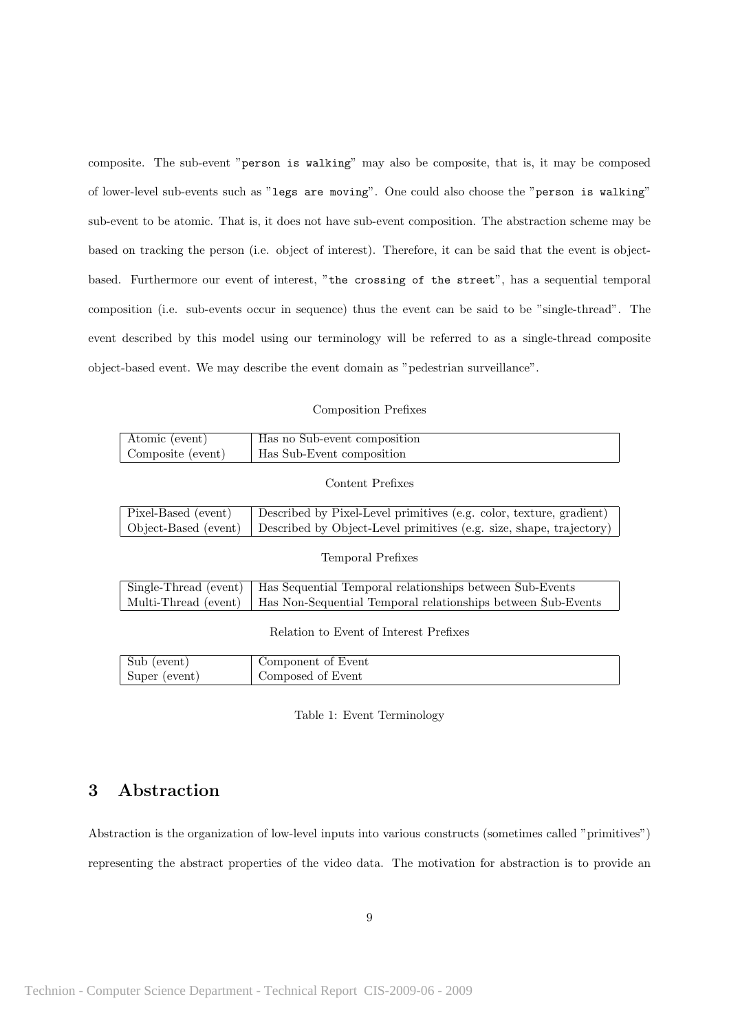composite. The sub-event "`person is walking`" may also be composite, that is, it may be composed of lower-level sub-events such as "`legs are moving`". One could also choose the "`person is walking`" sub-event to be atomic. That is, it does not have sub-event composition. The abstraction scheme may be based on tracking the person (i.e. object of interest). Therefore, it can be said that the event is object-based. Furthermore our event of interest, "`the crossing of the street`", has a sequential temporal composition (i.e. sub-events occur in sequence) thus the event can be said to be "single-thread". The event described by this model using our terminology will be referred to as a single-thread composite object-based event. We may describe the event domain as "pedestrian surveillance".

Composition Prefixes

| | |
|---|---|
| Atomic (event) | Has no Sub-event composition |
| Composite (event) | Has Sub-Event composition |

Content Prefixes

| | |
|---|---|
| Pixel-Based (event) | Described by Pixel-Level primitives (e.g. color, texture, gradient) |
| Object-Based (event) | Described by Object-Level primitives (e.g. size, shape, trajectory) |

Temporal Prefixes

| | |
|---|---|
| Single-Thread (event) | Has Sequential Temporal relationships between Sub-Events |
| Multi-Thread (event) | Has Non-Sequential Temporal relationships between Sub-Events |

Relation to Event of Interest Prefixes

| | |
|---|---|
| Sub (event) | Component of Event |
| Super (event) | Composed of Event |

Table 1: Event Terminology

## 3 Abstraction

Abstraction is the organization of low-level inputs into various constructs (sometimes called "primitives") representing the abstract properties of the video data. The motivation for abstraction is to provide an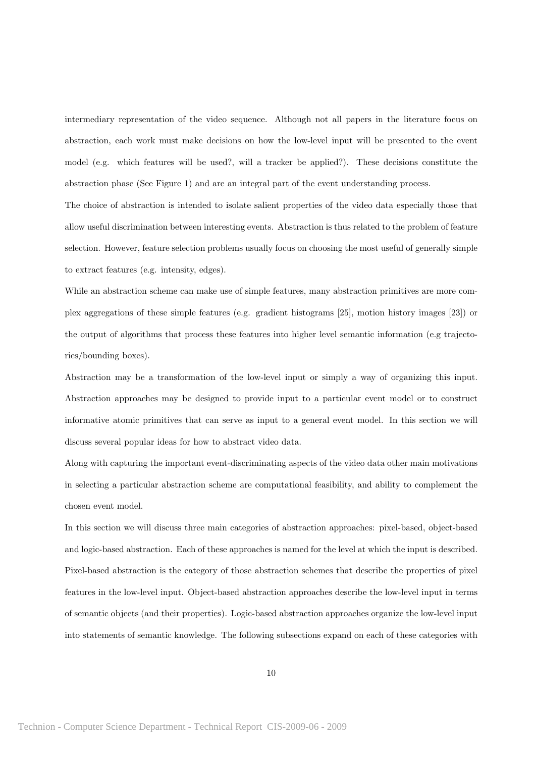intermediary representation of the video sequence. Although not all papers in the literature focus on abstraction, each work must make decisions on how the low-level input will be presented to the event model (e.g. which features will be used?, will a tracker be applied?). These decisions constitute the abstraction phase (See Figure 1) and are an integral part of the event understanding process.

The choice of abstraction is intended to isolate salient properties of the video data especially those that allow useful discrimination between interesting events. Abstraction is thus related to the problem of feature selection. However, feature selection problems usually focus on choosing the most useful of generally simple to extract features (e.g. intensity, edges).

While an abstraction scheme can make use of simple features, many abstraction primitives are more complex aggregations of these simple features (e.g. gradient histograms [25], motion history images [23]) or the output of algorithms that process these features into higher level semantic information (e.g trajectories/bounding boxes).

Abstraction may be a transformation of the low-level input or simply a way of organizing this input. Abstraction approaches may be designed to provide input to a particular event model or to construct informative atomic primitives that can serve as input to a general event model. In this section we will discuss several popular ideas for how to abstract video data.

Along with capturing the important event-discriminating aspects of the video data other main motivations in selecting a particular abstraction scheme are computational feasibility, and ability to complement the chosen event model.

In this section we will discuss three main categories of abstraction approaches: pixel-based, object-based and logic-based abstraction. Each of these approaches is named for the level at which the input is described. Pixel-based abstraction is the category of those abstraction schemes that describe the properties of pixel features in the low-level input. Object-based abstraction approaches describe the low-level input in terms of semantic objects (and their properties). Logic-based abstraction approaches organize the low-level input into statements of semantic knowledge. The following subsections expand on each of these categories with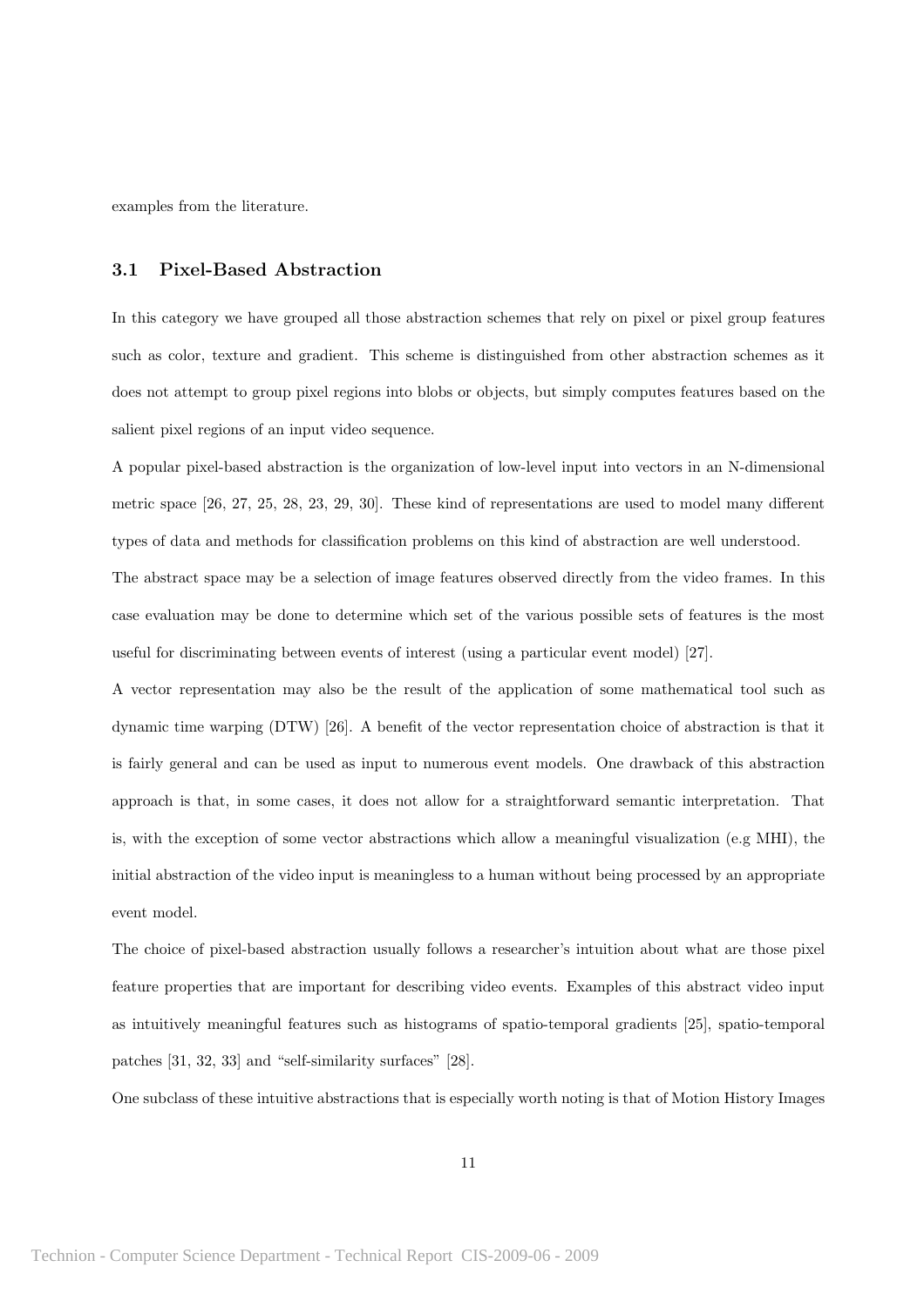examples from the literature.

## 3.1 Pixel-Based Abstraction

In this category we have grouped all those abstraction schemes that rely on pixel or pixel group features such as color, texture and gradient. This scheme is distinguished from other abstraction schemes as it does not attempt to group pixel regions into blobs or objects, but simply computes features based on the salient pixel regions of an input video sequence.

A popular pixel-based abstraction is the organization of low-level input into vectors in an N-dimensional metric space [26, 27, 25, 28, 23, 29, 30]. These kind of representations are used to model many different types of data and methods for classification problems on this kind of abstraction are well understood.

The abstract space may be a selection of image features observed directly from the video frames. In this case evaluation may be done to determine which set of the various possible sets of features is the most useful for discriminating between events of interest (using a particular event model) [27].

A vector representation may also be the result of the application of some mathematical tool such as dynamic time warping (DTW) [26]. A benefit of the vector representation choice of abstraction is that it is fairly general and can be used as input to numerous event models. One drawback of this abstraction approach is that, in some cases, it does not allow for a straightforward semantic interpretation. That is, with the exception of some vector abstractions which allow a meaningful visualization (e.g MHI), the initial abstraction of the video input is meaningless to a human without being processed by an appropriate event model.

The choice of pixel-based abstraction usually follows a researcher's intuition about what are those pixel feature properties that are important for describing video events. Examples of this abstract video input as intuitively meaningful features such as histograms of spatio-temporal gradients [25], spatio-temporal patches [31, 32, 33] and "self-similarity surfaces" [28].

One subclass of these intuitive abstractions that is especially worth noting is that of Motion History Images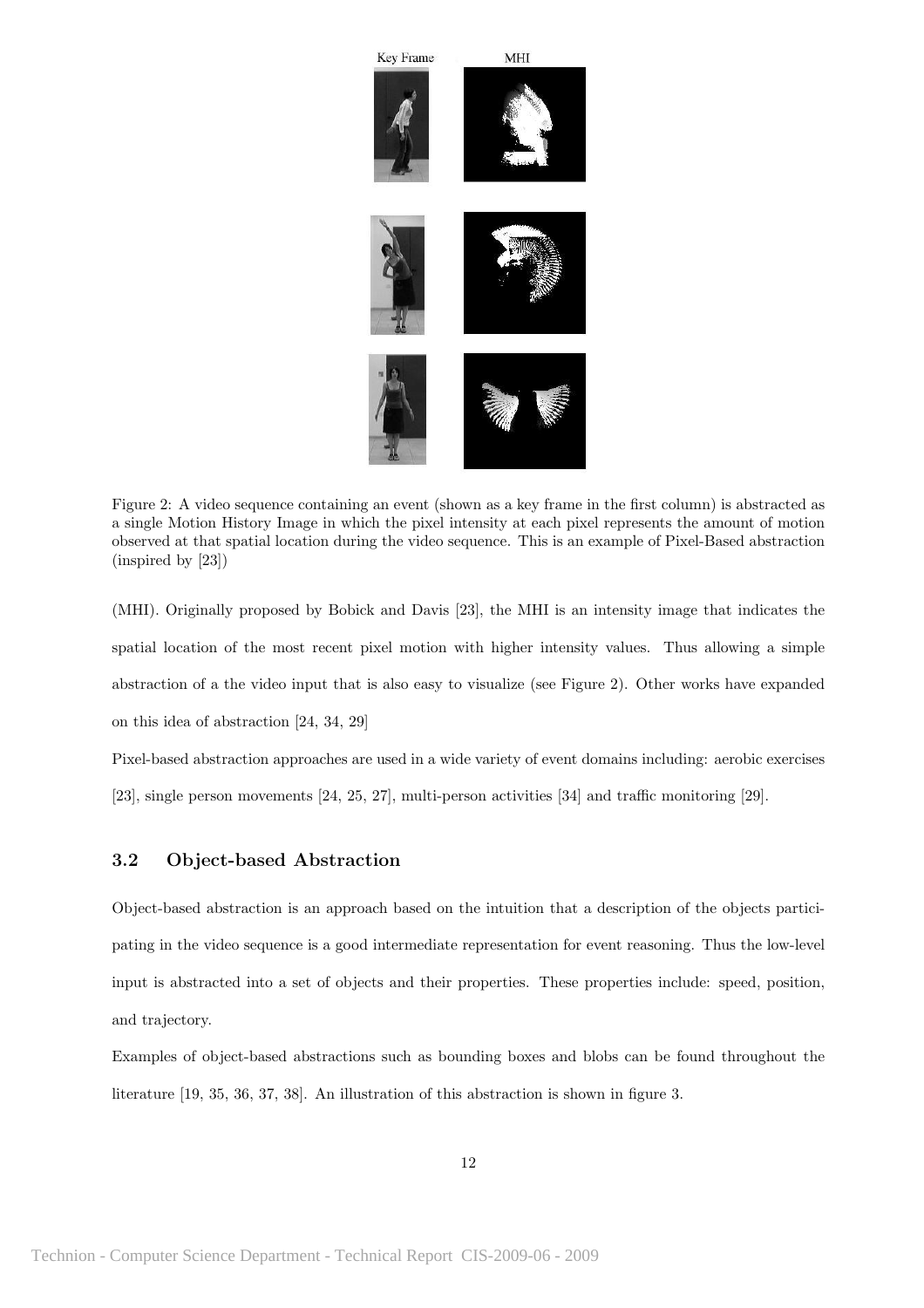Figure 2: A video sequence containing an event (shown as a key frame in the first column) is abstracted as a single Motion History Image in which the pixel intensity at each pixel represents the amount of motion observed at that spatial location during the video sequence. This is an example of Pixel-Based abstraction (inspired by [23])

(MHI). Originally proposed by Bobick and Davis [23], the MHI is an intensity image that indicates the spatial location of the most recent pixel motion with higher intensity values. Thus allowing a simple abstraction of a the video input that is also easy to visualize (see Figure 2). Other works have expanded on this idea of abstraction [24, 34, 29]

Pixel-based abstraction approaches are used in a wide variety of event domains including: aerobic exercises [23], single person movements [24, 25, 27], multi-person activities [34] and traffic monitoring [29].

### 3.2 Object-based Abstraction

Object-based abstraction is an approach based on the intuition that a description of the objects participating in the video sequence is a good intermediate representation for event reasoning. Thus the low-level input is abstracted into a set of objects and their properties. These properties include: speed, position, and trajectory.

Examples of object-based abstractions such as bounding boxes and blobs can be found throughout the literature [19, 35, 36, 37, 38]. An illustration of this abstraction is shown in figure 3.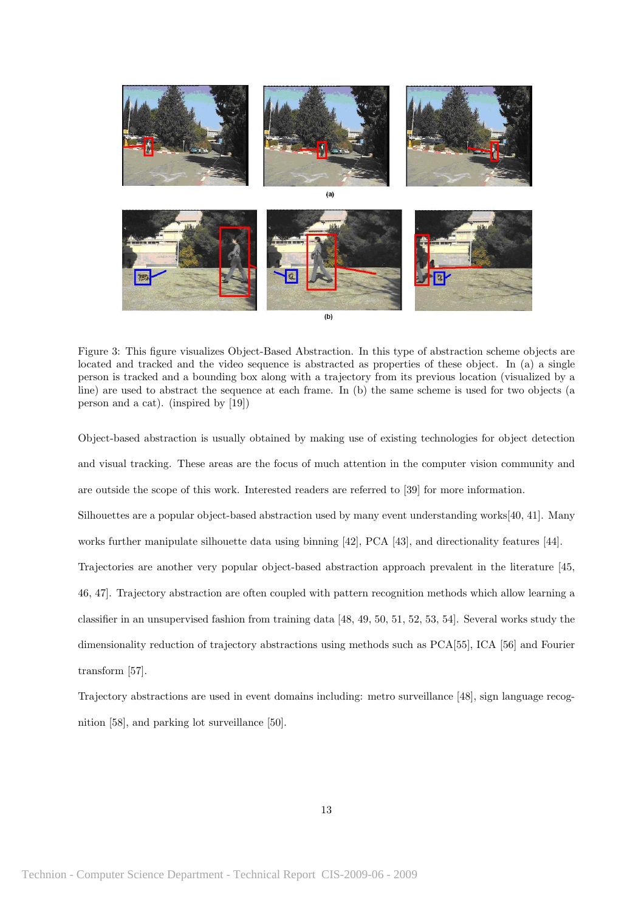Figure 3: This figure visualizes Object-Based Abstraction. In this type of abstraction scheme objects are located and tracked and the video sequence is abstracted as properties of these object. In (a) a single person is tracked and a bounding box along with a trajectory from its previous location (visualized by a line) are used to abstract the sequence at each frame. In (b) the same scheme is used for two objects (a person and a cat). (inspired by [19])

Object-based abstraction is usually obtained by making use of existing technologies for object detection and visual tracking. These areas are the focus of much attention in the computer vision community and are outside the scope of this work. Interested readers are referred to [39] for more information.

Silhouettes are a popular object-based abstraction used by many event understanding works[40, 41]. Many works further manipulate silhouette data using binning [42], PCA [43], and directionality features [44].

Trajectories are another very popular object-based abstraction approach prevalent in the literature [45, 46, 47]. Trajectory abstraction are often coupled with pattern recognition methods which allow learning a classifier in an unsupervised fashion from training data [48, 49, 50, 51, 52, 53, 54]. Several works study the dimensionality reduction of trajectory abstractions using methods such as PCA[55], ICA [56] and Fourier transform [57].

Trajectory abstractions are used in event domains including: metro surveillance [48], sign language recognition [58], and parking lot surveillance [50].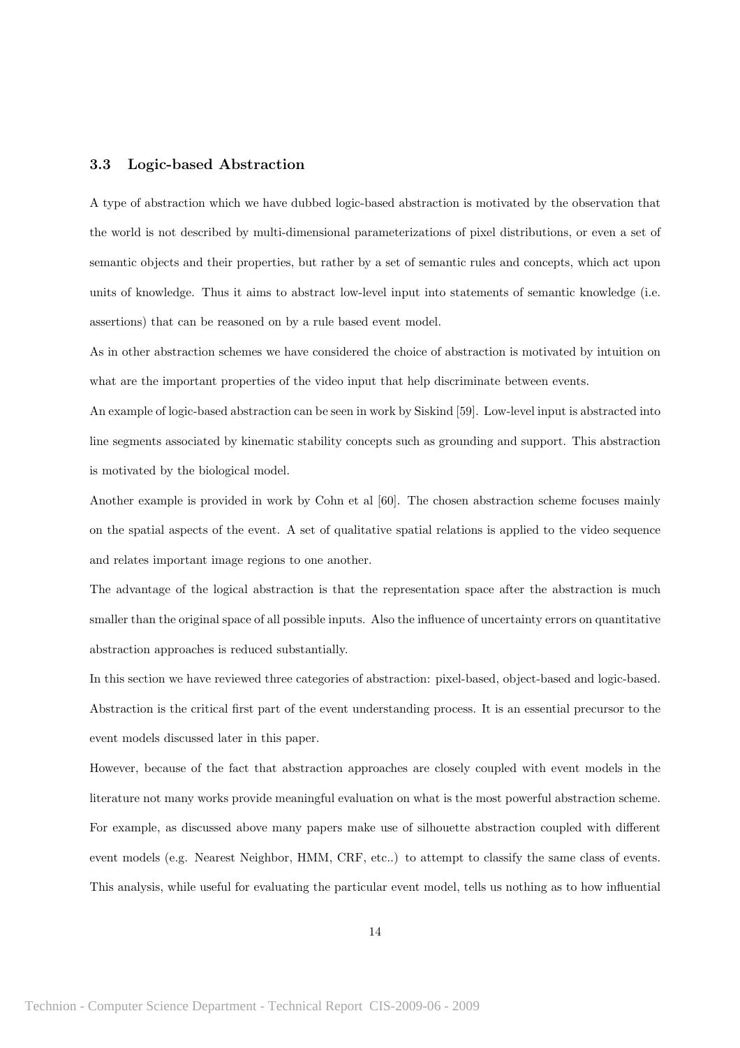### 3.3 Logic-based Abstraction

A type of abstraction which we have dubbed logic-based abstraction is motivated by the observation that the world is not described by multi-dimensional parameterizations of pixel distributions, or even a set of semantic objects and their properties, but rather by a set of semantic rules and concepts, which act upon units of knowledge. Thus it aims to abstract low-level input into statements of semantic knowledge (i.e. assertions) that can be reasoned on by a rule based event model.

As in other abstraction schemes we have considered the choice of abstraction is motivated by intuition on what are the important properties of the video input that help discriminate between events.

An example of logic-based abstraction can be seen in work by Siskind [59]. Low-level input is abstracted into line segments associated by kinematic stability concepts such as grounding and support. This abstraction is motivated by the biological model.

Another example is provided in work by Cohn et al [60]. The chosen abstraction scheme focuses mainly on the spatial aspects of the event. A set of qualitative spatial relations is applied to the video sequence and relates important image regions to one another.

The advantage of the logical abstraction is that the representation space after the abstraction is much smaller than the original space of all possible inputs. Also the influence of uncertainty errors on quantitative abstraction approaches is reduced substantially.

In this section we have reviewed three categories of abstraction: pixel-based, object-based and logic-based. Abstraction is the critical first part of the event understanding process. It is an essential precursor to the event models discussed later in this paper.

However, because of the fact that abstraction approaches are closely coupled with event models in the literature not many works provide meaningful evaluation on what is the most powerful abstraction scheme. For example, as discussed above many papers make use of silhouette abstraction coupled with different event models (e.g. Nearest Neighbor, HMM, CRF, etc..) to attempt to classify the same class of events. This analysis, while useful for evaluating the particular event model, tells us nothing as to how influential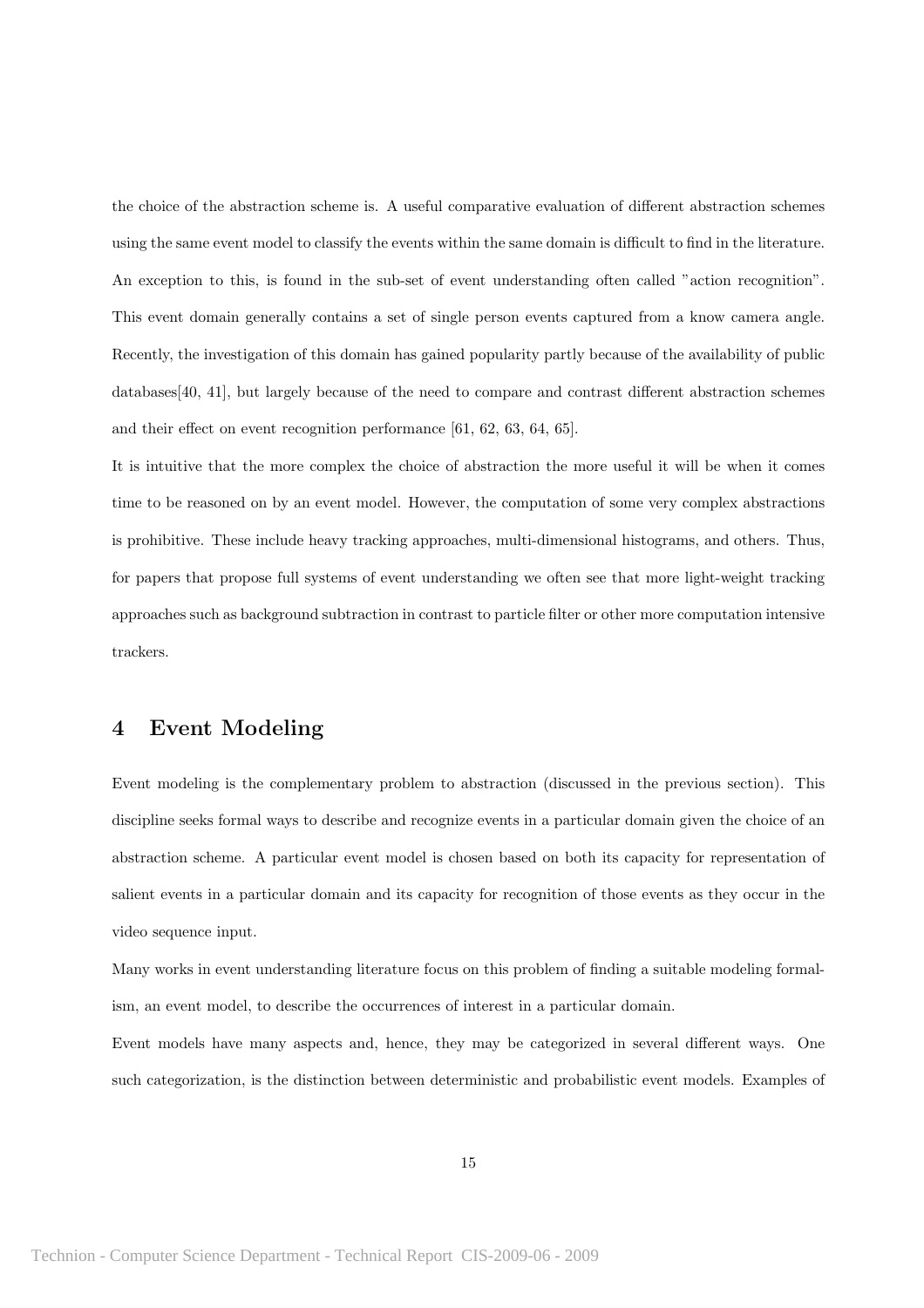the choice of the abstraction scheme is. A useful comparative evaluation of different abstraction schemes using the same event model to classify the events within the same domain is difficult to find in the literature. An exception to this, is found in the sub-set of event understanding often called "action recognition". This event domain generally contains a set of single person events captured from a know camera angle. Recently, the investigation of this domain has gained popularity partly because of the availability of public databases[40, 41], but largely because of the need to compare and contrast different abstraction schemes and their effect on event recognition performance [61, 62, 63, 64, 65].

It is intuitive that the more complex the choice of abstraction the more useful it will be when it comes time to be reasoned on by an event model. However, the computation of some very complex abstractions is prohibitive. These include heavy tracking approaches, multi-dimensional histograms, and others. Thus, for papers that propose full systems of event understanding we often see that more light-weight tracking approaches such as background subtraction in contrast to particle filter or other more computation intensive trackers.

# 4 Event Modeling

Event modeling is the complementary problem to abstraction (discussed in the previous section). This discipline seeks formal ways to describe and recognize events in a particular domain given the choice of an abstraction scheme. A particular event model is chosen based on both its capacity for representation of salient events in a particular domain and its capacity for recognition of those events as they occur in the video sequence input.

Many works in event understanding literature focus on this problem of finding a suitable modeling formalism, an event model, to describe the occurrences of interest in a particular domain.

Event models have many aspects and, hence, they may be categorized in several different ways. One such categorization, is the distinction between deterministic and probabilistic event models. Examples of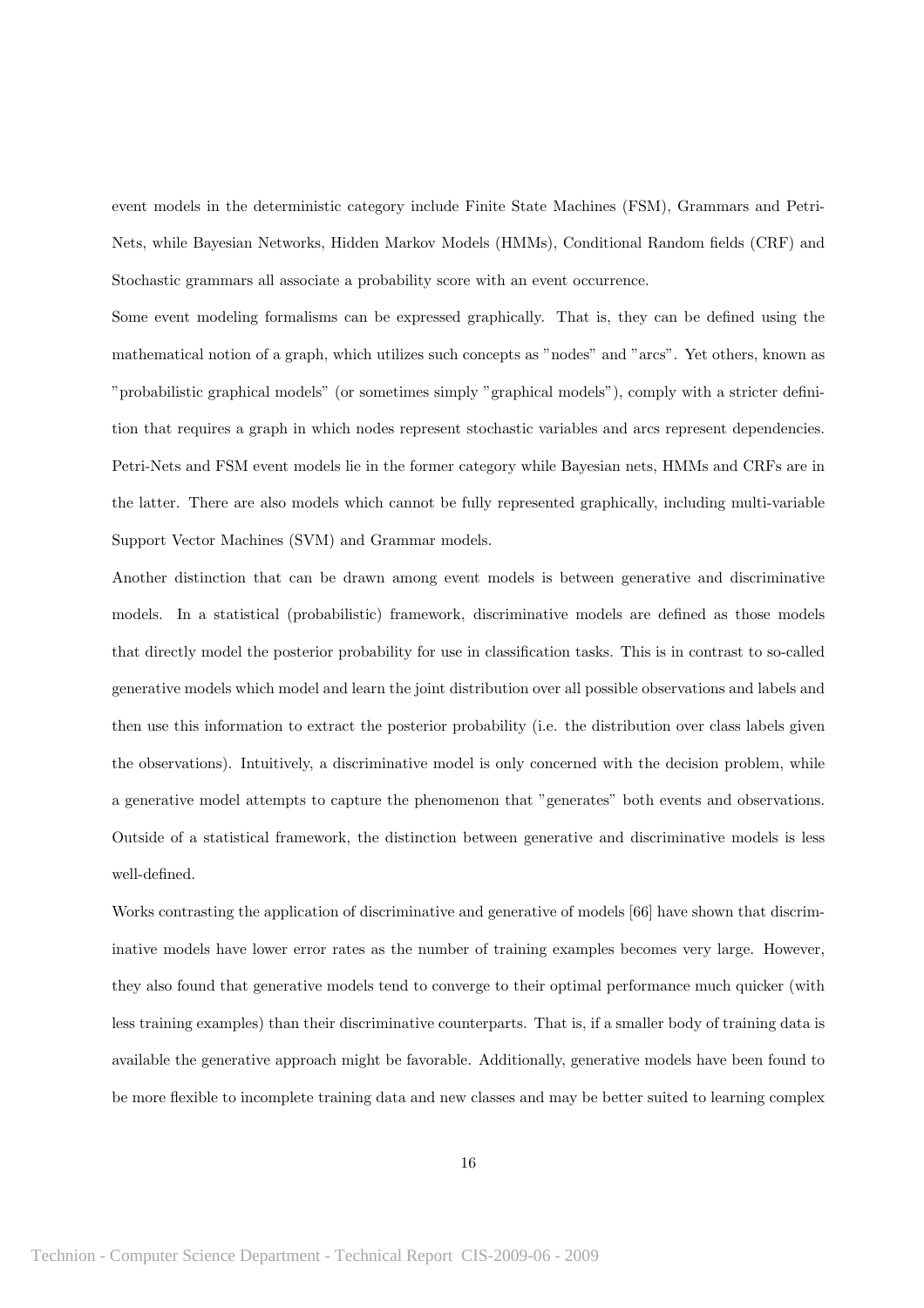event models in the deterministic category include Finite State Machines (FSM), Grammars and Petri-Nets, while Bayesian Networks, Hidden Markov Models (HMMs), Conditional Random fields (CRF) and Stochastic grammars all associate a probability score with an event occurrence.

Some event modeling formalisms can be expressed graphically. That is, they can be defined using the mathematical notion of a graph, which utilizes such concepts as "nodes" and "arcs". Yet others, known as "probabilistic graphical models" (or sometimes simply "graphical models"), comply with a stricter definition that requires a graph in which nodes represent stochastic variables and arcs represent dependencies. Petri-Nets and FSM event models lie in the former category while Bayesian nets, HMMs and CRFs are in the latter. There are also models which cannot be fully represented graphically, including multi-variable Support Vector Machines (SVM) and Grammar models.

Another distinction that can be drawn among event models is between generative and discriminative models. In a statistical (probabilistic) framework, discriminative models are defined as those models that directly model the posterior probability for use in classification tasks. This is in contrast to so-called generative models which model and learn the joint distribution over all possible observations and labels and then use this information to extract the posterior probability (i.e. the distribution over class labels given the observations). Intuitively, a discriminative model is only concerned with the decision problem, while a generative model attempts to capture the phenomenon that "generates" both events and observations. Outside of a statistical framework, the distinction between generative and discriminative models is less well-defined.

Works contrasting the application of discriminative and generative of models [66] have shown that discriminative models have lower error rates as the number of training examples becomes very large. However, they also found that generative models tend to converge to their optimal performance much quicker (with less training examples) than their discriminative counterparts. That is, if a smaller body of training data is available the generative approach might be favorable. Additionally, generative models have been found to be more flexible to incomplete training data and new classes and may be better suited to learning complex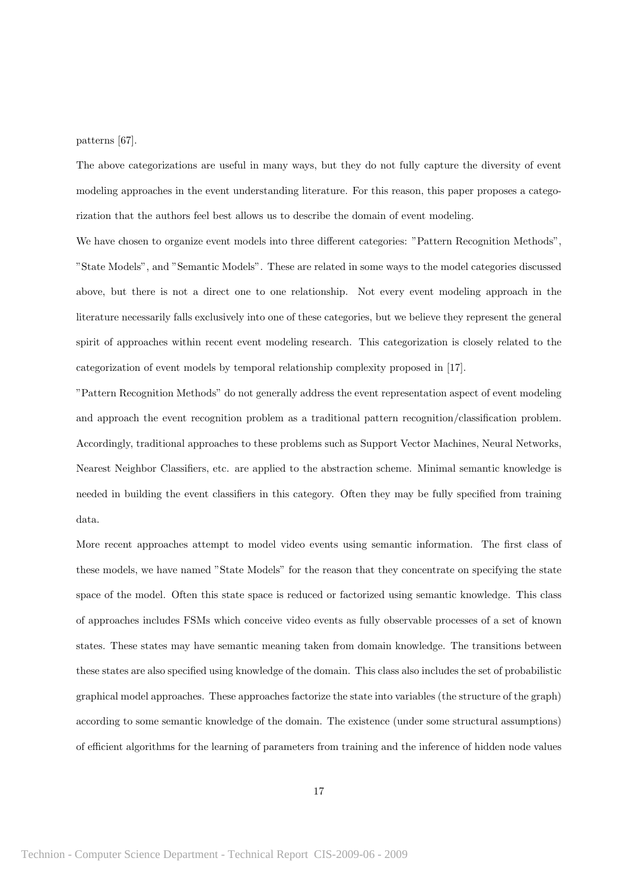patterns [67].

The above categorizations are useful in many ways, but they do not fully capture the diversity of event modeling approaches in the event understanding literature. For this reason, this paper proposes a categorization that the authors feel best allows us to describe the domain of event modeling.

We have chosen to organize event models into three different categories: "Pattern Recognition Methods", "State Models", and "Semantic Models". These are related in some ways to the model categories discussed above, but there is not a direct one to one relationship. Not every event modeling approach in the literature necessarily falls exclusively into one of these categories, but we believe they represent the general spirit of approaches within recent event modeling research. This categorization is closely related to the categorization of event models by temporal relationship complexity proposed in [17].

"Pattern Recognition Methods" do not generally address the event representation aspect of event modeling and approach the event recognition problem as a traditional pattern recognition/classification problem. Accordingly, traditional approaches to these problems such as Support Vector Machines, Neural Networks, Nearest Neighbor Classifiers, etc. are applied to the abstraction scheme. Minimal semantic knowledge is needed in building the event classifiers in this category. Often they may be fully specified from training data.

More recent approaches attempt to model video events using semantic information. The first class of these models, we have named "State Models" for the reason that they concentrate on specifying the state space of the model. Often this state space is reduced or factorized using semantic knowledge. This class of approaches includes FSMs which conceive video events as fully observable processes of a set of known states. These states may have semantic meaning taken from domain knowledge. The transitions between these states are also specified using knowledge of the domain. This class also includes the set of probabilistic graphical model approaches. These approaches factorize the state into variables (the structure of the graph) according to some semantic knowledge of the domain. The existence (under some structural assumptions) of efficient algorithms for the learning of parameters from training and the inference of hidden node values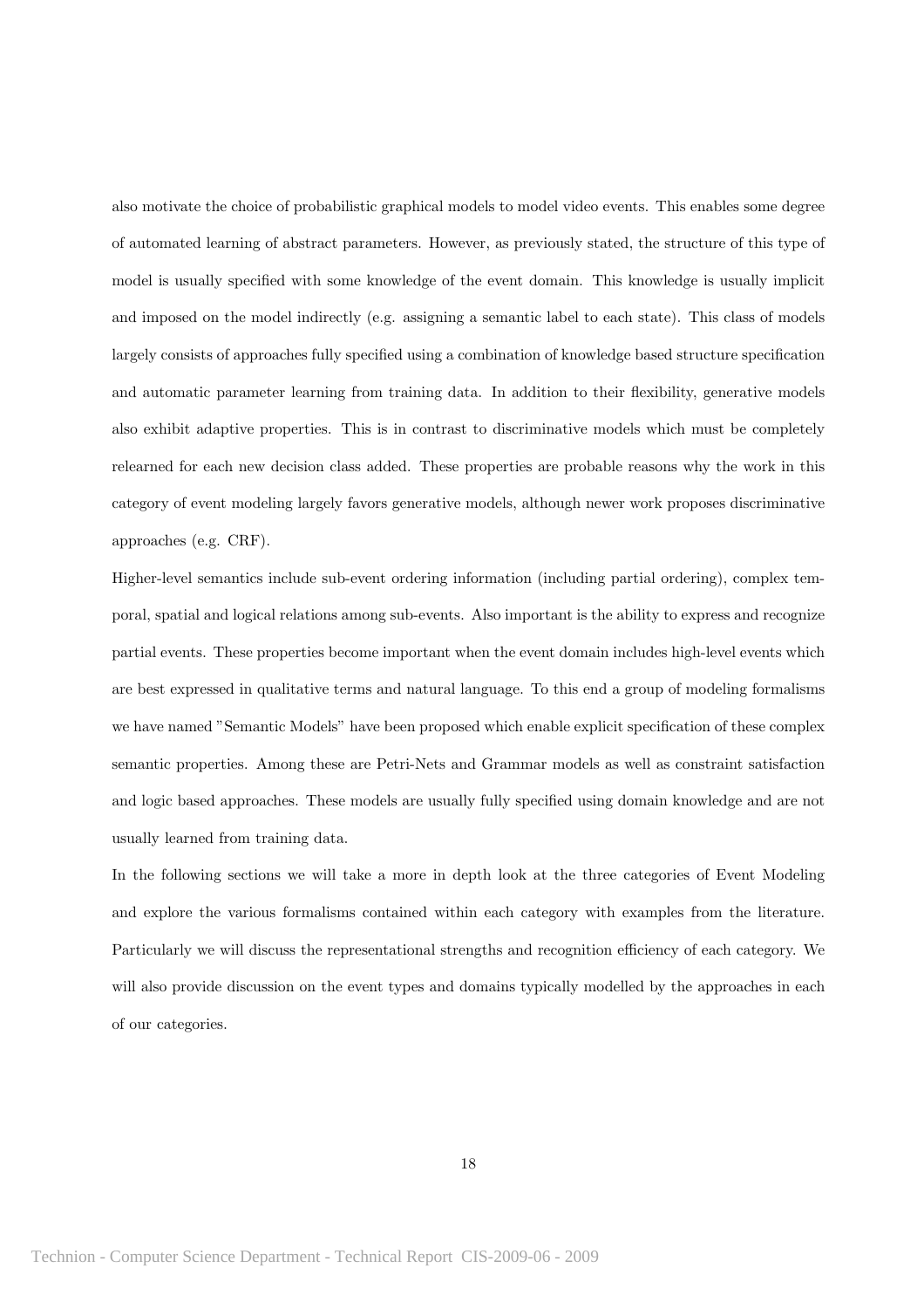also motivate the choice of probabilistic graphical models to model video events. This enables some degree of automated learning of abstract parameters. However, as previously stated, the structure of this type of model is usually specified with some knowledge of the event domain. This knowledge is usually implicit and imposed on the model indirectly (e.g. assigning a semantic label to each state). This class of models largely consists of approaches fully specified using a combination of knowledge based structure specification and automatic parameter learning from training data. In addition to their flexibility, generative models also exhibit adaptive properties. This is in contrast to discriminative models which must be completely relearned for each new decision class added. These properties are probable reasons why the work in this category of event modeling largely favors generative models, although newer work proposes discriminative approaches (e.g. CRF).

Higher-level semantics include sub-event ordering information (including partial ordering), complex temporal, spatial and logical relations among sub-events. Also important is the ability to express and recognize partial events. These properties become important when the event domain includes high-level events which are best expressed in qualitative terms and natural language. To this end a group of modeling formalisms we have named "Semantic Models" have been proposed which enable explicit specification of these complex semantic properties. Among these are Petri-Nets and Grammar models as well as constraint satisfaction and logic based approaches. These models are usually fully specified using domain knowledge and are not usually learned from training data.

In the following sections we will take a more in depth look at the three categories of Event Modeling and explore the various formalisms contained within each category with examples from the literature. Particularly we will discuss the representational strengths and recognition efficiency of each category. We will also provide discussion on the event types and domains typically modelled by the approaches in each of our categories.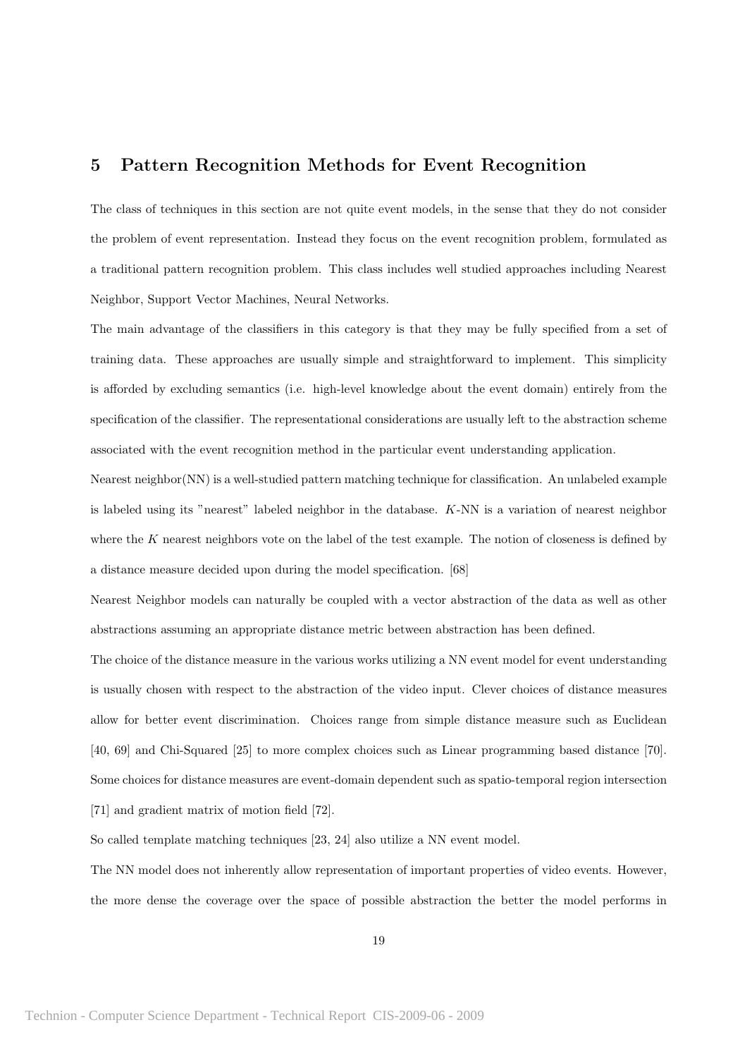# 5 Pattern Recognition Methods for Event Recognition

The class of techniques in this section are not quite event models, in the sense that they do not consider the problem of event representation. Instead they focus on the event recognition problem, formulated as a traditional pattern recognition problem. This class includes well studied approaches including Nearest Neighbor, Support Vector Machines, Neural Networks.

The main advantage of the classifiers in this category is that they may be fully specified from a set of training data. These approaches are usually simple and straightforward to implement. This simplicity is afforded by excluding semantics (i.e. high-level knowledge about the event domain) entirely from the specification of the classifier. The representational considerations are usually left to the abstraction scheme associated with the event recognition method in the particular event understanding application.

Nearest neighbor(NN) is a well-studied pattern matching technique for classification. An unlabeled example is labeled using its "nearest" labeled neighbor in the database. $K$-NN is a variation of nearest neighbor where the $K$ nearest neighbors vote on the label of the test example. The notion of closeness is defined by a distance measure decided upon during the model specification. [68]

Nearest Neighbor models can naturally be coupled with a vector abstraction of the data as well as other abstractions assuming an appropriate distance metric between abstraction has been defined.

The choice of the distance measure in the various works utilizing a NN event model for event understanding is usually chosen with respect to the abstraction of the video input. Clever choices of distance measures allow for better event discrimination. Choices range from simple distance measure such as Euclidean [40, 69] and Chi-Squared [25] to more complex choices such as Linear programming based distance [70]. Some choices for distance measures are event-domain dependent such as spatio-temporal region intersection [71] and gradient matrix of motion field [72].

So called template matching techniques [23, 24] also utilize a NN event model.

The NN model does not inherently allow representation of important properties of video events. However, the more dense the coverage over the space of possible abstraction the better the model performs in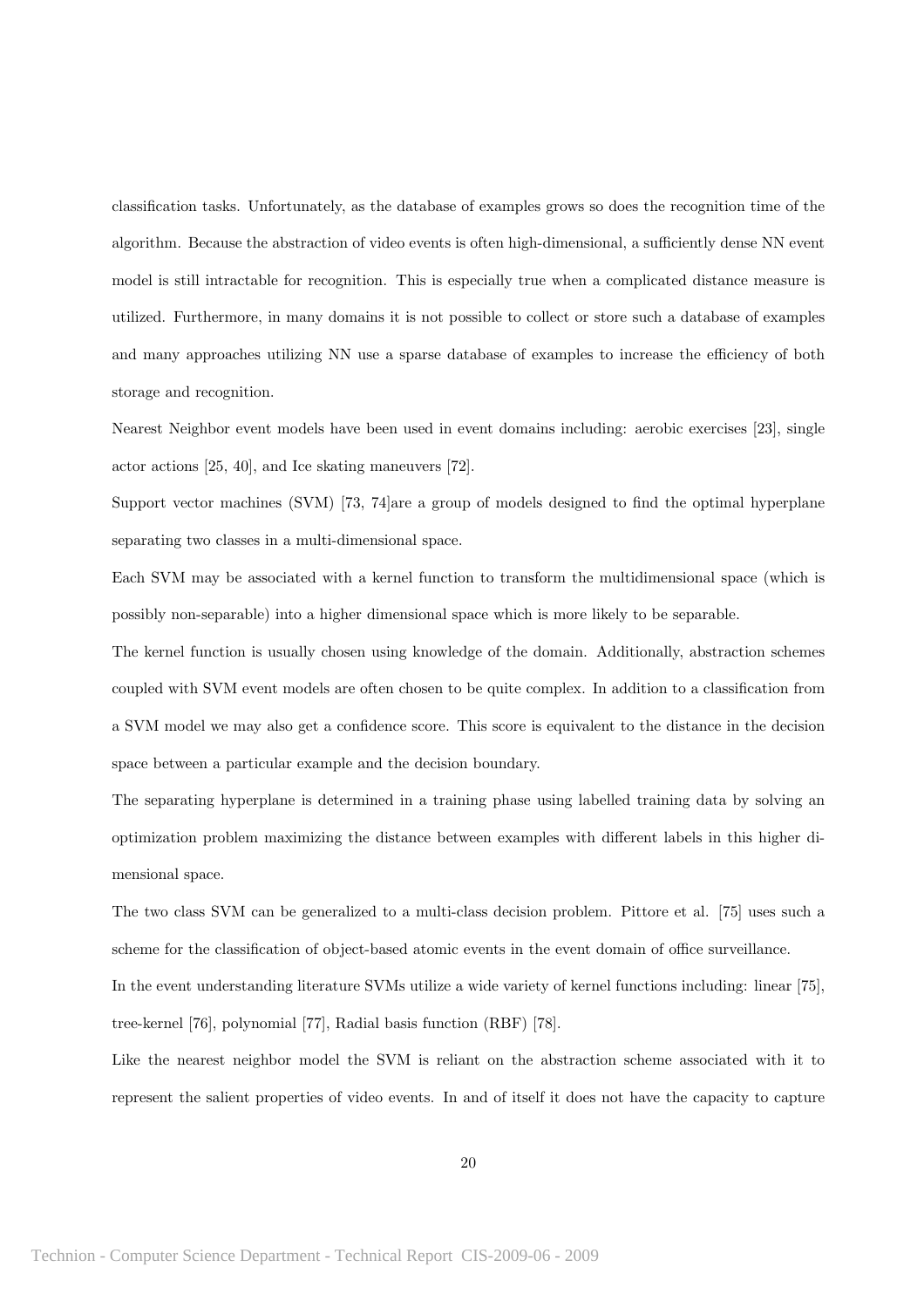classification tasks. Unfortunately, as the database of examples grows so does the recognition time of the algorithm. Because the abstraction of video events is often high-dimensional, a sufficiently dense NN event model is still intractable for recognition. This is especially true when a complicated distance measure is utilized. Furthermore, in many domains it is not possible to collect or store such a database of examples and many approaches utilizing NN use a sparse database of examples to increase the efficiency of both storage and recognition.

Nearest Neighbor event models have been used in event domains including: aerobic exercises [23], single actor actions [25, 40], and Ice skating maneuvers [72].

Support vector machines (SVM) [73, 74]are a group of models designed to find the optimal hyperplane separating two classes in a multi-dimensional space.

Each SVM may be associated with a kernel function to transform the multidimensional space (which is possibly non-separable) into a higher dimensional space which is more likely to be separable.

The kernel function is usually chosen using knowledge of the domain. Additionally, abstraction schemes coupled with SVM event models are often chosen to be quite complex. In addition to a classification from a SVM model we may also get a confidence score. This score is equivalent to the distance in the decision space between a particular example and the decision boundary.

The separating hyperplane is determined in a training phase using labelled training data by solving an optimization problem maximizing the distance between examples with different labels in this higher dimensional space.

The two class SVM can be generalized to a multi-class decision problem. Pittore et al. [75] uses such a scheme for the classification of object-based atomic events in the event domain of office surveillance.

In the event understanding literature SVMs utilize a wide variety of kernel functions including: linear [75], tree-kernel [76], polynomial [77], Radial basis function (RBF) [78].

Like the nearest neighbor model the SVM is reliant on the abstraction scheme associated with it to represent the salient properties of video events. In and of itself it does not have the capacity to capture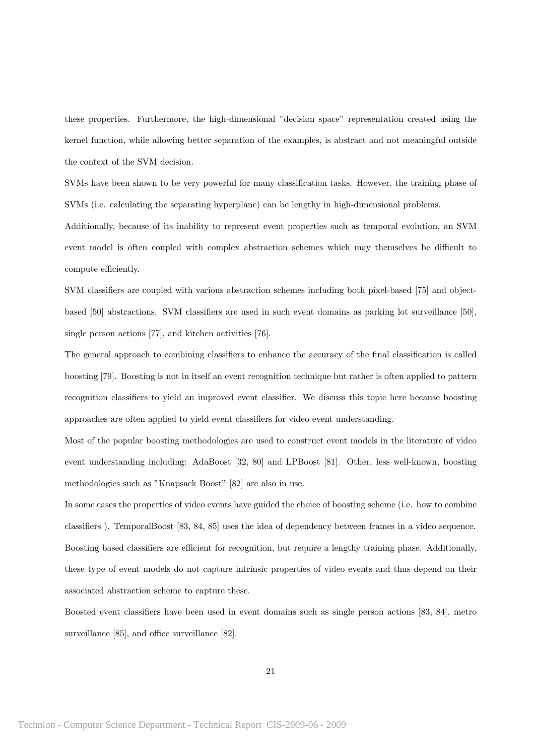these properties. Furthermore, the high-dimensional "decision space" representation created using the kernel function, while allowing better separation of the examples, is abstract and not meaningful outside the context of the SVM decision.

SVMs have been shown to be very powerful for many classification tasks. However, the training phase of SVMs (i.e. calculating the separating hyperplane) can be lengthy in high-dimensional problems.

Additionally, because of its inability to represent event properties such as temporal evolution, an SVM event model is often coupled with complex abstraction schemes which may themselves be difficult to compute efficiently.

SVM classifiers are coupled with various abstraction schemes including both pixel-based [75] and object-based [50] abstractions. SVM classifiers are used in such event domains as parking lot surveillance [50], single person actions [77], and kitchen activities [76].

The general approach to combining classifiers to enhance the accuracy of the final classification is called boosting [79]. Boosting is not in itself an event recognition technique but rather is often applied to pattern recognition classifiers to yield an improved event classifier. We discuss this topic here because boosting approaches are often applied to yield event classifiers for video event understanding.

Most of the popular boosting methodologies are used to construct event models in the literature of video event understanding including: AdaBoost [32, 80] and LPBoost [81]. Other, less well-known, boosting methodologies such as "Knapsack Boost" [82] are also in use.

In some cases the properties of video events have guided the choice of boosting scheme (i.e. how to combine classifiers ). TemporalBoost [83, 84, 85] uses the idea of dependency between frames in a video sequence. Boosting based classifiers are efficient for recognition, but require a lengthy training phase. Additionally, these type of event models do not capture intrinsic properties of video events and thus depend on their associated abstraction scheme to capture these.

Boosted event classifiers have been used in event domains such as single person actions [83, 84], metro surveillance [85], and office surveillance [82].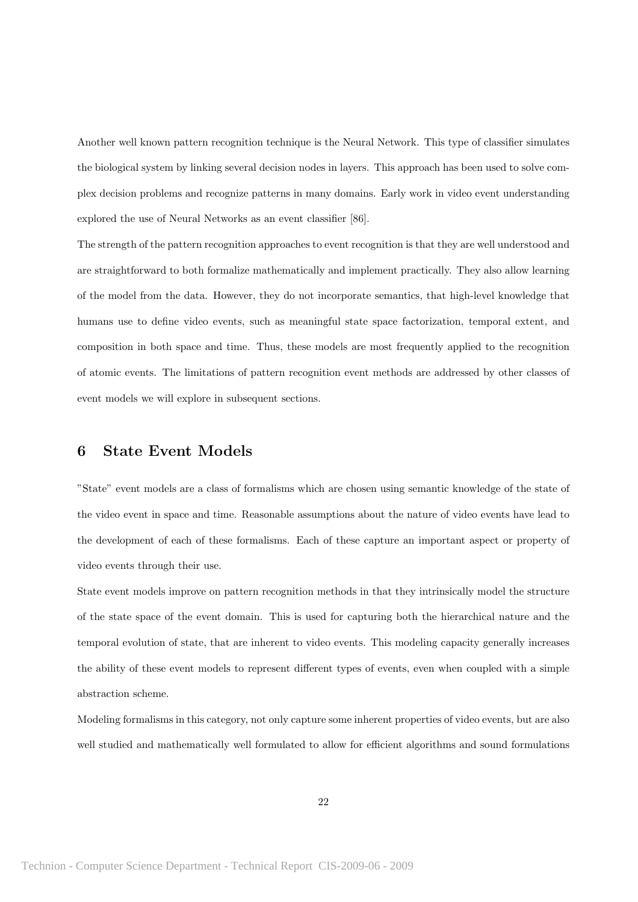Another well known pattern recognition technique is the Neural Network. This type of classifier simulates the biological system by linking several decision nodes in layers. This approach has been used to solve complex decision problems and recognize patterns in many domains. Early work in video event understanding explored the use of Neural Networks as an event classifier [86].

The strength of the pattern recognition approaches to event recognition is that they are well understood and are straightforward to both formalize mathematically and implement practically. They also allow learning of the model from the data. However, they do not incorporate semantics, that high-level knowledge that humans use to define video events, such as meaningful state space factorization, temporal extent, and composition in both space and time. Thus, these models are most frequently applied to the recognition of atomic events. The limitations of pattern recognition event methods are addressed by other classes of event models we will explore in subsequent sections.

## 6 State Event Models

"State" event models are a class of formalisms which are chosen using semantic knowledge of the state of the video event in space and time. Reasonable assumptions about the nature of video events have lead to the development of each of these formalisms. Each of these capture an important aspect or property of video events through their use.

State event models improve on pattern recognition methods in that they intrinsically model the structure of the state space of the event domain. This is used for capturing both the hierarchical nature and the temporal evolution of state, that are inherent to video events. This modeling capacity generally increases the ability of these event models to represent different types of events, even when coupled with a simple abstraction scheme.

Modeling formalisms in this category, not only capture some inherent properties of video events, but are also well studied and mathematically well formulated to allow for efficient algorithms and sound formulations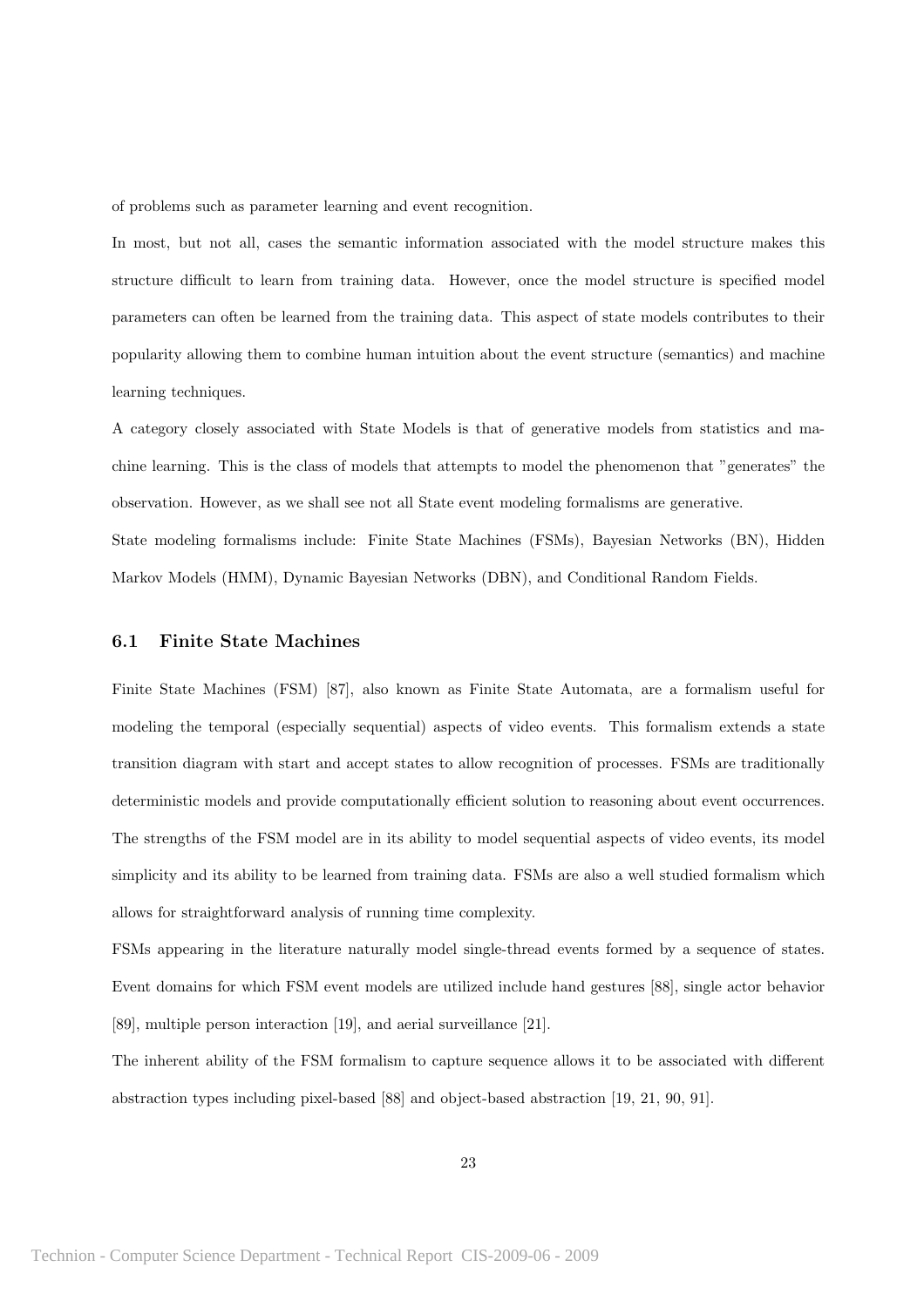of problems such as parameter learning and event recognition.

In most, but not all, cases the semantic information associated with the model structure makes this structure difficult to learn from training data. However, once the model structure is specified model parameters can often be learned from the training data. This aspect of state models contributes to their popularity allowing them to combine human intuition about the event structure (semantics) and machine learning techniques.

A category closely associated with State Models is that of generative models from statistics and machine learning. This is the class of models that attempts to model the phenomenon that "generates" the observation. However, as we shall see not all State event modeling formalisms are generative.

State modeling formalisms include: Finite State Machines (FSMs), Bayesian Networks (BN), Hidden Markov Models (HMM), Dynamic Bayesian Networks (DBN), and Conditional Random Fields.

### 6.1 Finite State Machines

Finite State Machines (FSM) [87], also known as Finite State Automata, are a formalism useful for modeling the temporal (especially sequential) aspects of video events. This formalism extends a state transition diagram with start and accept states to allow recognition of processes. FSMs are traditionally deterministic models and provide computationally efficient solution to reasoning about event occurrences. The strengths of the FSM model are in its ability to model sequential aspects of video events, its model simplicity and its ability to be learned from training data. FSMs are also a well studied formalism which allows for straightforward analysis of running time complexity.

FSMs appearing in the literature naturally model single-thread events formed by a sequence of states. Event domains for which FSM event models are utilized include hand gestures [88], single actor behavior [89], multiple person interaction [19], and aerial surveillance [21].

The inherent ability of the FSM formalism to capture sequence allows it to be associated with different abstraction types including pixel-based [88] and object-based abstraction [19, 21, 90, 91].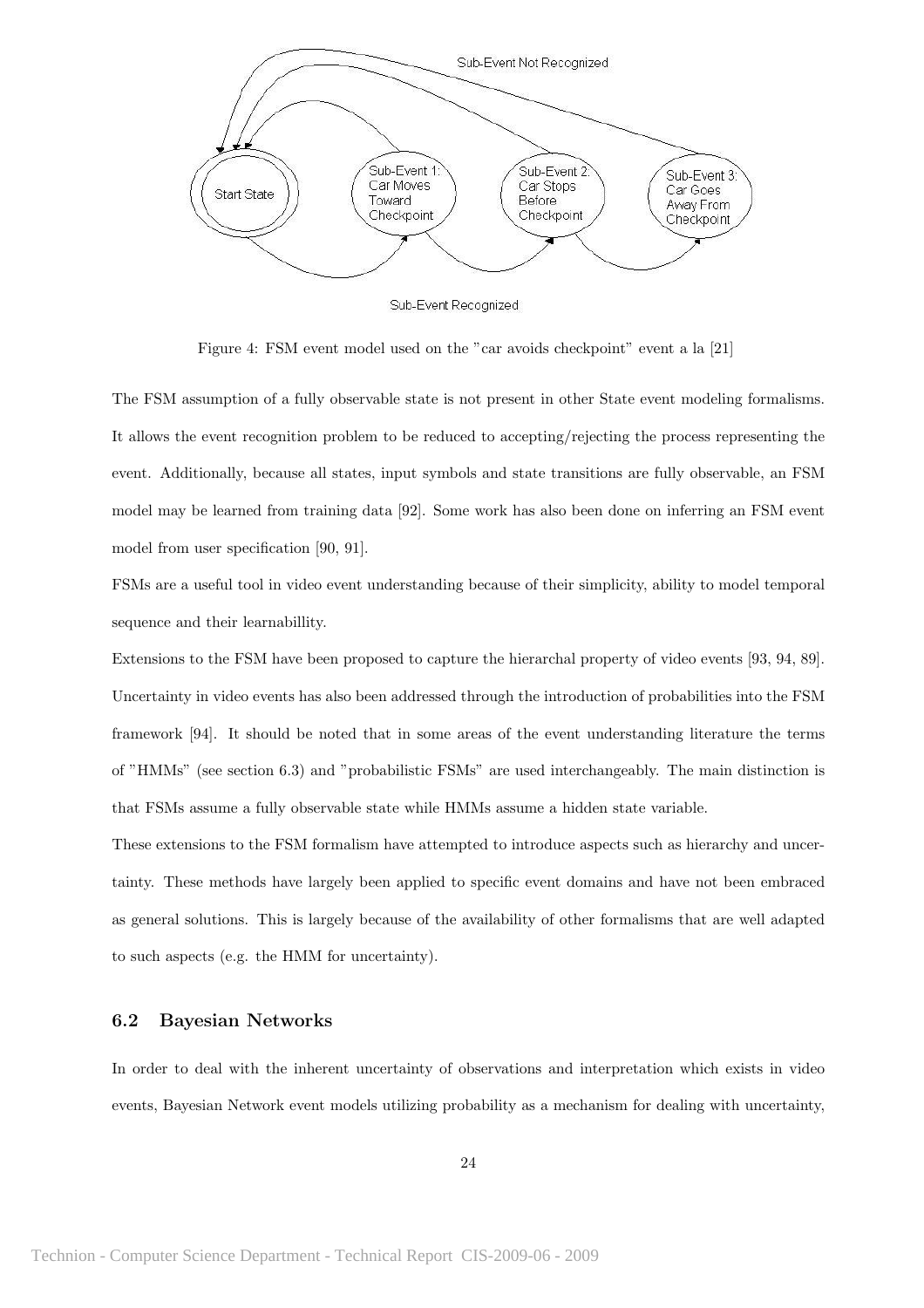Figure 4: FSM event model used on the "car avoids checkpoint" event a la [21]

The FSM assumption of a fully observable state is not present in other State event modeling formalisms. It allows the event recognition problem to be reduced to accepting/rejecting the process representing the event. Additionally, because all states, input symbols and state transitions are fully observable, an FSM model may be learned from training data [92]. Some work has also been done on inferring an FSM event model from user specification [90, 91].

FSMs are a useful tool in video event understanding because of their simplicity, ability to model temporal sequence and their learnabillity.

Extensions to the FSM have been proposed to capture the hierarchal property of video events [93, 94, 89]. Uncertainty in video events has also been addressed through the introduction of probabilities into the FSM framework [94]. It should be noted that in some areas of the event understanding literature the terms of "HMMs" (see section 6.3) and "probabilistic FSMs" are used interchangeably. The main distinction is that FSMs assume a fully observable state while HMMs assume a hidden state variable.

These extensions to the FSM formalism have attempted to introduce aspects such as hierarchy and uncertainty. These methods have largely been applied to specific event domains and have not been embraced as general solutions. This is largely because of the availability of other formalisms that are well adapted to such aspects (e.g. the HMM for uncertainty).

### 6.2 Bayesian Networks

In order to deal with the inherent uncertainty of observations and interpretation which exists in video events, Bayesian Network event models utilizing probability as a mechanism for dealing with uncertainty,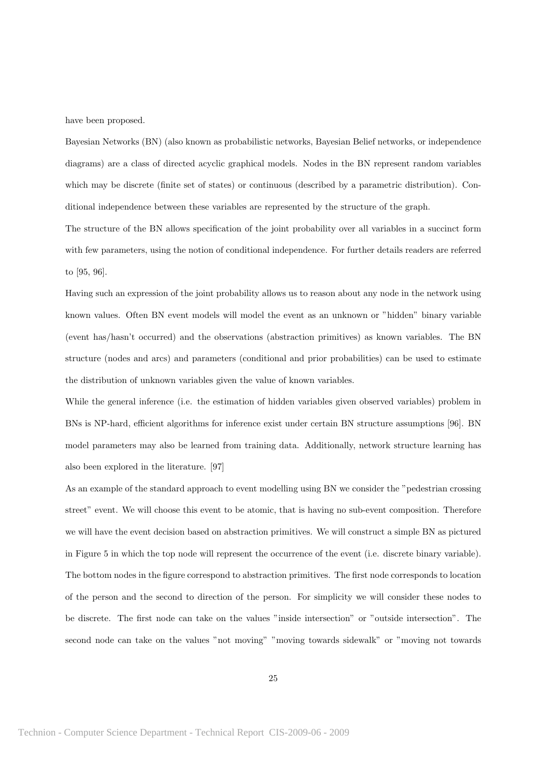have been proposed.

Bayesian Networks (BN) (also known as probabilistic networks, Bayesian Belief networks, or independence diagrams) are a class of directed acyclic graphical models. Nodes in the BN represent random variables which may be discrete (finite set of states) or continuous (described by a parametric distribution). Conditional independence between these variables are represented by the structure of the graph.

The structure of the BN allows specification of the joint probability over all variables in a succinct form with few parameters, using the notion of conditional independence. For further details readers are referred to [95, 96].

Having such an expression of the joint probability allows us to reason about any node in the network using known values. Often BN event models will model the event as an unknown or "hidden" binary variable (event has/hasn't occurred) and the observations (abstraction primitives) as known variables. The BN structure (nodes and arcs) and parameters (conditional and prior probabilities) can be used to estimate the distribution of unknown variables given the value of known variables.

While the general inference (i.e. the estimation of hidden variables given observed variables) problem in BNs is NP-hard, efficient algorithms for inference exist under certain BN structure assumptions [96]. BN model parameters may also be learned from training data. Additionally, network structure learning has also been explored in the literature. [97]

As an example of the standard approach to event modelling using BN we consider the "pedestrian crossing street" event. We will choose this event to be atomic, that is having no sub-event composition. Therefore we will have the event decision based on abstraction primitives. We will construct a simple BN as pictured in Figure 5 in which the top node will represent the occurrence of the event (i.e. discrete binary variable). The bottom nodes in the figure correspond to abstraction primitives. The first node corresponds to location of the person and the second to direction of the person. For simplicity we will consider these nodes to be discrete. The first node can take on the values "inside intersection" or "outside intersection". The second node can take on the values "not moving" "moving towards sidewalk" or "moving not towards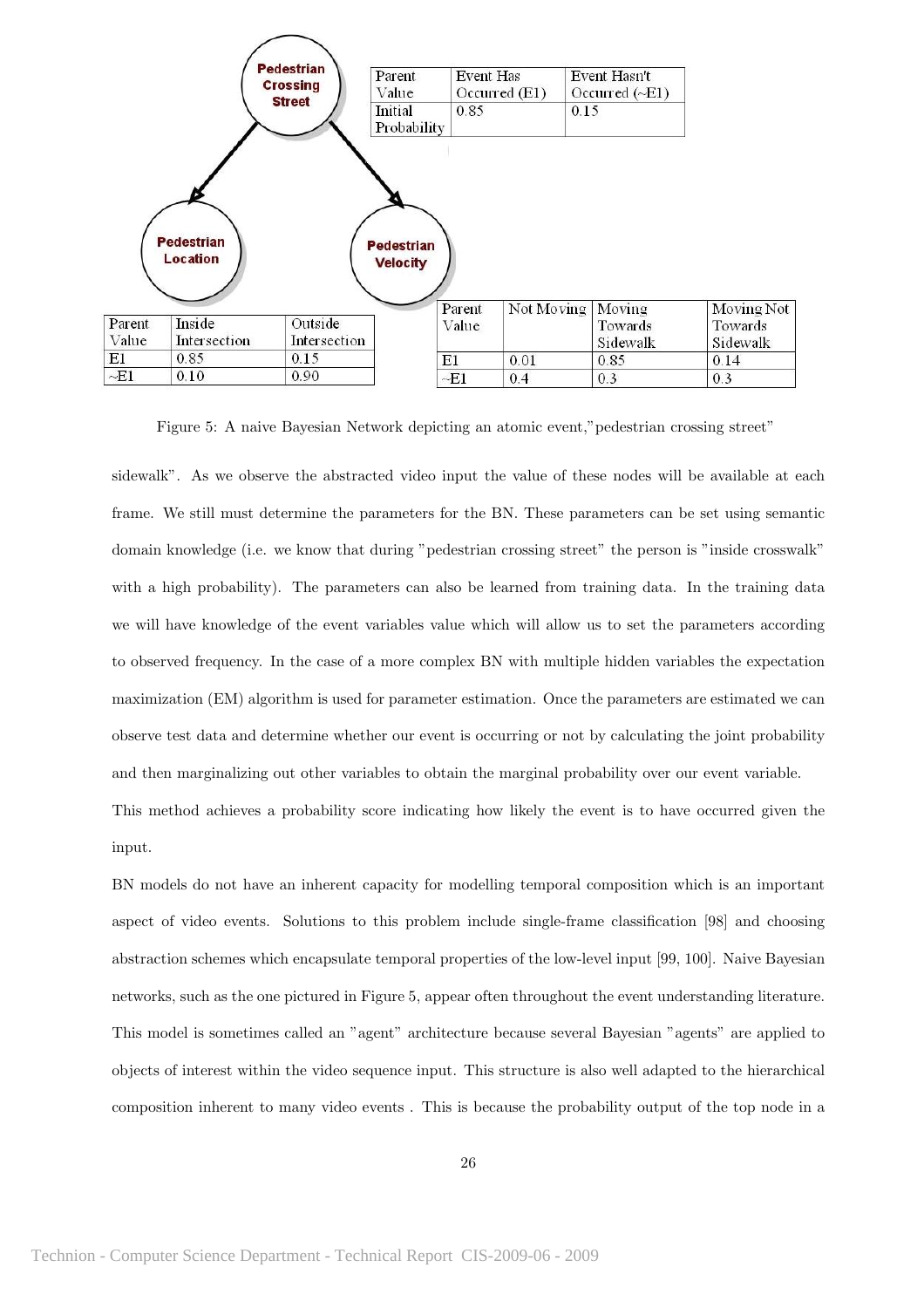| Parent Value | Event Has Occurred (E1) | Event Hasn't Occurred (~E1) |
|---|---|---|
| Initial Probability | 0.85 | 0.15 |

| Parent Value | Inside Intersection | Outside Intersection |
|---|---|---|
| E1 | 0.85 | 0.15 |
| ~E1 | 0.10 | 0.90 |

| Parent Value | Not Moving | Moving Towards Sidewalk | Moving Not Towards Sidewalk |
|---|---|---|---|
| E1 | 0.01 | 0.85 | 0.14 |
| ~E1 | 0.4 | 0.3 | 0.3 |

Figure 5: A naive Bayesian Network depicting an atomic event,"pedestrian crossing street"

sidewalk". As we observe the abstracted video input the value of these nodes will be available at each frame. We still must determine the parameters for the BN. These parameters can be set using semantic domain knowledge (i.e. we know that during "pedestrian crossing street" the person is "inside crosswalk" with a high probability). The parameters can also be learned from training data. In the training data we will have knowledge of the event variables value which will allow us to set the parameters according to observed frequency. In the case of a more complex BN with multiple hidden variables the expectation maximization (EM) algorithm is used for parameter estimation. Once the parameters are estimated we can observe test data and determine whether our event is occurring or not by calculating the joint probability and then marginalizing out other variables to obtain the marginal probability over our event variable. This method achieves a probability score indicating how likely the event is to have occurred given the input.

BN models do not have an inherent capacity for modelling temporal composition which is an important aspect of video events. Solutions to this problem include single-frame classification [98] and choosing abstraction schemes which encapsulate temporal properties of the low-level input [99, 100]. Naive Bayesian networks, such as the one pictured in Figure 5, appear often throughout the event understanding literature. This model is sometimes called an "agent" architecture because several Bayesian "agents" are applied to objects of interest within the video sequence input. This structure is also well adapted to the hierarchical composition inherent to many video events . This is because the probability output of the top node in a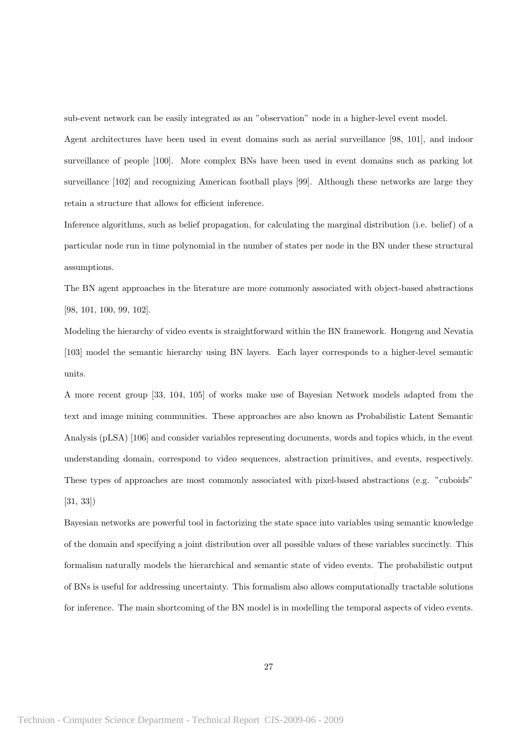sub-event network can be easily integrated as an "observation" node in a higher-level event model.

Agent architectures have been used in event domains such as aerial surveillance [98, 101], and indoor surveillance of people [100]. More complex BNs have been used in event domains such as parking lot surveillance [102] and recognizing American football plays [99]. Although these networks are large they retain a structure that allows for efficient inference.

Inference algorithms, such as belief propagation, for calculating the marginal distribution (i.e. belief) of a particular node run in time polynomial in the number of states per node in the BN under these structural assumptions.

The BN agent approaches in the literature are more commonly associated with object-based abstractions [98, 101, 100, 99, 102].

Modeling the hierarchy of video events is straightforward within the BN framework. Hongeng and Nevatia [103] model the semantic hierarchy using BN layers. Each layer corresponds to a higher-level semantic units.

A more recent group [33, 104, 105] of works make use of Bayesian Network models adapted from the text and image mining communities. These approaches are also known as Probabilistic Latent Semantic Analysis (pLSA) [106] and consider variables representing documents, words and topics which, in the event understanding domain, correspond to video sequences, abstraction primitives, and events, respectively. These types of approaches are most commonly associated with pixel-based abstractions (e.g. "cuboids" [31, 33])

Bayesian networks are powerful tool in factorizing the state space into variables using semantic knowledge of the domain and specifying a joint distribution over all possible values of these variables succinctly. This formalism naturally models the hierarchical and semantic state of video events. The probabilistic output of BNs is useful for addressing uncertainty. This formalism also allows computationally tractable solutions for inference. The main shortcoming of the BN model is in modelling the temporal aspects of video events.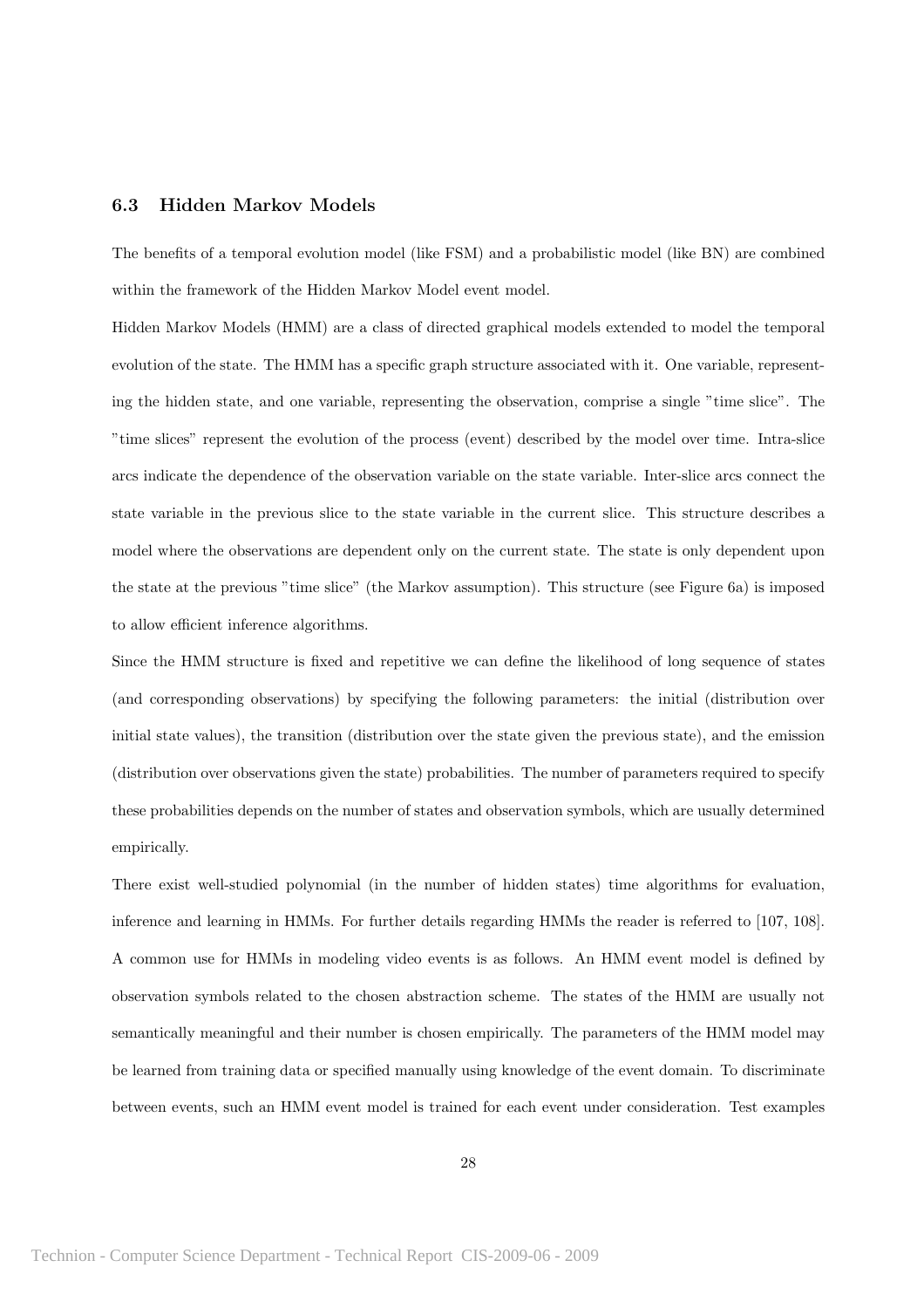### 6.3 Hidden Markov Models

The benefits of a temporal evolution model (like FSM) and a probabilistic model (like BN) are combined within the framework of the Hidden Markov Model event model.

Hidden Markov Models (HMM) are a class of directed graphical models extended to model the temporal evolution of the state. The HMM has a specific graph structure associated with it. One variable, representing the hidden state, and one variable, representing the observation, comprise a single "time slice". The "time slices" represent the evolution of the process (event) described by the model over time. Intra-slice arcs indicate the dependence of the observation variable on the state variable. Inter-slice arcs connect the state variable in the previous slice to the state variable in the current slice. This structure describes a model where the observations are dependent only on the current state. The state is only dependent upon the state at the previous "time slice" (the Markov assumption). This structure (see Figure 6a) is imposed to allow efficient inference algorithms.

Since the HMM structure is fixed and repetitive we can define the likelihood of long sequence of states (and corresponding observations) by specifying the following parameters: the initial (distribution over initial state values), the transition (distribution over the state given the previous state), and the emission (distribution over observations given the state) probabilities. The number of parameters required to specify these probabilities depends on the number of states and observation symbols, which are usually determined empirically.

There exist well-studied polynomial (in the number of hidden states) time algorithms for evaluation, inference and learning in HMMs. For further details regarding HMMs the reader is referred to [107, 108].

A common use for HMMs in modeling video events is as follows. An HMM event model is defined by observation symbols related to the chosen abstraction scheme. The states of the HMM are usually not semantically meaningful and their number is chosen empirically. The parameters of the HMM model may be learned from training data or specified manually using knowledge of the event domain. To discriminate between events, such an HMM event model is trained for each event under consideration. Test examples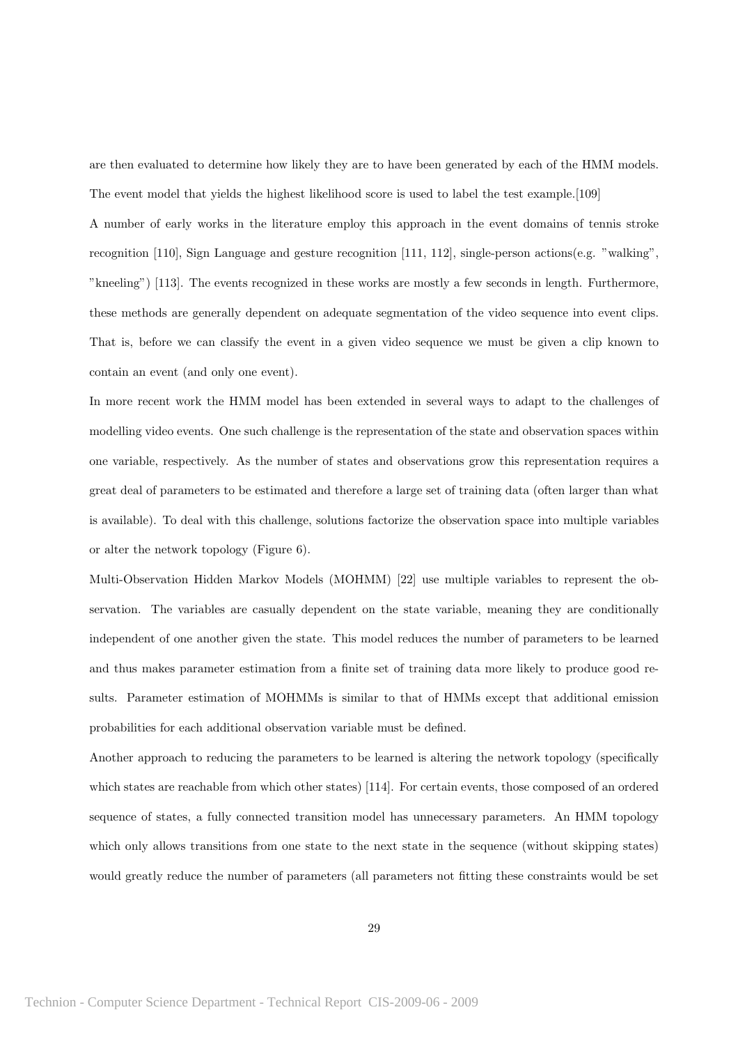are then evaluated to determine how likely they are to have been generated by each of the HMM models. The event model that yields the highest likelihood score is used to label the test example.[109]

A number of early works in the literature employ this approach in the event domains of tennis stroke recognition [110], Sign Language and gesture recognition [111, 112], single-person actions(e.g. "walking", "kneeling") [113]. The events recognized in these works are mostly a few seconds in length. Furthermore, these methods are generally dependent on adequate segmentation of the video sequence into event clips. That is, before we can classify the event in a given video sequence we must be given a clip known to contain an event (and only one event).

In more recent work the HMM model has been extended in several ways to adapt to the challenges of modelling video events. One such challenge is the representation of the state and observation spaces within one variable, respectively. As the number of states and observations grow this representation requires a great deal of parameters to be estimated and therefore a large set of training data (often larger than what is available). To deal with this challenge, solutions factorize the observation space into multiple variables or alter the network topology (Figure 6).

Multi-Observation Hidden Markov Models (MOHMM) [22] use multiple variables to represent the observation. The variables are casually dependent on the state variable, meaning they are conditionally independent of one another given the state. This model reduces the number of parameters to be learned and thus makes parameter estimation from a finite set of training data more likely to produce good results. Parameter estimation of MOHMMs is similar to that of HMMs except that additional emission probabilities for each additional observation variable must be defined.

Another approach to reducing the parameters to be learned is altering the network topology (specifically which states are reachable from which other states) [114]. For certain events, those composed of an ordered sequence of states, a fully connected transition model has unnecessary parameters. An HMM topology which only allows transitions from one state to the next state in the sequence (without skipping states) would greatly reduce the number of parameters (all parameters not fitting these constraints would be set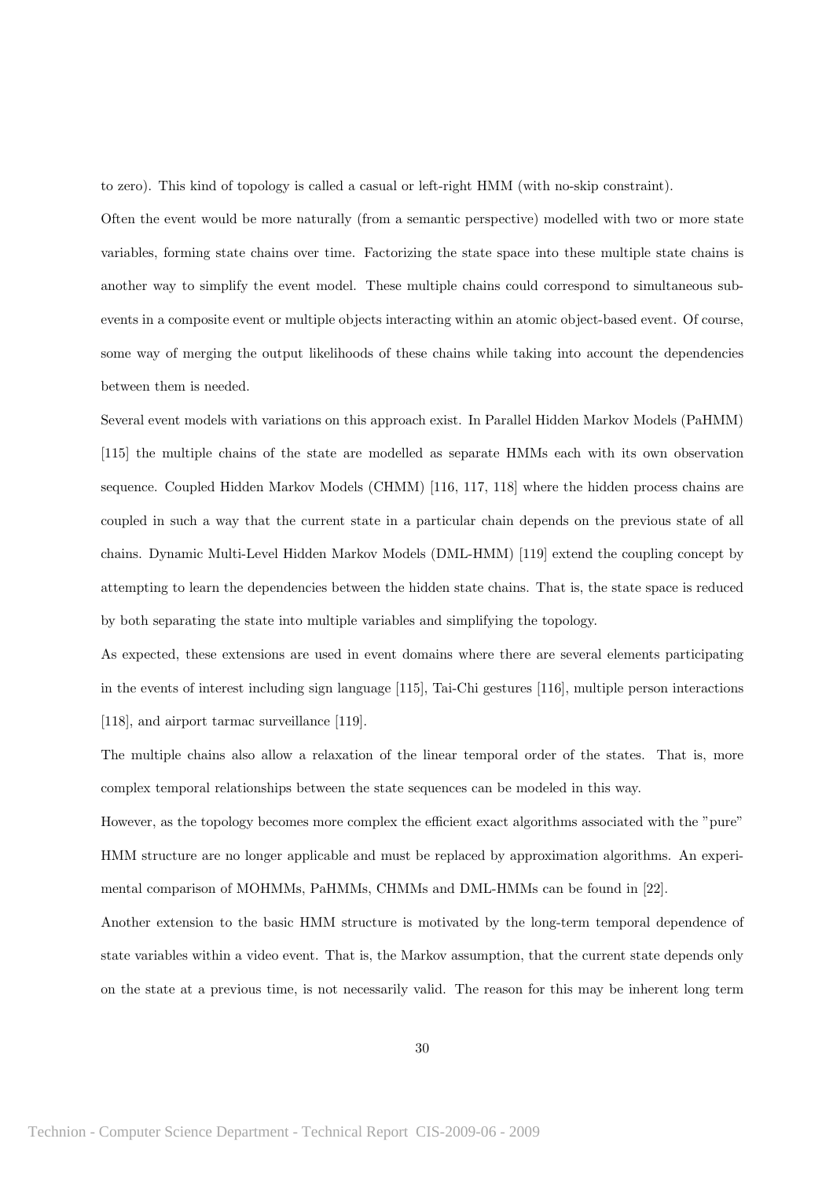to zero). This kind of topology is called a casual or left-right HMM (with no-skip constraint).

Often the event would be more naturally (from a semantic perspective) modelled with two or more state variables, forming state chains over time. Factorizing the state space into these multiple state chains is another way to simplify the event model. These multiple chains could correspond to simultaneous sub-events in a composite event or multiple objects interacting within an atomic object-based event. Of course, some way of merging the output likelihoods of these chains while taking into account the dependencies between them is needed.

Several event models with variations on this approach exist. In Parallel Hidden Markov Models (PaHMM) [115] the multiple chains of the state are modelled as separate HMMs each with its own observation sequence. Coupled Hidden Markov Models (CHMM) [116, 117, 118] where the hidden process chains are coupled in such a way that the current state in a particular chain depends on the previous state of all chains. Dynamic Multi-Level Hidden Markov Models (DML-HMM) [119] extend the coupling concept by attempting to learn the dependencies between the hidden state chains. That is, the state space is reduced by both separating the state into multiple variables and simplifying the topology.

As expected, these extensions are used in event domains where there are several elements participating in the events of interest including sign language [115], Tai-Chi gestures [116], multiple person interactions [118], and airport tarmac surveillance [119].

The multiple chains also allow a relaxation of the linear temporal order of the states. That is, more complex temporal relationships between the state sequences can be modeled in this way.

However, as the topology becomes more complex the efficient exact algorithms associated with the "pure" HMM structure are no longer applicable and must be replaced by approximation algorithms. An experimental comparison of MOHMMs, PaHMMs, CHMMs and DML-HMMs can be found in [22].

Another extension to the basic HMM structure is motivated by the long-term temporal dependence of state variables within a video event. That is, the Markov assumption, that the current state depends only on the state at a previous time, is not necessarily valid. The reason for this may be inherent long term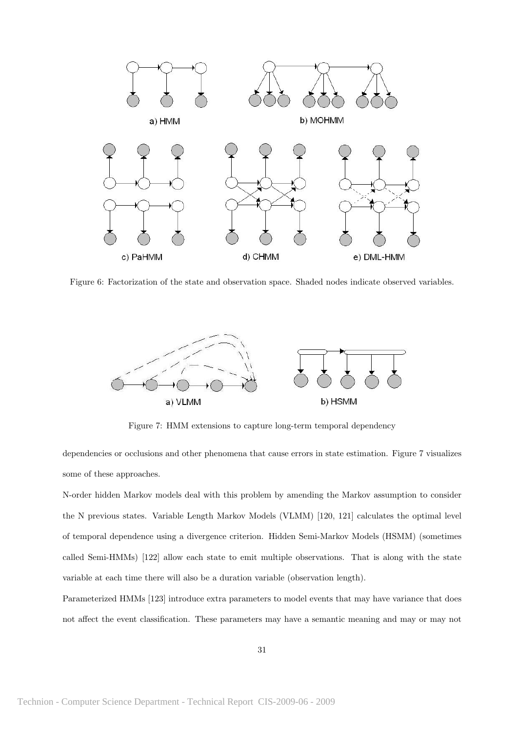Figure 6: Factorization of the state and observation space. Shaded nodes indicate observed variables.

Figure 7: HMM extensions to capture long-term temporal dependency

dependencies or occlusions and other phenomena that cause errors in state estimation. Figure 7 visualizes some of these approaches.

N-order hidden Markov models deal with this problem by amending the Markov assumption to consider the N previous states. Variable Length Markov Models (VLMM) [120, 121] calculates the optimal level of temporal dependence using a divergence criterion. Hidden Semi-Markov Models (HSMM) (sometimes called Semi-HMMs) [122] allow each state to emit multiple observations. That is along with the state variable at each time there will also be a duration variable (observation length).

Parameterized HMMs [123] introduce extra parameters to model events that may have variance that does not affect the event classification. These parameters may have a semantic meaning and may or may not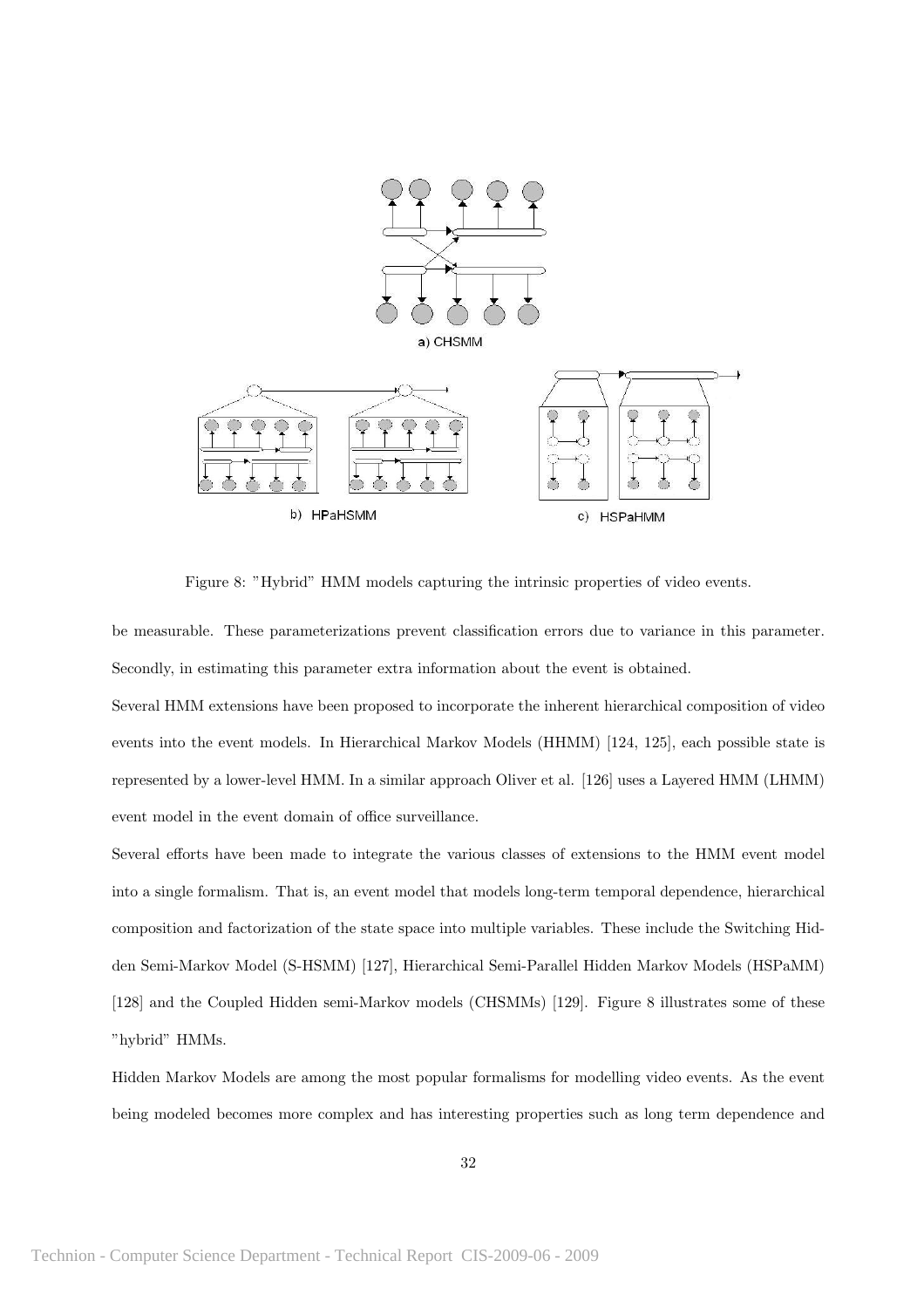Figure 8: "Hybrid" HMM models capturing the intrinsic properties of video events.

be measurable. These parameterizations prevent classification errors due to variance in this parameter. Secondly, in estimating this parameter extra information about the event is obtained.

Several HMM extensions have been proposed to incorporate the inherent hierarchical composition of video events into the event models. In Hierarchical Markov Models (HHMM) [124, 125], each possible state is represented by a lower-level HMM. In a similar approach Oliver et al. [126] uses a Layered HMM (LHMM) event model in the event domain of office surveillance.

Several efforts have been made to integrate the various classes of extensions to the HMM event model into a single formalism. That is, an event model that models long-term temporal dependence, hierarchical composition and factorization of the state space into multiple variables. These include the Switching Hidden Semi-Markov Model (S-HSMM) [127], Hierarchical Semi-Parallel Hidden Markov Models (HSPaMM) [128] and the Coupled Hidden semi-Markov models (CHSMMs) [129]. Figure 8 illustrates some of these "hybrid" HMMs.

Hidden Markov Models are among the most popular formalisms for modelling video events. As the event being modeled becomes more complex and has interesting properties such as long term dependence and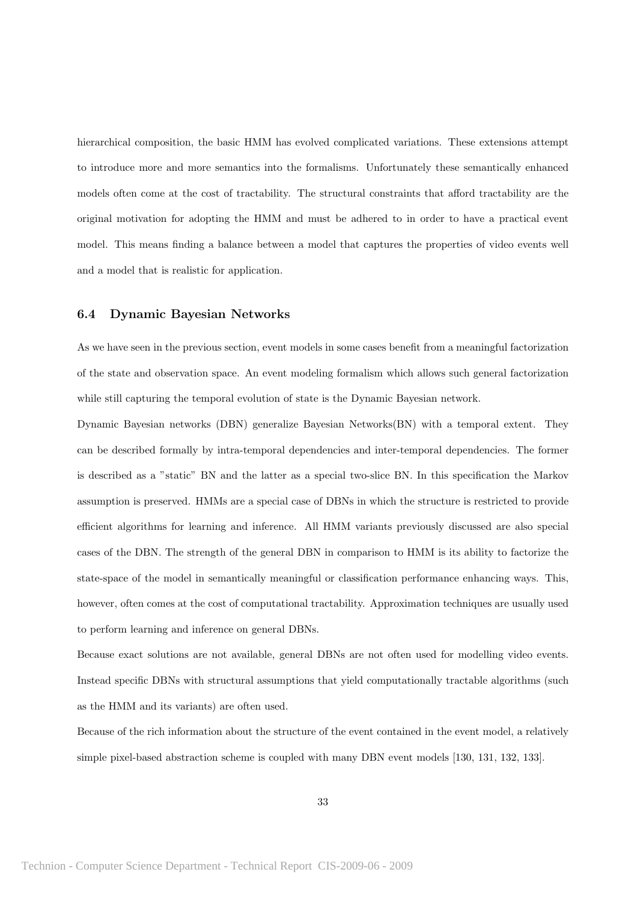hierarchical composition, the basic HMM has evolved complicated variations. These extensions attempt to introduce more and more semantics into the formalisms. Unfortunately these semantically enhanced models often come at the cost of tractability. The structural constraints that afford tractability are the original motivation for adopting the HMM and must be adhered to in order to have a practical event model. This means finding a balance between a model that captures the properties of video events well and a model that is realistic for application.

### 6.4 Dynamic Bayesian Networks

As we have seen in the previous section, event models in some cases benefit from a meaningful factorization of the state and observation space. An event modeling formalism which allows such general factorization while still capturing the temporal evolution of state is the Dynamic Bayesian network.

Dynamic Bayesian networks (DBN) generalize Bayesian Networks(BN) with a temporal extent. They can be described formally by intra-temporal dependencies and inter-temporal dependencies. The former is described as a "static" BN and the latter as a special two-slice BN. In this specification the Markov assumption is preserved. HMMs are a special case of DBNs in which the structure is restricted to provide efficient algorithms for learning and inference. All HMM variants previously discussed are also special cases of the DBN. The strength of the general DBN in comparison to HMM is its ability to factorize the state-space of the model in semantically meaningful or classification performance enhancing ways. This, however, often comes at the cost of computational tractability. Approximation techniques are usually used to perform learning and inference on general DBNs.

Because exact solutions are not available, general DBNs are not often used for modelling video events. Instead specific DBNs with structural assumptions that yield computationally tractable algorithms (such as the HMM and its variants) are often used.

Because of the rich information about the structure of the event contained in the event model, a relatively simple pixel-based abstraction scheme is coupled with many DBN event models [130, 131, 132, 133].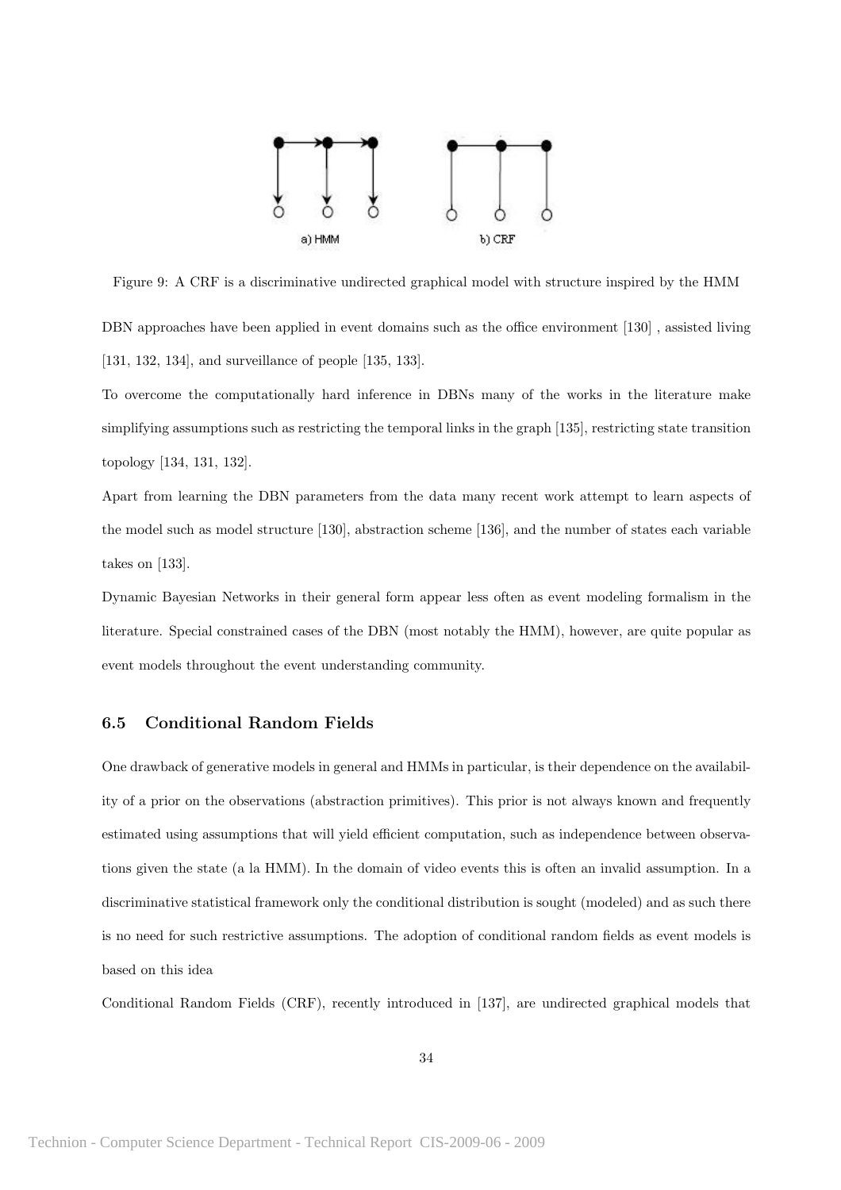Figure 9: A CRF is a discriminative undirected graphical model with structure inspired by the HMM

DBN approaches have been applied in event domains such as the office environment [130] , assisted living [131, 132, 134], and surveillance of people [135, 133].

To overcome the computationally hard inference in DBNs many of the works in the literature make simplifying assumptions such as restricting the temporal links in the graph [135], restricting state transition topology [134, 131, 132].

Apart from learning the DBN parameters from the data many recent work attempt to learn aspects of the model such as model structure [130], abstraction scheme [136], and the number of states each variable takes on [133].

Dynamic Bayesian Networks in their general form appear less often as event modeling formalism in the literature. Special constrained cases of the DBN (most notably the HMM), however, are quite popular as event models throughout the event understanding community.

### 6.5 Conditional Random Fields

One drawback of generative models in general and HMMs in particular, is their dependence on the availability of a prior on the observations (abstraction primitives). This prior is not always known and frequently estimated using assumptions that will yield efficient computation, such as independence between observations given the state (a la HMM). In the domain of video events this is often an invalid assumption. In a discriminative statistical framework only the conditional distribution is sought (modeled) and as such there is no need for such restrictive assumptions. The adoption of conditional random fields as event models is based on this idea

Conditional Random Fields (CRF), recently introduced in [137], are undirected graphical models that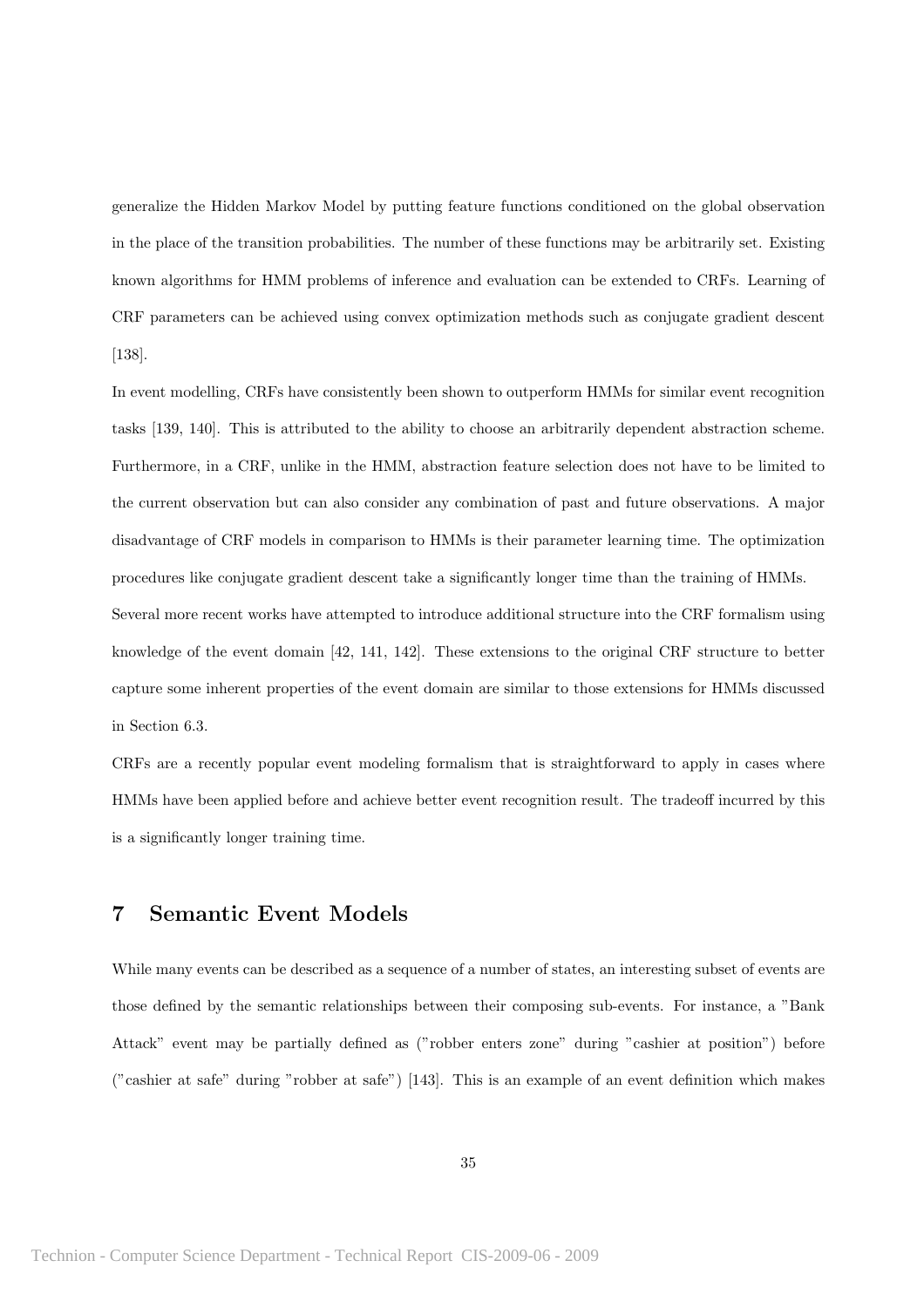generalize the Hidden Markov Model by putting feature functions conditioned on the global observation in the place of the transition probabilities. The number of these functions may be arbitrarily set. Existing known algorithms for HMM problems of inference and evaluation can be extended to CRFs. Learning of CRF parameters can be achieved using convex optimization methods such as conjugate gradient descent [138].

In event modelling, CRFs have consistently been shown to outperform HMMs for similar event recognition tasks [139, 140]. This is attributed to the ability to choose an arbitrarily dependent abstraction scheme. Furthermore, in a CRF, unlike in the HMM, abstraction feature selection does not have to be limited to the current observation but can also consider any combination of past and future observations. A major disadvantage of CRF models in comparison to HMMs is their parameter learning time. The optimization procedures like conjugate gradient descent take a significantly longer time than the training of HMMs.

Several more recent works have attempted to introduce additional structure into the CRF formalism using knowledge of the event domain [42, 141, 142]. These extensions to the original CRF structure to better capture some inherent properties of the event domain are similar to those extensions for HMMs discussed in Section 6.3.

CRFs are a recently popular event modeling formalism that is straightforward to apply in cases where HMMs have been applied before and achieve better event recognition result. The tradeoff incurred by this is a significantly longer training time.

## 7 Semantic Event Models

While many events can be described as a sequence of a number of states, an interesting subset of events are those defined by the semantic relationships between their composing sub-events. For instance, a "Bank Attack" event may be partially defined as ("robber enters zone" during "cashier at position") before ("cashier at safe" during "robber at safe") [143]. This is an example of an event definition which makes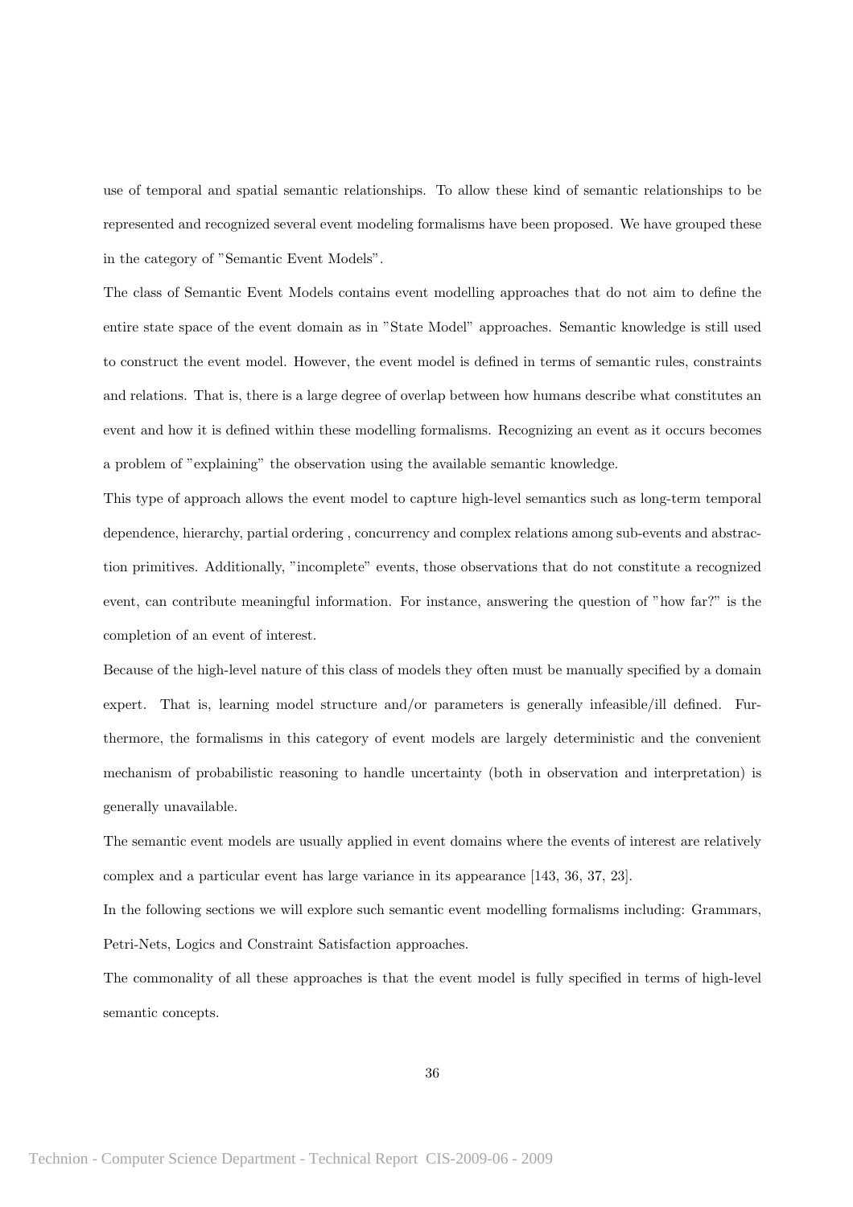use of temporal and spatial semantic relationships. To allow these kind of semantic relationships to be represented and recognized several event modeling formalisms have been proposed. We have grouped these in the category of "Semantic Event Models".

The class of Semantic Event Models contains event modelling approaches that do not aim to define the entire state space of the event domain as in "State Model" approaches. Semantic knowledge is still used to construct the event model. However, the event model is defined in terms of semantic rules, constraints and relations. That is, there is a large degree of overlap between how humans describe what constitutes an event and how it is defined within these modelling formalisms. Recognizing an event as it occurs becomes a problem of "explaining" the observation using the available semantic knowledge.

This type of approach allows the event model to capture high-level semantics such as long-term temporal dependence, hierarchy, partial ordering , concurrency and complex relations among sub-events and abstraction primitives. Additionally, "incomplete" events, those observations that do not constitute a recognized event, can contribute meaningful information. For instance, answering the question of "how far?" is the completion of an event of interest.

Because of the high-level nature of this class of models they often must be manually specified by a domain expert. That is, learning model structure and/or parameters is generally infeasible/ill defined. Furthermore, the formalisms in this category of event models are largely deterministic and the convenient mechanism of probabilistic reasoning to handle uncertainty (both in observation and interpretation) is generally unavailable.

The semantic event models are usually applied in event domains where the events of interest are relatively complex and a particular event has large variance in its appearance [143, 36, 37, 23].

In the following sections we will explore such semantic event modelling formalisms including: Grammars, Petri-Nets, Logics and Constraint Satisfaction approaches.

The commonality of all these approaches is that the event model is fully specified in terms of high-level semantic concepts.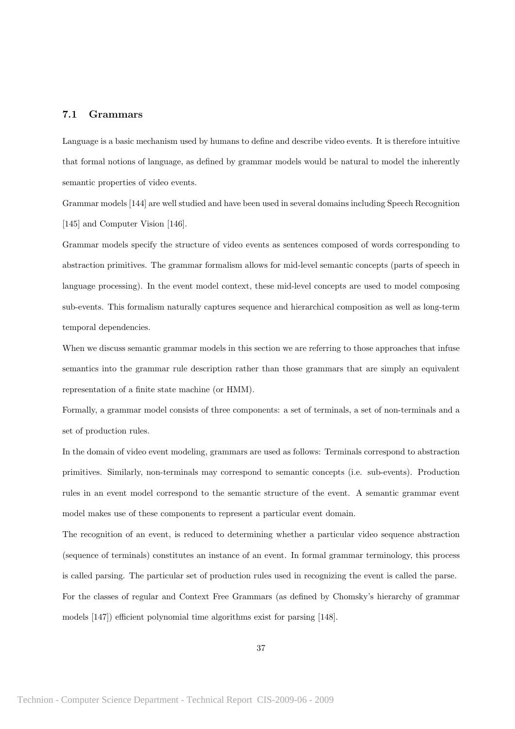## 7.1 Grammars

Language is a basic mechanism used by humans to define and describe video events. It is therefore intuitive that formal notions of language, as defined by grammar models would be natural to model the inherently semantic properties of video events.

Grammar models [144] are well studied and have been used in several domains including Speech Recognition [145] and Computer Vision [146].

Grammar models specify the structure of video events as sentences composed of words corresponding to abstraction primitives. The grammar formalism allows for mid-level semantic concepts (parts of speech in language processing). In the event model context, these mid-level concepts are used to model composing sub-events. This formalism naturally captures sequence and hierarchical composition as well as long-term temporal dependencies.

When we discuss semantic grammar models in this section we are referring to those approaches that infuse semantics into the grammar rule description rather than those grammars that are simply an equivalent representation of a finite state machine (or HMM).

Formally, a grammar model consists of three components: a set of terminals, a set of non-terminals and a set of production rules.

In the domain of video event modeling, grammars are used as follows: Terminals correspond to abstraction primitives. Similarly, non-terminals may correspond to semantic concepts (i.e. sub-events). Production rules in an event model correspond to the semantic structure of the event. A semantic grammar event model makes use of these components to represent a particular event domain.

The recognition of an event, is reduced to determining whether a particular video sequence abstraction (sequence of terminals) constitutes an instance of an event. In formal grammar terminology, this process is called parsing. The particular set of production rules used in recognizing the event is called the parse. For the classes of regular and Context Free Grammars (as defined by Chomsky's hierarchy of grammar models [147]) efficient polynomial time algorithms exist for parsing [148].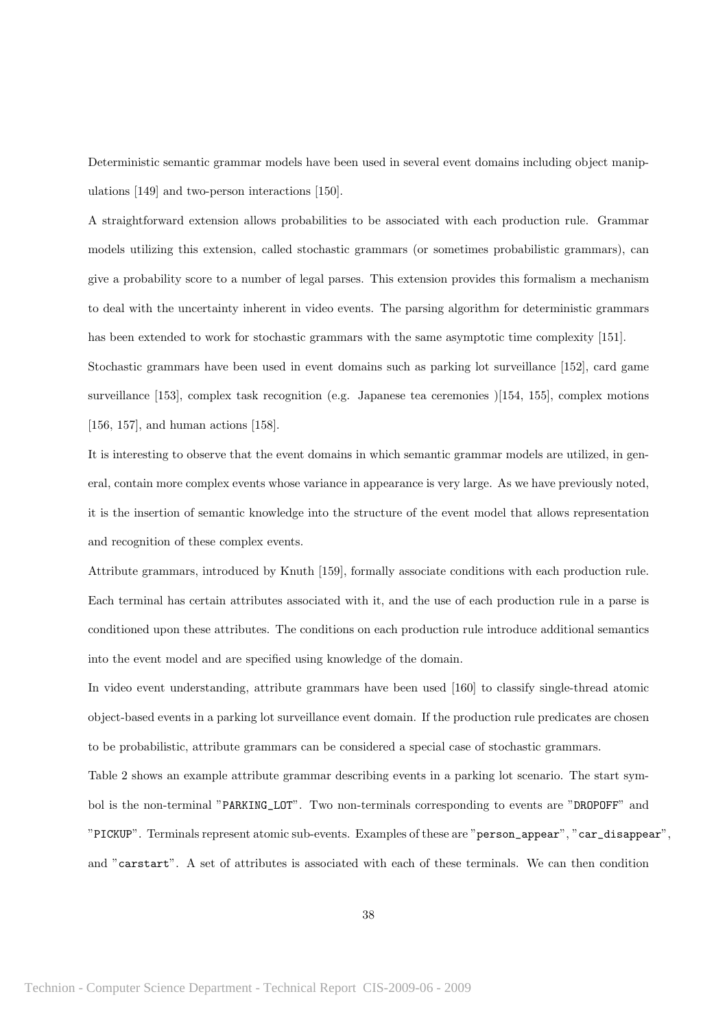Deterministic semantic grammar models have been used in several event domains including object manipulations [149] and two-person interactions [150].

A straightforward extension allows probabilities to be associated with each production rule. Grammar models utilizing this extension, called stochastic grammars (or sometimes probabilistic grammars), can give a probability score to a number of legal parses. This extension provides this formalism a mechanism to deal with the uncertainty inherent in video events. The parsing algorithm for deterministic grammars has been extended to work for stochastic grammars with the same asymptotic time complexity [151].

Stochastic grammars have been used in event domains such as parking lot surveillance [152], card game surveillance [153], complex task recognition (e.g. Japanese tea ceremonies )[154, 155], complex motions [156, 157], and human actions [158].

It is interesting to observe that the event domains in which semantic grammar models are utilized, in general, contain more complex events whose variance in appearance is very large. As we have previously noted, it is the insertion of semantic knowledge into the structure of the event model that allows representation and recognition of these complex events.

Attribute grammars, introduced by Knuth [159], formally associate conditions with each production rule. Each terminal has certain attributes associated with it, and the use of each production rule in a parse is conditioned upon these attributes. The conditions on each production rule introduce additional semantics into the event model and are specified using knowledge of the domain.

In video event understanding, attribute grammars have been used [160] to classify single-thread atomic object-based events in a parking lot surveillance event domain. If the production rule predicates are chosen to be probabilistic, attribute grammars can be considered a special case of stochastic grammars.

Table 2 shows an example attribute grammar describing events in a parking lot scenario. The start symbol is the non-terminal "`PARKING_LOT`". Two non-terminals corresponding to events are "`DROPOFF`" and "`PICKUP`". Terminals represent atomic sub-events. Examples of these are "`person_appear`", "`car_disappear`", and "`carstart`". A set of attributes is associated with each of these terminals. We can then condition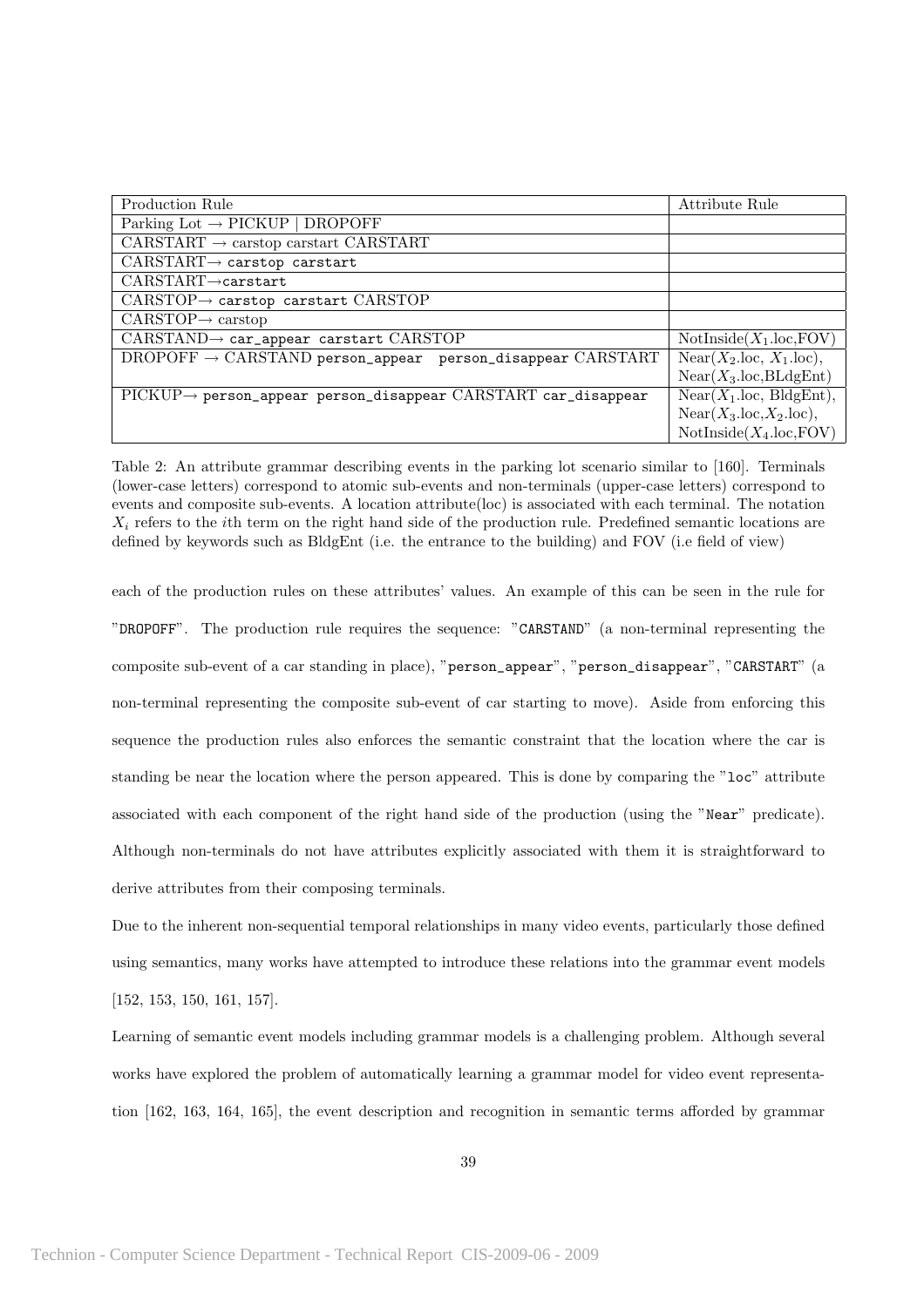| Production Rule | Attribute Rule |
|---|---|
| Parking Lot → PICKUP \| DROPOFF | |
| CARSTART → carstop carstart CARSTART | |
| CARSTART→ `carstop carstart` | |
| CARSTART→`carstart` | |
| CARSTOP→ `carstop carstart` CARSTOP | |
| CARSTOP→ carstop | |
| CARSTAND→ `car_appear carstart` CARSTOP | NotInside($X_1$.loc,FOV) |
| DROPOFF → CARSTAND `person_appear person_disappear` CARSTART | Near($X_2$.loc, $X_1$.loc), Near($X_3$.loc,BLdgEnt) |
| PICKUP→ `person_appear person_disappear` CARSTART `car_disappear` | Near($X_1$.loc, BldgEnt), Near($X_3$.loc,$X_2$.loc), NotInside($X_4$.loc,FOV) |

Table 2: An attribute grammar describing events in the parking lot scenario similar to [160]. Terminals (lower-case letters) correspond to atomic sub-events and non-terminals (upper-case letters) correspond to events and composite sub-events. A location attribute(loc) is associated with each terminal. The notation $X_i$ refers to the $i$th term on the right hand side of the production rule. Predefined semantic locations are defined by keywords such as BldgEnt (i.e. the entrance to the building) and FOV (i.e field of view)

each of the production rules on these attributes' values. An example of this can be seen in the rule for "`DROPOFF`". The production rule requires the sequence: "`CARSTAND`" (a non-terminal representing the composite sub-event of a car standing in place), "`person_appear`", "`person_disappear`", "`CARSTART`" (a non-terminal representing the composite sub-event of car starting to move). Aside from enforcing this sequence the production rules also enforces the semantic constraint that the location where the car is standing be near the location where the person appeared. This is done by comparing the "`loc`" attribute associated with each component of the right hand side of the production (using the "`Near`" predicate). Although non-terminals do not have attributes explicitly associated with them it is straightforward to derive attributes from their composing terminals.

Due to the inherent non-sequential temporal relationships in many video events, particularly those defined using semantics, many works have attempted to introduce these relations into the grammar event models [152, 153, 150, 161, 157].

Learning of semantic event models including grammar models is a challenging problem. Although several works have explored the problem of automatically learning a grammar model for video event representation [162, 163, 164, 165], the event description and recognition in semantic terms afforded by grammar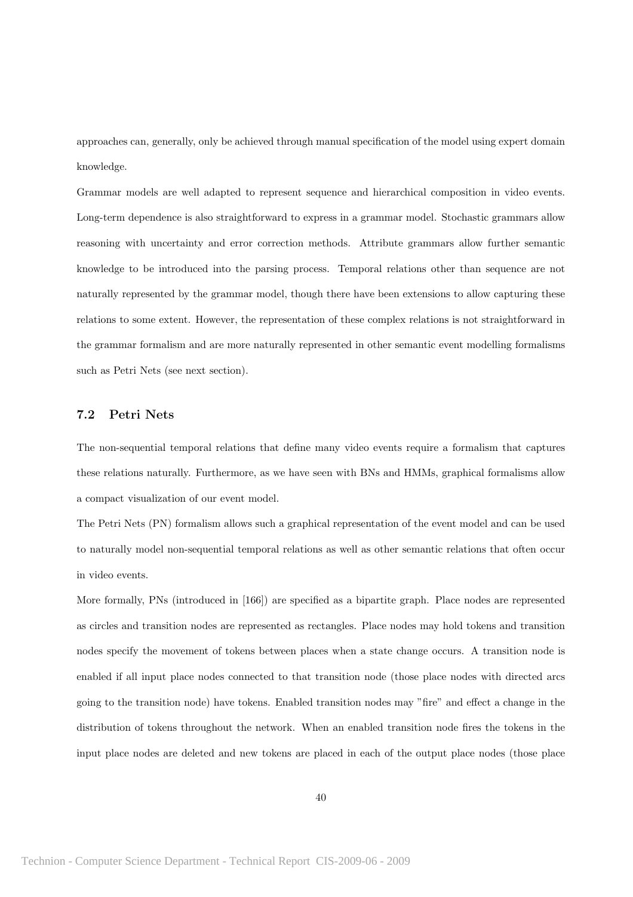approaches can, generally, only be achieved through manual specification of the model using expert domain knowledge.

Grammar models are well adapted to represent sequence and hierarchical composition in video events. Long-term dependence is also straightforward to express in a grammar model. Stochastic grammars allow reasoning with uncertainty and error correction methods. Attribute grammars allow further semantic knowledge to be introduced into the parsing process. Temporal relations other than sequence are not naturally represented by the grammar model, though there have been extensions to allow capturing these relations to some extent. However, the representation of these complex relations is not straightforward in the grammar formalism and are more naturally represented in other semantic event modelling formalisms such as Petri Nets (see next section).

### 7.2 Petri Nets

The non-sequential temporal relations that define many video events require a formalism that captures these relations naturally. Furthermore, as we have seen with BNs and HMMs, graphical formalisms allow a compact visualization of our event model.

The Petri Nets (PN) formalism allows such a graphical representation of the event model and can be used to naturally model non-sequential temporal relations as well as other semantic relations that often occur in video events.

More formally, PNs (introduced in [166]) are specified as a bipartite graph. Place nodes are represented as circles and transition nodes are represented as rectangles. Place nodes may hold tokens and transition nodes specify the movement of tokens between places when a state change occurs. A transition node is enabled if all input place nodes connected to that transition node (those place nodes with directed arcs going to the transition node) have tokens. Enabled transition nodes may "fire" and effect a change in the distribution of tokens throughout the network. When an enabled transition node fires the tokens in the input place nodes are deleted and new tokens are placed in each of the output place nodes (those place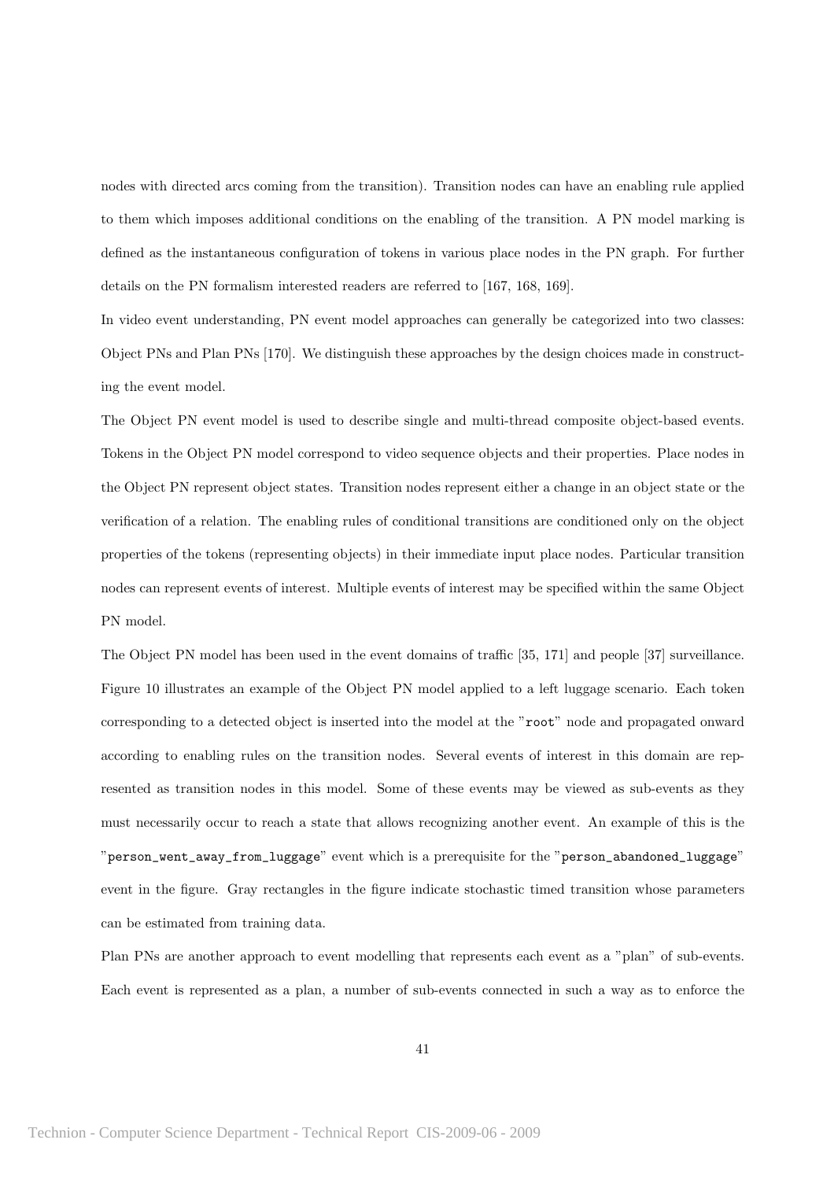nodes with directed arcs coming from the transition). Transition nodes can have an enabling rule applied to them which imposes additional conditions on the enabling of the transition. A PN model marking is defined as the instantaneous configuration of tokens in various place nodes in the PN graph. For further details on the PN formalism interested readers are referred to [167, 168, 169].

In video event understanding, PN event model approaches can generally be categorized into two classes: Object PNs and Plan PNs [170]. We distinguish these approaches by the design choices made in constructing the event model.

The Object PN event model is used to describe single and multi-thread composite object-based events. Tokens in the Object PN model correspond to video sequence objects and their properties. Place nodes in the Object PN represent object states. Transition nodes represent either a change in an object state or the verification of a relation. The enabling rules of conditional transitions are conditioned only on the object properties of the tokens (representing objects) in their immediate input place nodes. Particular transition nodes can represent events of interest. Multiple events of interest may be specified within the same Object PN model.

The Object PN model has been used in the event domains of traffic [35, 171] and people [37] surveillance. Figure 10 illustrates an example of the Object PN model applied to a left luggage scenario. Each token corresponding to a detected object is inserted into the model at the "`root`" node and propagated onward according to enabling rules on the transition nodes. Several events of interest in this domain are represented as transition nodes in this model. Some of these events may be viewed as sub-events as they must necessarily occur to reach a state that allows recognizing another event. An example of this is the "`person_went_away_from_luggage`" event which is a prerequisite for the "`person_abandoned_luggage`" event in the figure. Gray rectangles in the figure indicate stochastic timed transition whose parameters can be estimated from training data.

Plan PNs are another approach to event modelling that represents each event as a "plan" of sub-events. Each event is represented as a plan, a number of sub-events connected in such a way as to enforce the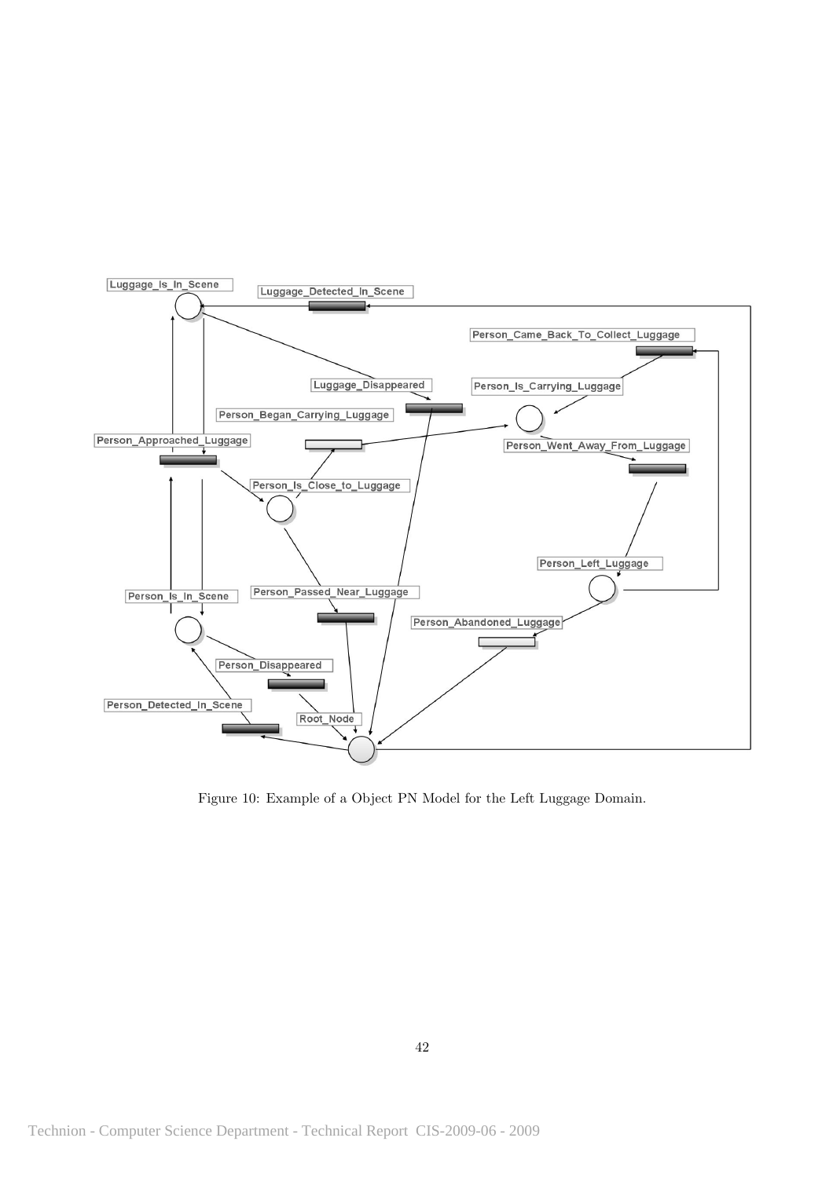Figure 10: Example of a Object PN Model for the Left Luggage Domain.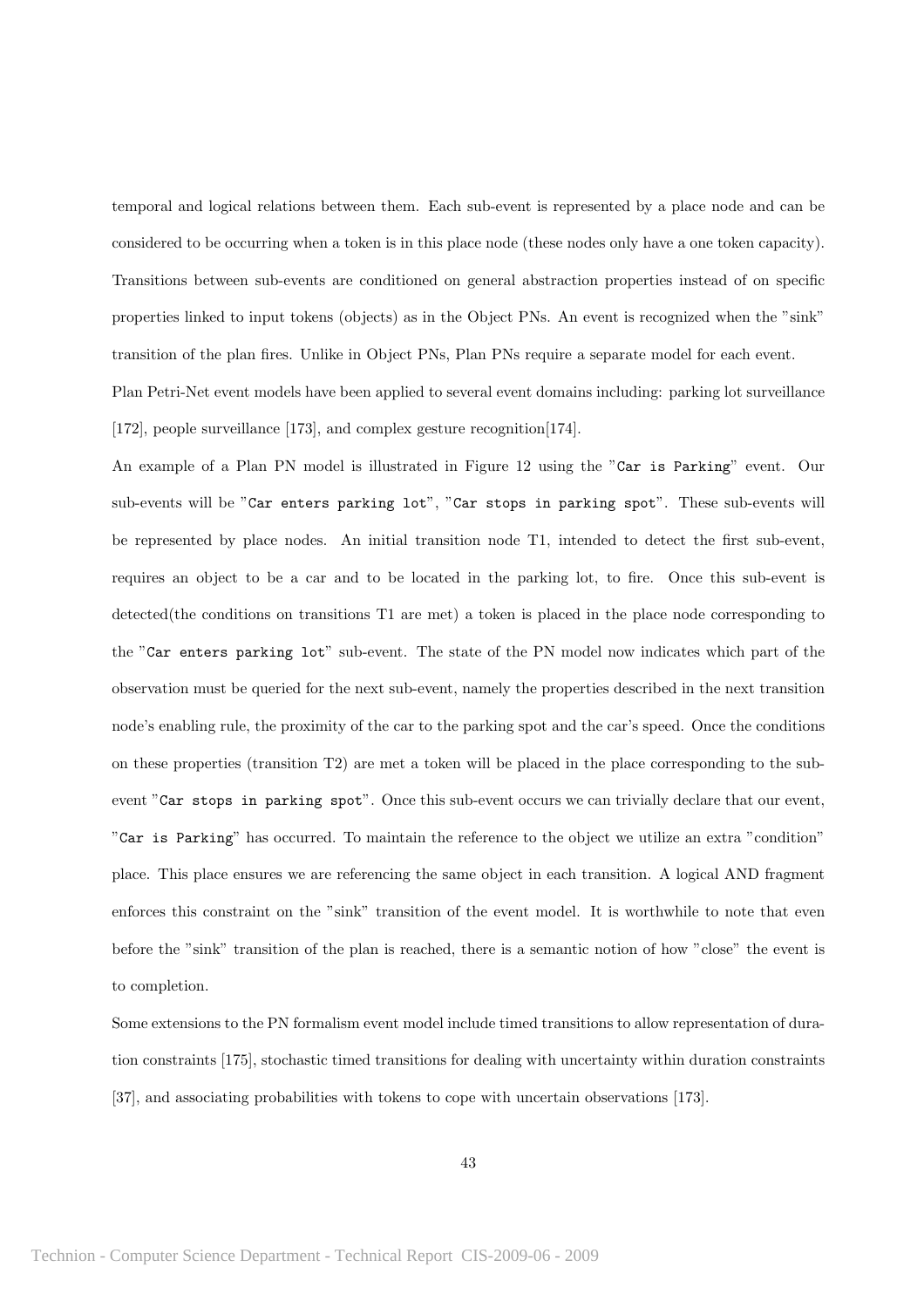temporal and logical relations between them. Each sub-event is represented by a place node and can be considered to be occurring when a token is in this place node (these nodes only have a one token capacity). Transitions between sub-events are conditioned on general abstraction properties instead of on specific properties linked to input tokens (objects) as in the Object PNs. An event is recognized when the "sink" transition of the plan fires. Unlike in Object PNs, Plan PNs require a separate model for each event.

Plan Petri-Net event models have been applied to several event domains including: parking lot surveillance [172], people surveillance [173], and complex gesture recognition[174].

An example of a Plan PN model is illustrated in Figure 12 using the "`Car is Parking`" event. Our sub-events will be "`Car enters parking lot`", "`Car stops in parking spot`". These sub-events will be represented by place nodes. An initial transition node T1, intended to detect the first sub-event, requires an object to be a car and to be located in the parking lot, to fire. Once this sub-event is detected(the conditions on transitions T1 are met) a token is placed in the place node corresponding to the "`Car enters parking lot`" sub-event. The state of the PN model now indicates which part of the observation must be queried for the next sub-event, namely the properties described in the next transition node's enabling rule, the proximity of the car to the parking spot and the car's speed. Once the conditions on these properties (transition T2) are met a token will be placed in the place corresponding to the sub-event "`Car stops in parking spot`". Once this sub-event occurs we can trivially declare that our event, "`Car is Parking`" has occurred. To maintain the reference to the object we utilize an extra "condition" place. This place ensures we are referencing the same object in each transition. A logical AND fragment enforces this constraint on the "sink" transition of the event model. It is worthwhile to note that even before the "sink" transition of the plan is reached, there is a semantic notion of how "close" the event is to completion.

Some extensions to the PN formalism event model include timed transitions to allow representation of duration constraints [175], stochastic timed transitions for dealing with uncertainty within duration constraints [37], and associating probabilities with tokens to cope with uncertain observations [173].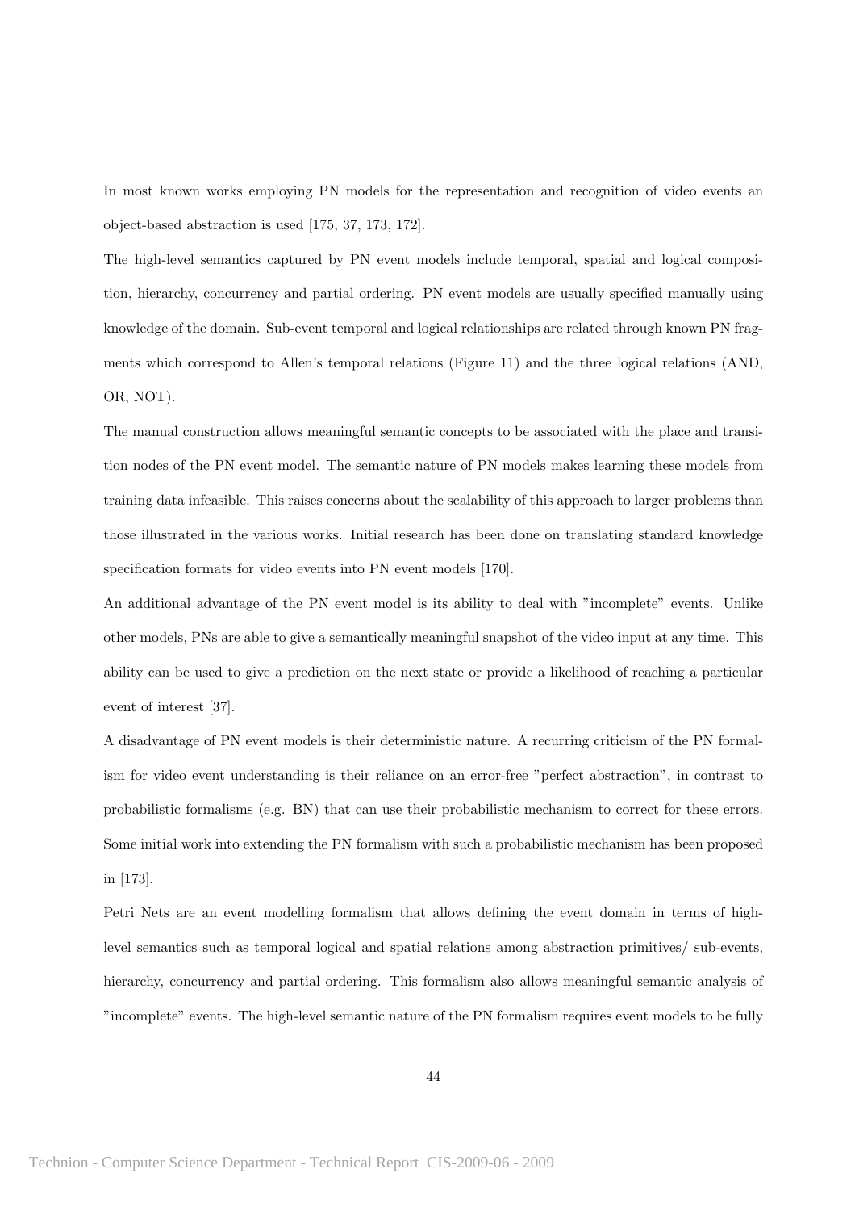In most known works employing PN models for the representation and recognition of video events an object-based abstraction is used [175, 37, 173, 172].

The high-level semantics captured by PN event models include temporal, spatial and logical composition, hierarchy, concurrency and partial ordering. PN event models are usually specified manually using knowledge of the domain. Sub-event temporal and logical relationships are related through known PN fragments which correspond to Allen's temporal relations (Figure 11) and the three logical relations (AND, OR, NOT).

The manual construction allows meaningful semantic concepts to be associated with the place and transition nodes of the PN event model. The semantic nature of PN models makes learning these models from training data infeasible. This raises concerns about the scalability of this approach to larger problems than those illustrated in the various works. Initial research has been done on translating standard knowledge specification formats for video events into PN event models [170].

An additional advantage of the PN event model is its ability to deal with "incomplete" events. Unlike other models, PNs are able to give a semantically meaningful snapshot of the video input at any time. This ability can be used to give a prediction on the next state or provide a likelihood of reaching a particular event of interest [37].

A disadvantage of PN event models is their deterministic nature. A recurring criticism of the PN formalism for video event understanding is their reliance on an error-free "perfect abstraction", in contrast to probabilistic formalisms (e.g. BN) that can use their probabilistic mechanism to correct for these errors. Some initial work into extending the PN formalism with such a probabilistic mechanism has been proposed in [173].

Petri Nets are an event modelling formalism that allows defining the event domain in terms of high-level semantics such as temporal logical and spatial relations among abstraction primitives/ sub-events, hierarchy, concurrency and partial ordering. This formalism also allows meaningful semantic analysis of "incomplete" events. The high-level semantic nature of the PN formalism requires event models to be fully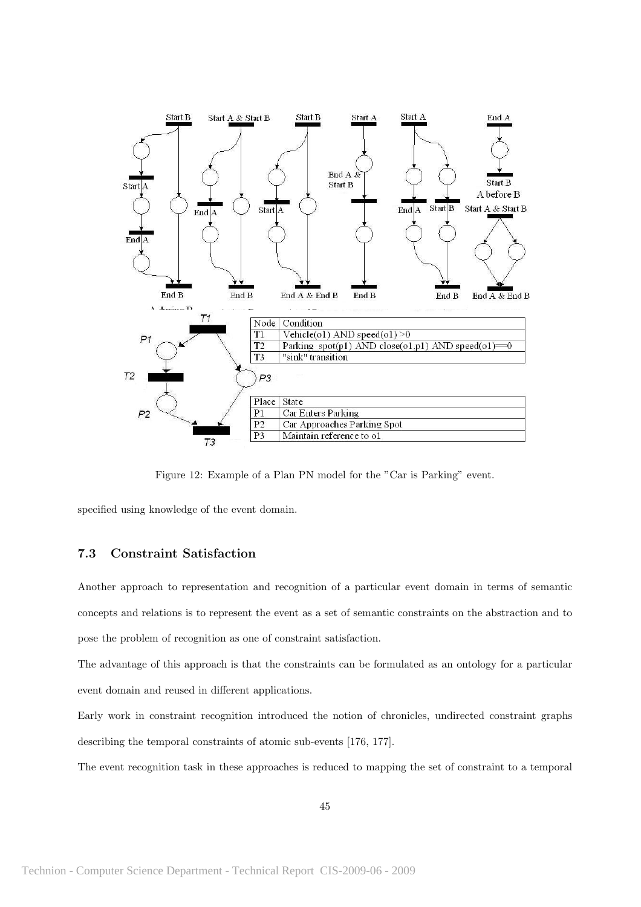| Node | Condition |
|---|---|
| T1 | Vehicle(o1) AND speed(o1) >0 |
| T2 | Parking_spot(p1) AND close(o1,p1) AND speed(o1)==0 |
| T3 | "sink" transition |

| Place | State |
|---|---|
| P1 | Car Enters Parking |
| P2 | Car Approaches Parking Spot |
| P3 | Maintain reference to o1 |

Figure 12: Example of a Plan PN model for the "Car is Parking" event.

specified using knowledge of the event domain.

### 7.3 Constraint Satisfaction

Another approach to representation and recognition of a particular event domain in terms of semantic concepts and relations is to represent the event as a set of semantic constraints on the abstraction and to pose the problem of recognition as one of constraint satisfaction.

The advantage of this approach is that the constraints can be formulated as an ontology for a particular event domain and reused in different applications.

Early work in constraint recognition introduced the notion of chronicles, undirected constraint graphs describing the temporal constraints of atomic sub-events [176, 177].

The event recognition task in these approaches is reduced to mapping the set of constraint to a temporal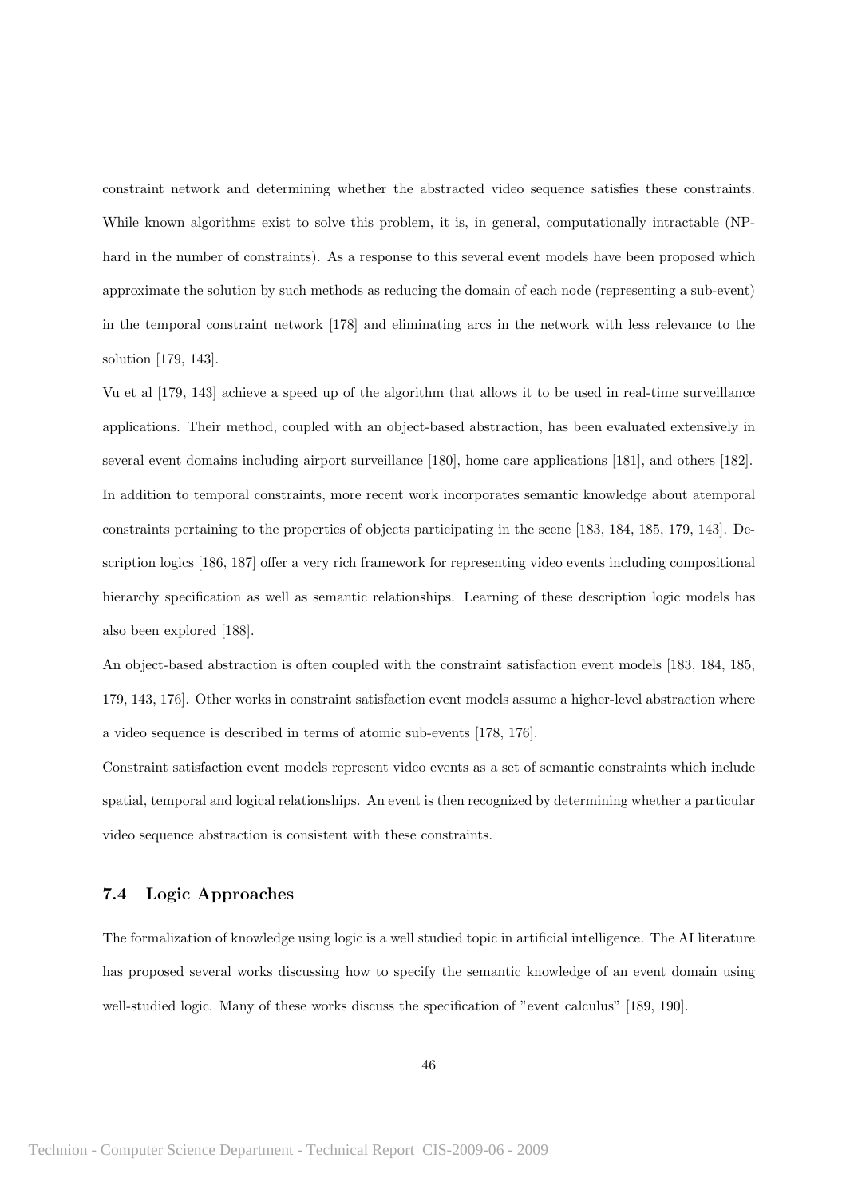constraint network and determining whether the abstracted video sequence satisfies these constraints. While known algorithms exist to solve this problem, it is, in general, computationally intractable (NP-hard in the number of constraints). As a response to this several event models have been proposed which approximate the solution by such methods as reducing the domain of each node (representing a sub-event) in the temporal constraint network [178] and eliminating arcs in the network with less relevance to the solution [179, 143].

Vu et al [179, 143] achieve a speed up of the algorithm that allows it to be used in real-time surveillance applications. Their method, coupled with an object-based abstraction, has been evaluated extensively in several event domains including airport surveillance [180], home care applications [181], and others [182]. In addition to temporal constraints, more recent work incorporates semantic knowledge about atemporal constraints pertaining to the properties of objects participating in the scene [183, 184, 185, 179, 143]. Description logics [186, 187] offer a very rich framework for representing video events including compositional hierarchy specification as well as semantic relationships. Learning of these description logic models has also been explored [188].

An object-based abstraction is often coupled with the constraint satisfaction event models [183, 184, 185, 179, 143, 176]. Other works in constraint satisfaction event models assume a higher-level abstraction where a video sequence is described in terms of atomic sub-events [178, 176].

Constraint satisfaction event models represent video events as a set of semantic constraints which include spatial, temporal and logical relationships. An event is then recognized by determining whether a particular video sequence abstraction is consistent with these constraints.

## 7.4 Logic Approaches

The formalization of knowledge using logic is a well studied topic in artificial intelligence. The AI literature has proposed several works discussing how to specify the semantic knowledge of an event domain using well-studied logic. Many of these works discuss the specification of "event calculus" [189, 190].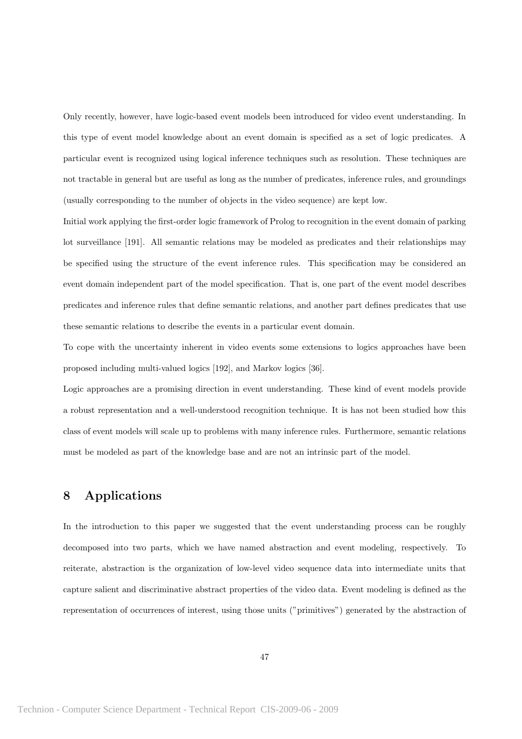Only recently, however, have logic-based event models been introduced for video event understanding. In this type of event model knowledge about an event domain is specified as a set of logic predicates. A particular event is recognized using logical inference techniques such as resolution. These techniques are not tractable in general but are useful as long as the number of predicates, inference rules, and groundings (usually corresponding to the number of objects in the video sequence) are kept low.

Initial work applying the first-order logic framework of Prolog to recognition in the event domain of parking lot surveillance [191]. All semantic relations may be modeled as predicates and their relationships may be specified using the structure of the event inference rules. This specification may be considered an event domain independent part of the model specification. That is, one part of the event model describes predicates and inference rules that define semantic relations, and another part defines predicates that use these semantic relations to describe the events in a particular event domain.

To cope with the uncertainty inherent in video events some extensions to logics approaches have been proposed including multi-valued logics [192], and Markov logics [36].

Logic approaches are a promising direction in event understanding. These kind of event models provide a robust representation and a well-understood recognition technique. It is has not been studied how this class of event models will scale up to problems with many inference rules. Furthermore, semantic relations must be modeled as part of the knowledge base and are not an intrinsic part of the model.

# 8 Applications

In the introduction to this paper we suggested that the event understanding process can be roughly decomposed into two parts, which we have named abstraction and event modeling, respectively. To reiterate, abstraction is the organization of low-level video sequence data into intermediate units that capture salient and discriminative abstract properties of the video data. Event modeling is defined as the representation of occurrences of interest, using those units ("primitives") generated by the abstraction of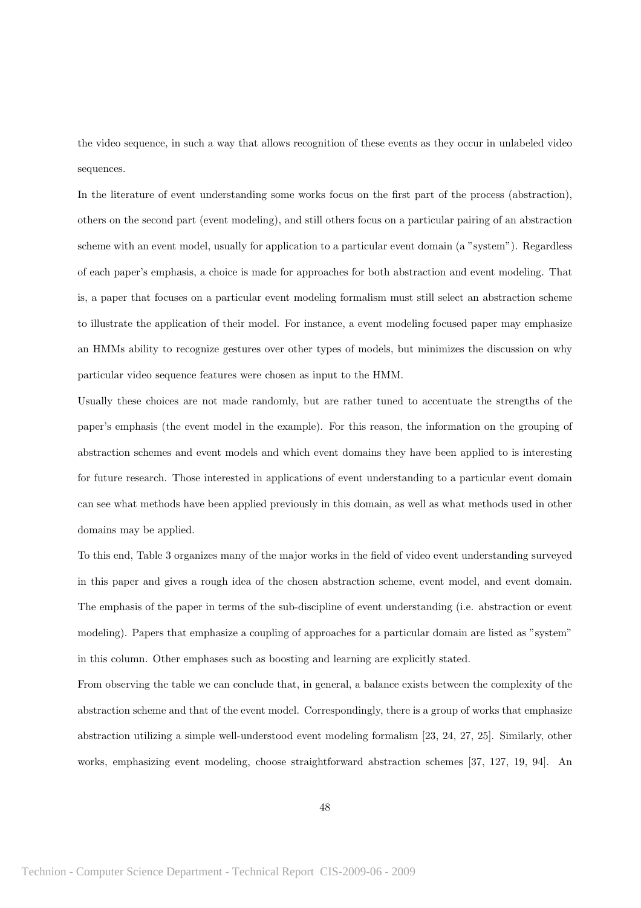the video sequence, in such a way that allows recognition of these events as they occur in unlabeled video sequences.

In the literature of event understanding some works focus on the first part of the process (abstraction), others on the second part (event modeling), and still others focus on a particular pairing of an abstraction scheme with an event model, usually for application to a particular event domain (a "system"). Regardless of each paper's emphasis, a choice is made for approaches for both abstraction and event modeling. That is, a paper that focuses on a particular event modeling formalism must still select an abstraction scheme to illustrate the application of their model. For instance, a event modeling focused paper may emphasize an HMMs ability to recognize gestures over other types of models, but minimizes the discussion on why particular video sequence features were chosen as input to the HMM.

Usually these choices are not made randomly, but are rather tuned to accentuate the strengths of the paper's emphasis (the event model in the example). For this reason, the information on the grouping of abstraction schemes and event models and which event domains they have been applied to is interesting for future research. Those interested in applications of event understanding to a particular event domain can see what methods have been applied previously in this domain, as well as what methods used in other domains may be applied.

To this end, Table 3 organizes many of the major works in the field of video event understanding surveyed in this paper and gives a rough idea of the chosen abstraction scheme, event model, and event domain. The emphasis of the paper in terms of the sub-discipline of event understanding (i.e. abstraction or event modeling). Papers that emphasize a coupling of approaches for a particular domain are listed as "system" in this column. Other emphases such as boosting and learning are explicitly stated.

From observing the table we can conclude that, in general, a balance exists between the complexity of the abstraction scheme and that of the event model. Correspondingly, there is a group of works that emphasize abstraction utilizing a simple well-understood event modeling formalism [23, 24, 27, 25]. Similarly, other works, emphasizing event modeling, choose straightforward abstraction schemes [37, 127, 19, 94]. An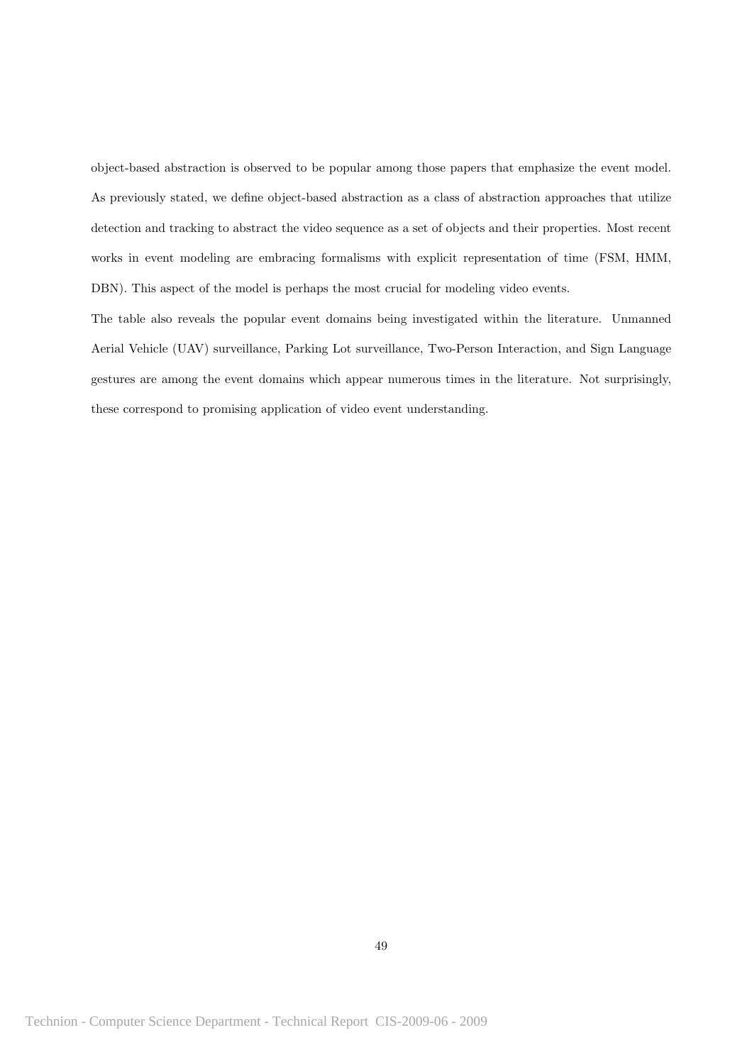object-based abstraction is observed to be popular among those papers that emphasize the event model. As previously stated, we define object-based abstraction as a class of abstraction approaches that utilize detection and tracking to abstract the video sequence as a set of objects and their properties. Most recent works in event modeling are embracing formalisms with explicit representation of time (FSM, HMM, DBN). This aspect of the model is perhaps the most crucial for modeling video events.

The table also reveals the popular event domains being investigated within the literature. Unmanned Aerial Vehicle (UAV) surveillance, Parking Lot surveillance, Two-Person Interaction, and Sign Language gestures are among the event domains which appear numerous times in the literature. Not surprisingly, these correspond to promising application of video event understanding.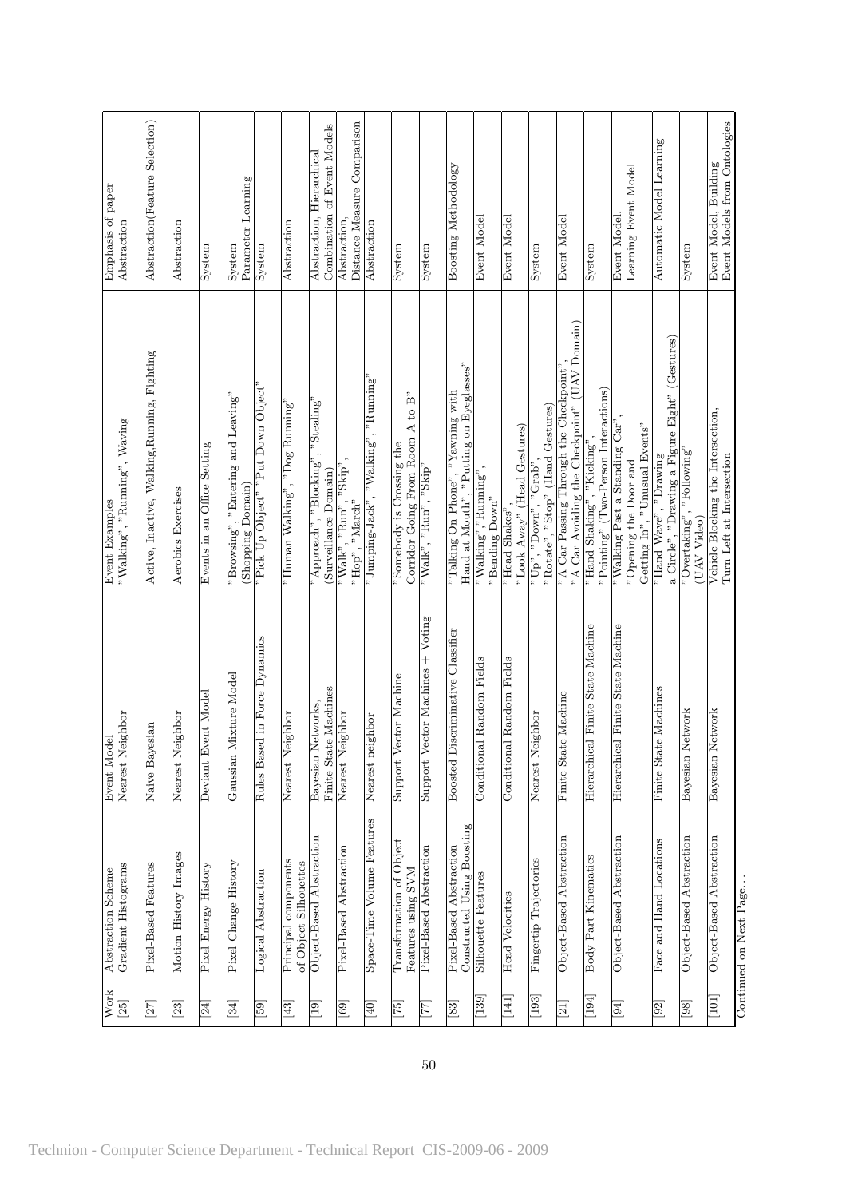| Work | Abstraction Scheme | Event Model | Event Examples | Emphasis of paper |
|---|---|---|---|---|
| [25] | Gradient Histograms | Nearest Neighbor | "Walking", "Running", Waving | Abstraction |
| [27] | Pixel-Based Features | Naive Bayesian | Active, Inactive, Walking,Running, Fighting | Abstraction(Feature Selection) |
| [23] | Motion History Images | Nearest Neighbor | Aerobics Exercises | Abstraction |
| [24] | Pixel Energy History | Deviant Event Model | Events in an Office Setting | System |
| [34] | Pixel Change History | Gaussian Mixture Model | "Browsing", "Entering and Leaving" (Shopping Domain) | System Parameter Learning |
| [59] | Logical Abstraction | Rules Based in Force Dynamics | "Pick Up Object" "Put Down Object" | System |
| [43] | Principal components of Object Silhouettes | Nearest Neighbor | "Human Walking", "Dog Running" | Abstraction |
| [19] | Object-Based Abstraction | Bayesian Networks, Finite State Machines | "Approach", "Blocking", "Stealing" (Surveillance Domain) | Abstraction, Hierarchical Combination of Event Models |
| [69] | Pixel-Based Abstraction | Nearest Neighbor | "Walk", "Run", "Skip", "Hop", "March" | Abstraction, Distance Measure Comparison |
| [40] | Space-Time Volume Features | Nearest neighbor | "Jumping-Jack", "Walking", "Running" | Abstraction |
| [75] | Transformation of Object Features using SVM | Support Vector Machine | "Somebody is Crossing the Corridor Going From Room A to B" | System |
| [77] | Pixel-Based Abstraction | Support Vector Machines + Voting | "Walk", "Run", "Skip" | System |
| [83] | Pixel-Based Abstraction Constructed Using Boosting | Boosted Discriminative Classifier | "Talking On Phone", "Yawning with Hand at Mouth", "Putting on Eyeglasses" | Boosting Methodology |
| [139] | Silhouette Features | Conditional Random Fields | "Walking","Running", "Bending Down" | Event Model |
| [141] | Head Velocities | Conditional Random Fields | "Head Shakes", "Look Away" (Head Gestures) | Event Model |
| [193] | Fingertip Trajectories | Nearest Neighbor | "Up", "Down", "Grab", "Rotate", "Stop" (Hand Gestures) | System |
| [21] | Object-Based Abstraction | Finite State Machine | "A Car Passing Through the Checkpoint", "A Car Avoiding the Checkpoint" (UAV Domain) | Event Model |
| [194] | Body Part Kinematics | Hierarchical Finite State Machine | "Hand-Shaking", "Kicking", "Pointing" (Two-Person Interactions) | System |
| [94] | Object-Based Abstraction | Hierarchical Finite State Machine | "Walking Past a Standing Car", "Opening the Door and Getting In", "Unusual Events" | Event Model, Learning Event Model |
| [92] | Face and Hand Locations | Finite State Machines | "Hand Wave", "Drawing a Circle", "Drawing a Figure Eight" (Gestures) | Automatic Model Learning |
| [98] | Object-Based Abstraction | Bayesian Network | "Overtaking", "Following" (UAV Video) | System |
| [101] | Object-Based Abstraction | Bayesian Network | Vehicle Blocking the Intersection, Turn Left at Intersection | Event Model, Building Event Models from Ontologies |

Continued on Next Page...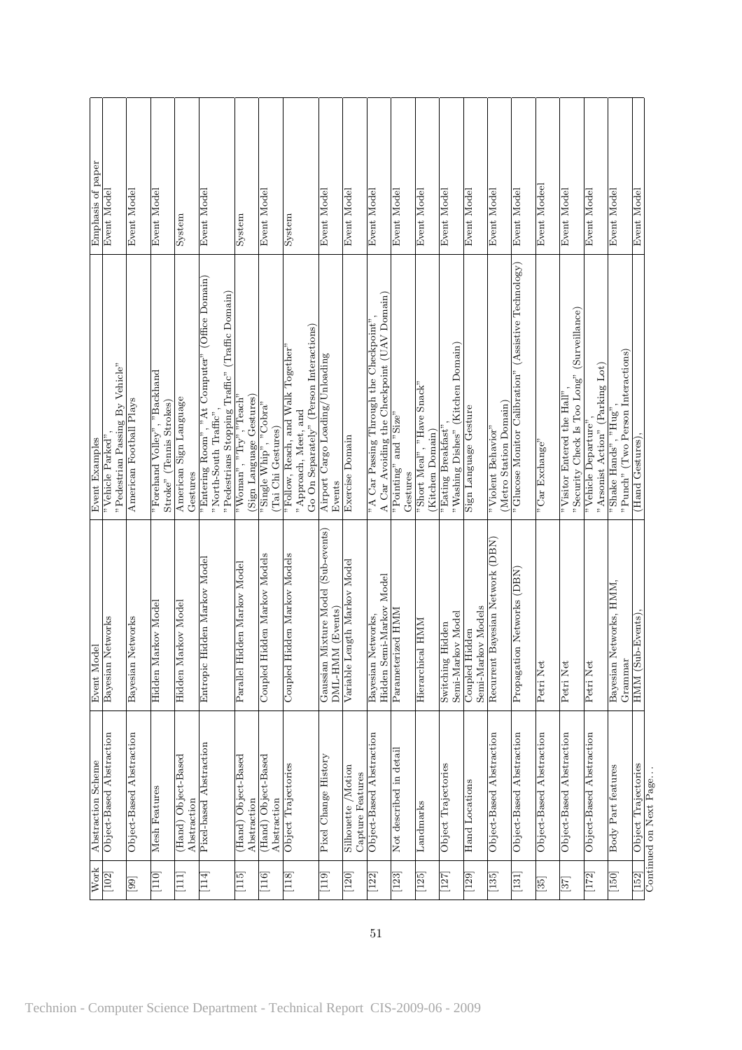| Work | Abstraction Scheme | Event Model | Event Examples | Emphasis of paper |
|---|---|---|---|---|
| [102] | Object-Based Abstraction | Bayesian Networks | "Vehicle Parked", "Pedestrian Passing By Vehicle" | Event Model |
| [99] | Object-Based Abstraction | Bayesian Networks | American Football Plays | Event Model |
| [110] | Mesh Features | Hidden Markov Model | "Forehand Volley", "Backhand Stroke" (Tennis Strokes) | Event Model |
| [111] | (Hand) Object-Based Abstraction | Hidden Markov Model | American Sign Language Gestures | System |
| [114] | Pixel-based Abstraction | Entropic Hidden Markov Model | "Entering Room", "At Computer" (Office Domain) "North-South Traffic", "Pedestrians Stopping Traffic" (Traffic Domain) | Event Model |
| [115] | (Hand) Object-Based Abstraction | Parallel Hidden Markov Model | "Woman", "Try", "Teach" (Sign Language Gestures) | System |
| [116] | (Hand) Object-Based Abstraction | Coupled Hidden Markov Models | "Single Whip", "Cobra" (Tai Chi Gestures) | Event Model |
| [118] | Object Trajectories | Coupled Hidden Markov Models | "Follow, Reach, and Walk Together" "Approach, Meet, and Go On Separately" (Person Interactions) | System |
| [119] | Pixel Change History | Gaussian Mixture Model (Sub-events) DML-HMM (Events) | Airport Cargo Loading/Unloading Events | Event Model |
| [120] | Silhouette /Motion Capture Features | Variable Length Markov Model | Exercise Domain | Event Model |
| [122] | Object-Based Abstraction | Bayesian Networks, Hidden Semi-Markov Model | "A Car Passing Through the Checkpoint", A Car Avoiding the Checkpoint (UAV Domain) | Event Model |
| [123] | Not described in detail | Parameterized HMM | "Pointing" and "Size" Gestures | Event Model |
| [125] | Landmarks | Hierarchical HMM | "Short Meal", "Have Snack" (Kitchen Domain) | Event Model |
| [127] | Object Trajectories | Switching Hidden Semi-Markov Model | "Eating Breakfast", "Washing Dishes" (Kitchen Domain) | Event Model |
| [129] | Hand Locations | Coupled Hidden Semi-Markov Models | Sign Language Gesture | Event Model |
| [135] | Object-Based Abstraction | Recurrent Bayesian Network (DBN) | "Violent Behavior" (Metro Station Domain) | Event Model |
| [131] | Object-Based Abstraction | Propagation Networks (DBN) | "Glucose Monitor Calibration" (Assistive Technology) | Event Model |
| [35] | Object-Based Abstraction | Petri Net | "Car Exchange" | Event Modeel |
| [37] | Object-Based Abstraction | Petri Net | "Visitor Entered the Hall", "Security Check Is Too Long" (Surveillance) | Event Model |
| [172] | Object-Based Abstraction | Petri Net | "Vehicle Departure", "Arsonist Action" (Parking Lot) | Event Model |
| [150] | Body Part features | Bayesian Networks, HMM, Grammar | "Shake Hands", "Hug", "Punch" (Two Person Interactions) | Event Model |
| [152] | Object Trajectories | HMM (Sub-Events), | (Hand Gestures), | Event Model |

Continued on Next Page...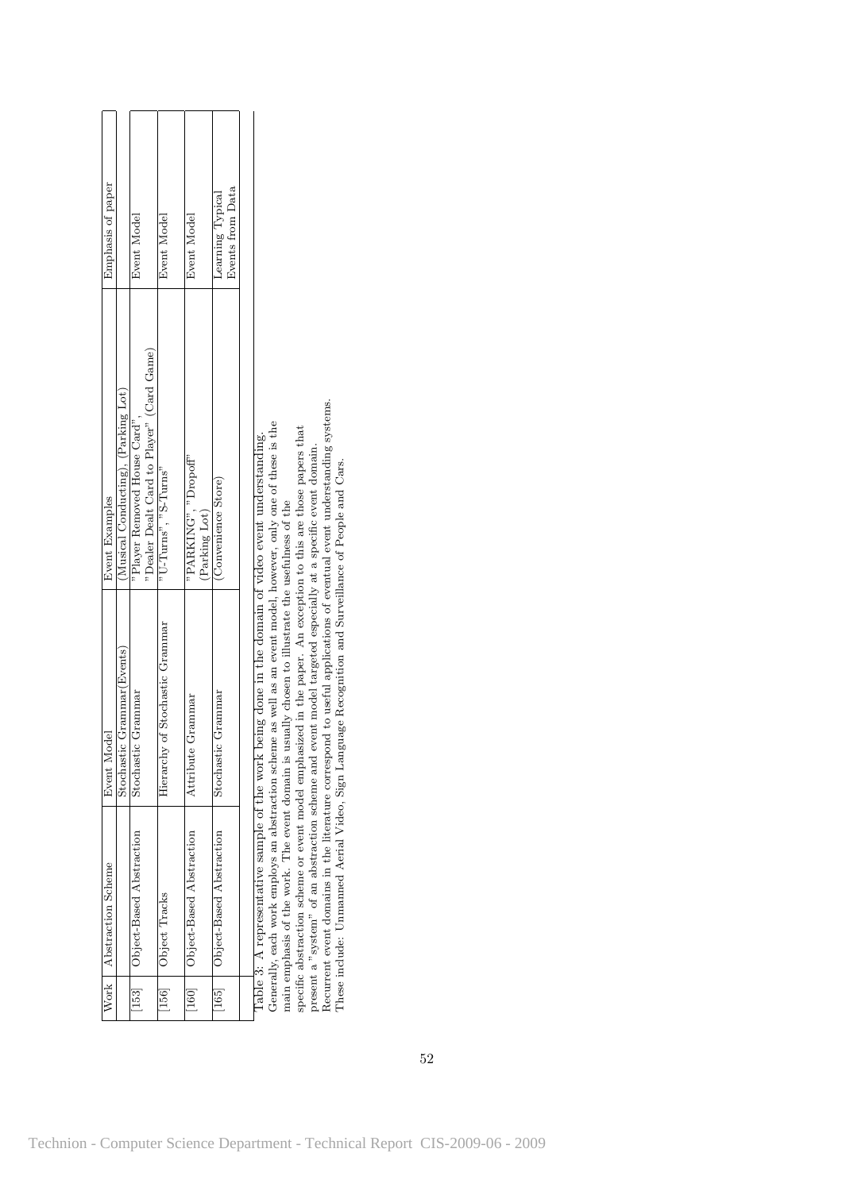| Work | Abstraction Scheme | Event Model | Event Examples | Emphasis of paper |
|---|---|---|---|---|
| | | Stochastic Grammar(Events) | (Musical Conducting), (Parking Lot) | |
| [153] | Object-Based Abstraction | Stochastic Grammar | "Player Removed House Card", "Dealer Dealt Card to Player" (Card Game) | Event Model |
| [156] | Object Tracks | Hierarchy of Stochastic Grammar | "U-Turns", "S-Turns" | Event Model |
| [160] | Object-Based Abstraction | Attribute Grammar | "PARKING", "Dropoff" (Parking Lot) | Event Model |
| [165] | Object-Based Abstraction | Stochastic Grammar | (Convenience Store) | Learning Typical Events from Data |

Table 3: A representative sample of the work being done in the domain of video event understanding. Generally, each work employs an abstraction scheme as well as an event model, however, only one of these is the main emphasis of the work. The event domain is usually chosen to illustrate the usefulness of the specific abstraction scheme or event model emphasized in the paper. An exception to this are those papers that present a "system" of an abstraction scheme and event model targeted especially at a specific event domain. Recurrent event domains in the literature correspond to useful applications of eventual event understanding systems. These include: Unmanned Aerial Video, Sign Language Recognition and Surveillance of People and Cars.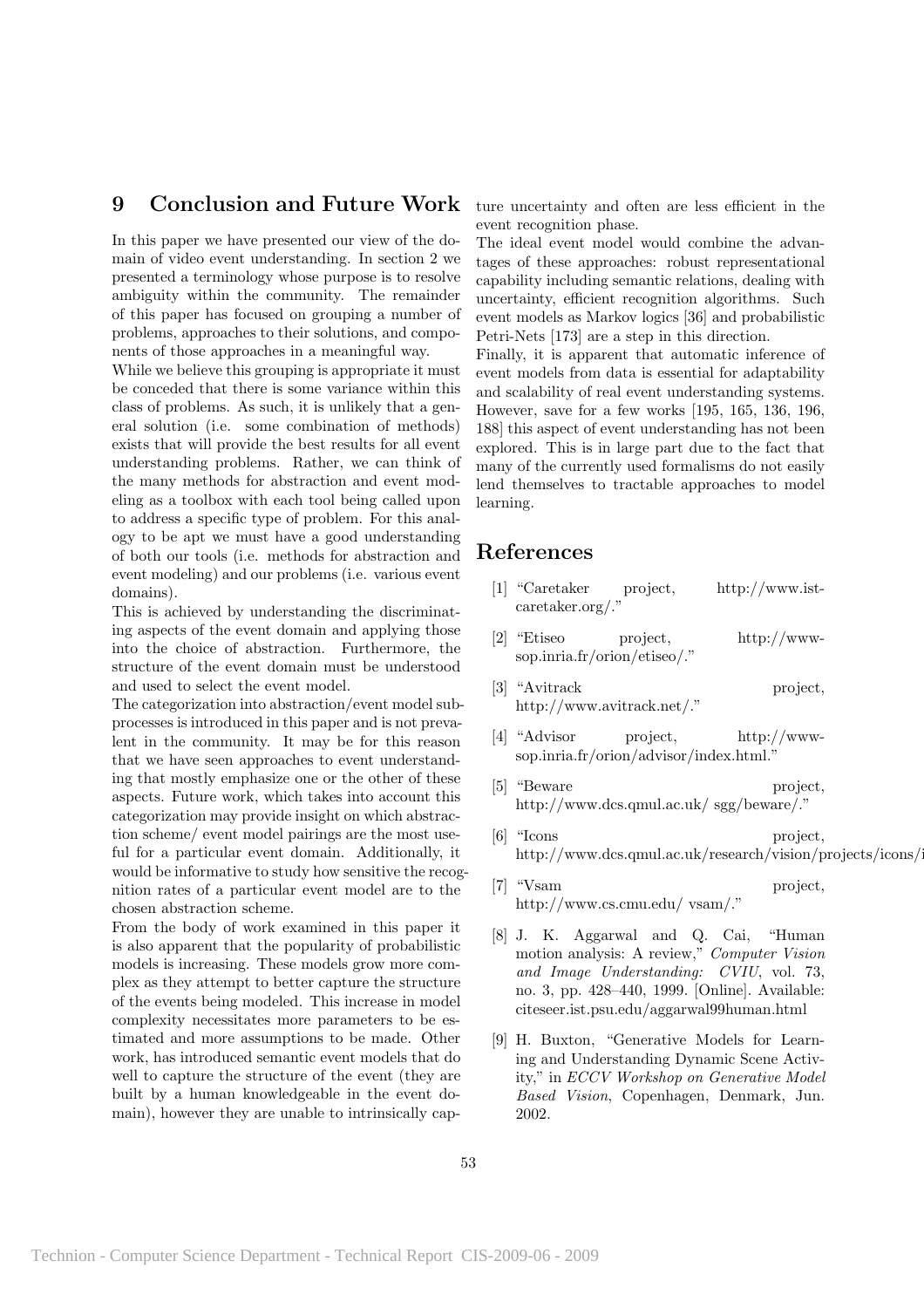# 9 Conclusion and Future Work

In this paper we have presented our view of the domain of video event understanding. In section 2 we presented a terminology whose purpose is to resolve ambiguity within the community. The remainder of this paper has focused on grouping a number of problems, approaches to their solutions, and components of those approaches in a meaningful way.

While we believe this grouping is appropriate it must be conceded that there is some variance within this class of problems. As such, it is unlikely that a general solution (i.e. some combination of methods) exists that will provide the best results for all event understanding problems. Rather, we can think of the many methods for abstraction and event modeling as a toolbox with each tool being called upon to address a specific type of problem. For this analogy to be apt we must have a good understanding of both our tools (i.e. methods for abstraction and event modeling) and our problems (i.e. various event domains).

This is achieved by understanding the discriminating aspects of the event domain and applying those into the choice of abstraction. Furthermore, the structure of the event domain must be understood and used to select the event model.

The categorization into abstraction/event model subprocesses is introduced in this paper and is not prevalent in the community. It may be for this reason that we have seen approaches to event understanding that mostly emphasize one or the other of these aspects. Future work, which takes into account this categorization may provide insight on which abstraction scheme/ event model pairings are the most useful for a particular event domain. Additionally, it would be informative to study how sensitive the recognition rates of a particular event model are to the chosen abstraction scheme.

From the body of work examined in this paper it is also apparent that the popularity of probabilistic models is increasing. These models grow more complex as they attempt to better capture the structure of the events being modeled. This increase in model complexity necessitates more parameters to be estimated and more assumptions to be made. Other work, has introduced semantic event models that do well to capture the structure of the event (they are built by a human knowledgeable in the event domain), however they are unable to intrinsically capture uncertainty and often are less efficient in the event recognition phase.

The ideal event model would combine the advantages of these approaches: robust representational capability including semantic relations, dealing with uncertainty, efficient recognition algorithms. Such event models as Markov logics [36] and probabilistic Petri-Nets [173] are a step in this direction.

Finally, it is apparent that automatic inference of event models from data is essential for adaptability and scalability of real event understanding systems. However, save for a few works [195, 165, 136, 196, 188] this aspect of event understanding has not been explored. This is in large part due to the fact that many of the currently used formalisms do not easily lend themselves to tractable approaches to model learning.

# References

[1] "Caretaker project, http://www.ist-caretaker.org/."

[2] "Etiseo project, http://www-sop.inria.fr/orion/etiseo/."

[3] "Avitrack project, http://www.avitrack.net/."

[4] "Advisor project, http://www-sop.inria.fr/orion/advisor/index.html."

[5] "Beware project, http://www.dcs.qmul.ac.uk/ sgg/beware/."

[6] "Icons project, http://www.dcs.qmul.ac.uk/research/vision/projects/icons/i

[7] "Vsam project, http://www.cs.cmu.edu/ vsam/."

[8] J. K. Aggarwal and Q. Cai, "Human motion analysis: A review," *Computer Vision and Image Understanding: CVIU*, vol. 73, no. 3, pp. 428–440, 1999. [Online]. Available: citeseer.ist.psu.edu/aggarwal99human.html

[9] H. Buxton, "Generative Models for Learning and Understanding Dynamic Scene Activity," in *ECCV Workshop on Generative Model Based Vision*, Copenhagen, Denmark, Jun. 2002.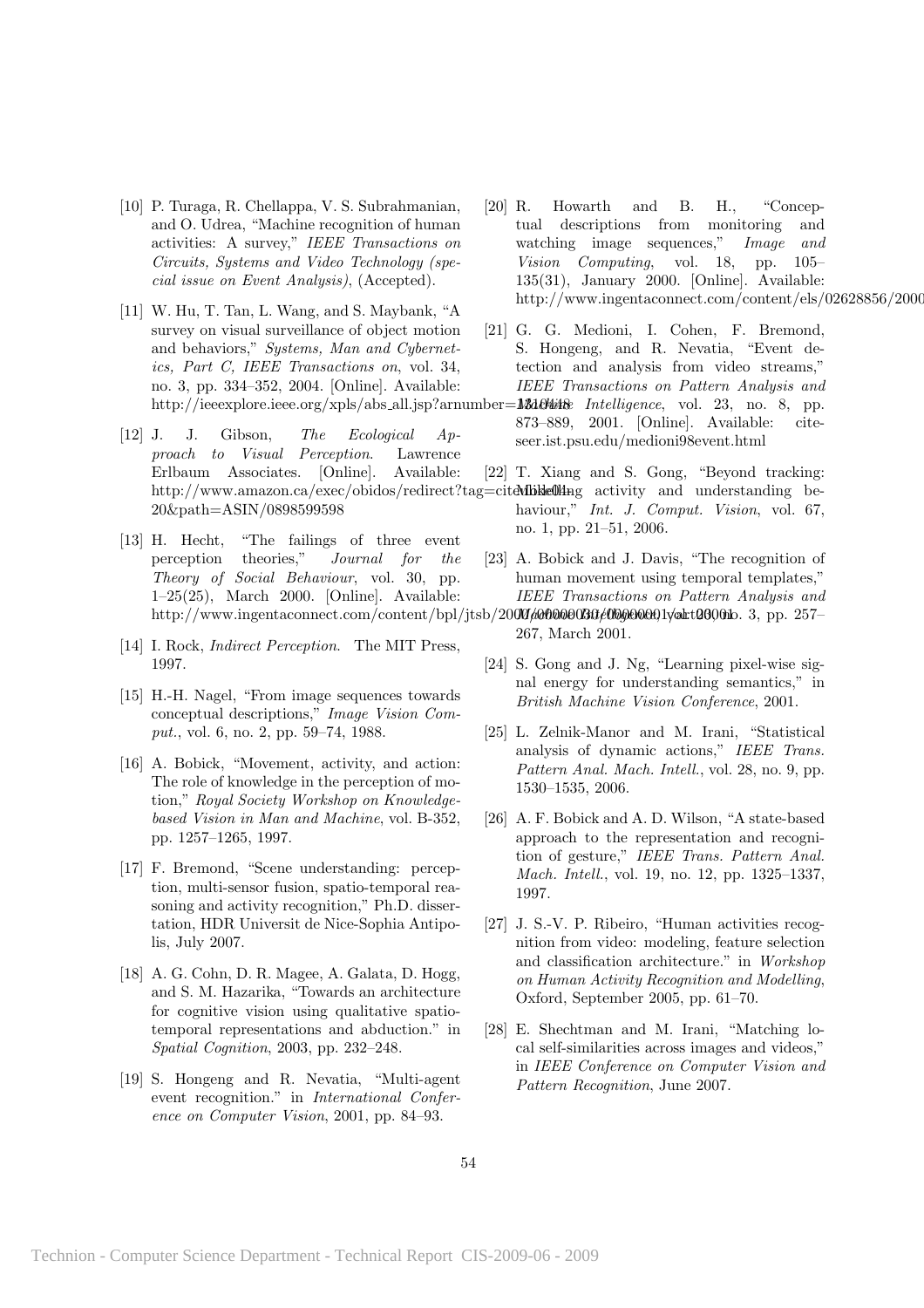[10] P. Turaga, R. Chellappa, V. S. Subrahmanian, and O. Udrea, "Machine recognition of human activities: A survey," *IEEE Transactions on Circuits, Systems and Video Technology (special issue on Event Analysis)*, (Accepted).

[11] W. Hu, T. Tan, L. Wang, and S. Maybank, "A survey on visual surveillance of object motion and behaviors," *Systems, Man and Cybernetics, Part C, IEEE Transactions on*, vol. 34, no. 3, pp. 334–352, 2004. [Online]. Available: http://ieeexplore.ieee.org/xpls/abs_all.jsp?arnumber=1310448

[12] J. J. Gibson, *The Ecological Approach to Visual Perception*. Lawrence Erlbaum Associates. [Online]. Available: http://www.amazon.ca/exec/obidos/redirect?tag=citeulike09-20&path=ASIN/0898599598

[13] H. Hecht, "The failings of three event perception theories," *Journal for the Theory of Social Behaviour*, vol. 30, pp. 1–25(25), March 2000. [Online]. Available: http://www.ingentaconnect.com/content/bpl/jtsb/2000/00000030/00000001/art00001

[14] I. Rock, *Indirect Perception*. The MIT Press, 1997.

[15] H.-H. Nagel, "From image sequences towards conceptual descriptions," *Image Vision Comput.*, vol. 6, no. 2, pp. 59–74, 1988.

[16] A. Bobick, "Movement, activity, and action: The role of knowledge in the perception of motion," *Royal Society Workshop on Knowledge-based Vision in Man and Machine*, vol. B-352, pp. 1257–1265, 1997.

[17] F. Bremond, "Scene understanding: perception, multi-sensor fusion, spatio-temporal reasoning and activity recognition," Ph.D. dissertation, HDR Universit de Nice-Sophia Antipolis, July 2007.

[18] A. G. Cohn, D. R. Magee, A. Galata, D. Hogg, and S. M. Hazarika, "Towards an architecture for cognitive vision using qualitative spatio-temporal representations and abduction." in *Spatial Cognition*, 2003, pp. 232–248.

[19] S. Hongeng and R. Nevatia, "Multi-agent event recognition." in *International Conference on Computer Vision*, 2001, pp. 84–93.

[20] R. Howarth and B. H., "Conceptual descriptions from monitoring and watching image sequences," *Image and Vision Computing*, vol. 18, pp. 105–135(31), January 2000. [Online]. Available: http://www.ingentaconnect.com/content/els/02628856/2000

[21] G. G. Medioni, I. Cohen, F. Bremond, S. Hongeng, and R. Nevatia, "Event detection and analysis from video streams," *IEEE Transactions on Pattern Analysis and Machine Intelligence*, vol. 23, no. 8, pp. 873–889, 2001. [Online]. Available: citeseer.ist.psu.edu/medioni98event.html

[22] T. Xiang and S. Gong, "Beyond tracking: Modelling activity and understanding behaviour," *Int. J. Comput. Vision*, vol. 67, no. 1, pp. 21–51, 2006.

[23] A. Bobick and J. Davis, "The recognition of human movement using temporal templates," *IEEE Transactions on Pattern Analysis and Machine Intelligence*, vol. 23, no. 3, pp. 257–267, March 2001.

[24] S. Gong and J. Ng, "Learning pixel-wise signal energy for understanding semantics," in *British Machine Vision Conference*, 2001.

[25] L. Zelnik-Manor and M. Irani, "Statistical analysis of dynamic actions," *IEEE Trans. Pattern Anal. Mach. Intell.*, vol. 28, no. 9, pp. 1530–1535, 2006.

[26] A. F. Bobick and A. D. Wilson, "A state-based approach to the representation and recognition of gesture," *IEEE Trans. Pattern Anal. Mach. Intell.*, vol. 19, no. 12, pp. 1325–1337, 1997.

[27] J. S.-V. P. Ribeiro, "Human activities recognition from video: modeling, feature selection and classification architecture." in *Workshop on Human Activity Recognition and Modelling*, Oxford, September 2005, pp. 61–70.

[28] E. Shechtman and M. Irani, "Matching local self-similarities across images and videos," in *IEEE Conference on Computer Vision and Pattern Recognition*, June 2007.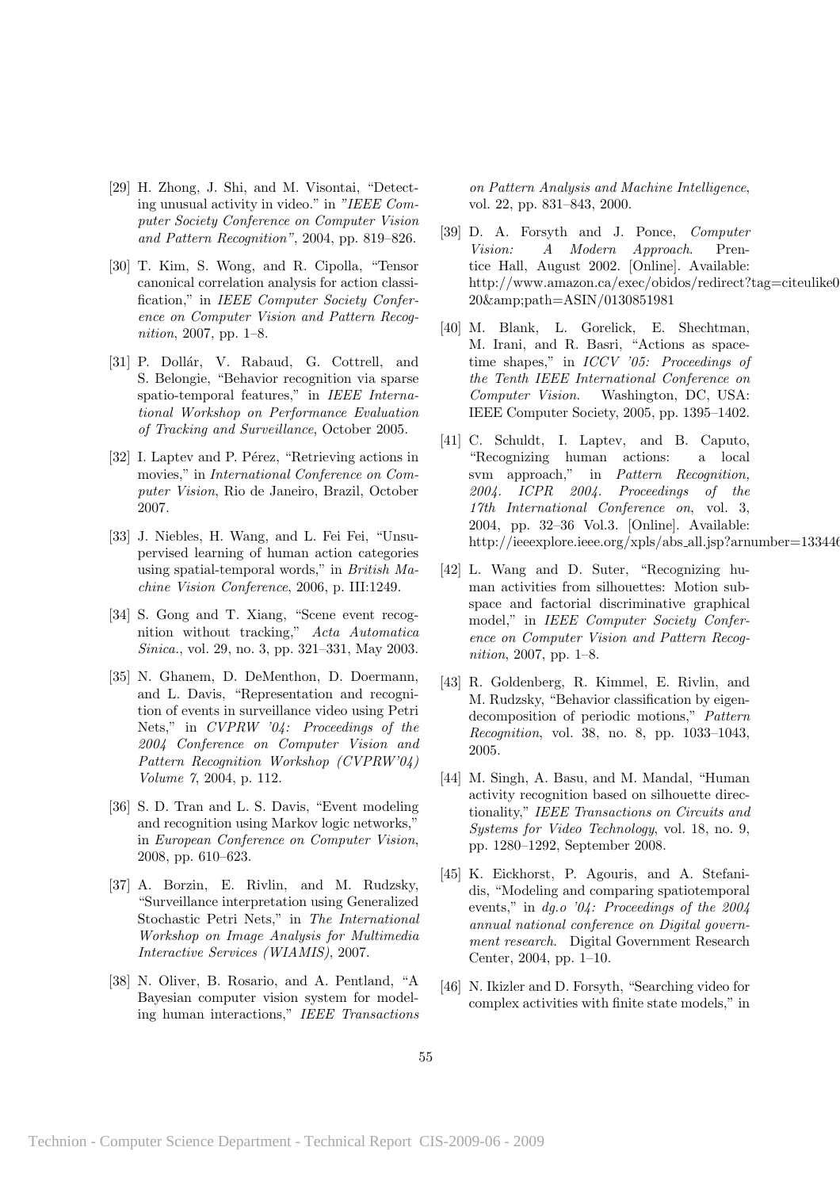[29] H. Zhong, J. Shi, and M. Visontai, "Detecting unusual activity in video." in *"IEEE Computer Society Conference on Computer Vision and Pattern Recognition"*, 2004, pp. 819–826.

[30] T. Kim, S. Wong, and R. Cipolla, "Tensor canonical correlation analysis for action classification," in *IEEE Computer Society Conference on Computer Vision and Pattern Recognition*, 2007, pp. 1–8.

[31] P. Dollár, V. Rabaud, G. Cottrell, and S. Belongie, "Behavior recognition via sparse spatio-temporal features," in *IEEE International Workshop on Performance Evaluation of Tracking and Surveillance*, October 2005.

[32] I. Laptev and P. Pérez, "Retrieving actions in movies," in *International Conference on Computer Vision*, Rio de Janeiro, Brazil, October 2007.

[33] J. Niebles, H. Wang, and L. Fei Fei, "Unsupervised learning of human action categories using spatial-temporal words," in *British Machine Vision Conference*, 2006, p. III:1249.

[34] S. Gong and T. Xiang, "Scene event recognition without tracking," *Acta Automatica Sinica.*, vol. 29, no. 3, pp. 321–331, May 2003.

[35] N. Ghanem, D. DeMenthon, D. Doermann, and L. Davis, "Representation and recognition of events in surveillance video using Petri Nets," in *CVPRW '04: Proceedings of the 2004 Conference on Computer Vision and Pattern Recognition Workshop (CVPRW'04) Volume 7*, 2004, p. 112.

[36] S. D. Tran and L. S. Davis, "Event modeling and recognition using Markov logic networks," in *European Conference on Computer Vision*, 2008, pp. 610–623.

[37] A. Borzin, E. Rivlin, and M. Rudzsky, "Surveillance interpretation using Generalized Stochastic Petri Nets," in *The International Workshop on Image Analysis for Multimedia Interactive Services (WIAMIS)*, 2007.

[38] N. Oliver, B. Rosario, and A. Pentland, "A Bayesian computer vision system for modeling human interactions," *IEEE Transactions on Pattern Analysis and Machine Intelligence*, vol. 22, pp. 831–843, 2000.

[39] D. A. Forsyth and J. Ponce, *Computer Vision: A Modern Approach*. Prentice Hall, August 2002. [Online]. Available: http://www.amazon.ca/exec/obidos/redirect?tag=citeulike0 20&amp;path=ASIN/0130851981

[40] M. Blank, L. Gorelick, E. Shechtman, M. Irani, and R. Basri, "Actions as space-time shapes," in *ICCV '05: Proceedings of the Tenth IEEE International Conference on Computer Vision*. Washington, DC, USA: IEEE Computer Society, 2005, pp. 1395–1402.

[41] C. Schuldt, I. Laptev, and B. Caputo, "Recognizing human actions: a local svm approach," in *Pattern Recognition, 2004. ICPR 2004. Proceedings of the 17th International Conference on*, vol. 3, 2004, pp. 32–36 Vol.3. [Online]. Available: http://ieeexplore.ieee.org/xpls/abs_all.jsp?arnumber=13344

[42] L. Wang and D. Suter, "Recognizing human activities from silhouettes: Motion subspace and factorial discriminative graphical model," in *IEEE Computer Society Conference on Computer Vision and Pattern Recognition*, 2007, pp. 1–8.

[43] R. Goldenberg, R. Kimmel, E. Rivlin, and M. Rudzsky, "Behavior classification by eigendecomposition of periodic motions," *Pattern Recognition*, vol. 38, no. 8, pp. 1033–1043, 2005.

[44] M. Singh, A. Basu, and M. Mandal, "Human activity recognition based on silhouette directionality," *IEEE Transactions on Circuits and Systems for Video Technology*, vol. 18, no. 9, pp. 1280–1292, September 2008.

[45] K. Eickhorst, P. Agouris, and A. Stefanidis, "Modeling and comparing spatiotemporal events," in *dg.o '04: Proceedings of the 2004 annual national conference on Digital government research*. Digital Government Research Center, 2004, pp. 1–10.

[46] N. Ikizler and D. Forsyth, "Searching video for complex activities with finite state models," in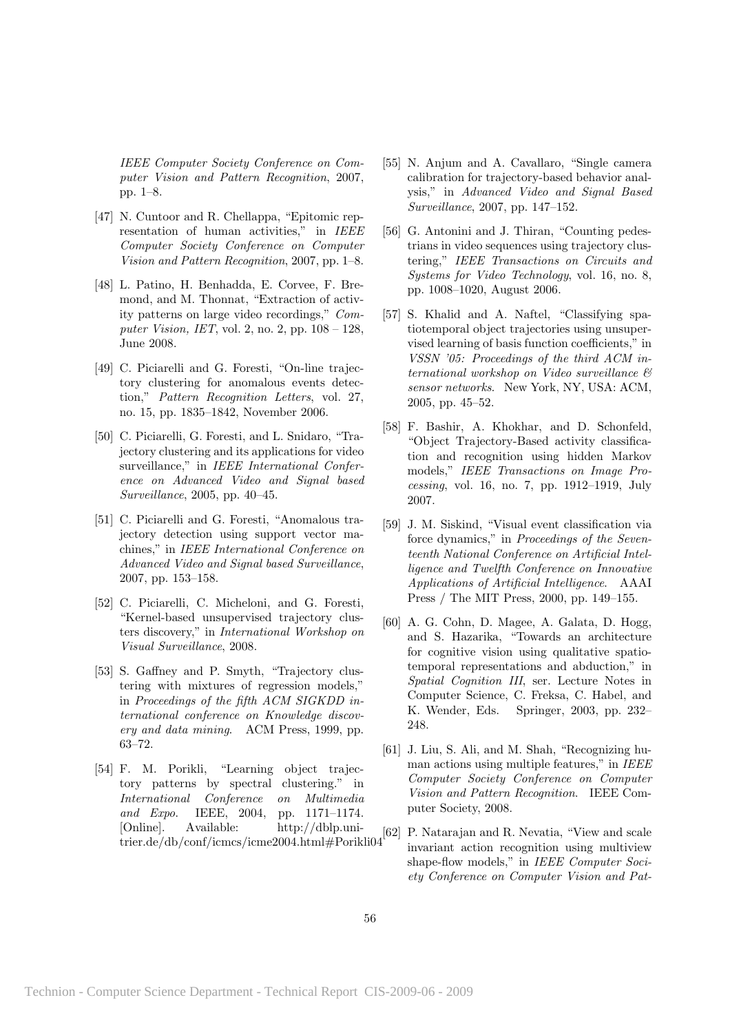IEEE Computer Society Conference on Computer Vision and Pattern Recognition*, 2007, pp. 1–8.

[47] N. Cuntoor and R. Chellappa, "Epitomic representation of human activities," in *IEEE Computer Society Conference on Computer Vision and Pattern Recognition*, 2007, pp. 1–8.

[48] L. Patino, H. Benhadda, E. Corvee, F. Bremond, and M. Thonnat, "Extraction of activity patterns on large video recordings," *Computer Vision, IET*, vol. 2, no. 2, pp. 108 – 128, June 2008.

[49] C. Piciarelli and G. Foresti, "On-line trajectory clustering for anomalous events detection," *Pattern Recognition Letters*, vol. 27, no. 15, pp. 1835–1842, November 2006.

[50] C. Piciarelli, G. Foresti, and L. Snidaro, "Trajectory clustering and its applications for video surveillance," in *IEEE International Conference on Advanced Video and Signal based Surveillance*, 2005, pp. 40–45.

[51] C. Piciarelli and G. Foresti, "Anomalous trajectory detection using support vector machines," in *IEEE International Conference on Advanced Video and Signal based Surveillance*, 2007, pp. 153–158.

[52] C. Piciarelli, C. Micheloni, and G. Foresti, "Kernel-based unsupervised trajectory clusters discovery," in *International Workshop on Visual Surveillance*, 2008.

[53] S. Gaffney and P. Smyth, "Trajectory clustering with mixtures of regression models," in *Proceedings of the fifth ACM SIGKDD international conference on Knowledge discovery and data mining*. ACM Press, 1999, pp. 63–72.

[54] F. M. Porikli, "Learning object trajectory patterns by spectral clustering." in *International Conference on Multimedia and Expo*. IEEE, 2004, pp. 1171–1174. [Online]. Available: http://dblp.uni-trier.de/db/conf/icmcs/icme2004.html#Porikli04

[55] N. Anjum and A. Cavallaro, "Single camera calibration for trajectory-based behavior analysis," in *Advanced Video and Signal Based Surveillance*, 2007, pp. 147–152.

[56] G. Antonini and J. Thiran, "Counting pedestrians in video sequences using trajectory clustering," *IEEE Transactions on Circuits and Systems for Video Technology*, vol. 16, no. 8, pp. 1008–1020, August 2006.

[57] S. Khalid and A. Naftel, "Classifying spatiotemporal object trajectories using unsupervised learning of basis function coefficients," in *VSSN '05: Proceedings of the third ACM international workshop on Video surveillance & sensor networks*. New York, NY, USA: ACM, 2005, pp. 45–52.

[58] F. Bashir, A. Khokhar, and D. Schonfeld, "Object Trajectory-Based activity classification and recognition using hidden Markov models," *IEEE Transactions on Image Processing*, vol. 16, no. 7, pp. 1912–1919, July 2007.

[59] J. M. Siskind, "Visual event classification via force dynamics," in *Proceedings of the Seventeenth National Conference on Artificial Intelligence and Twelfth Conference on Innovative Applications of Artificial Intelligence*. AAAI Press / The MIT Press, 2000, pp. 149–155.

[60] A. G. Cohn, D. Magee, A. Galata, D. Hogg, and S. Hazarika, "Towards an architecture for cognitive vision using qualitative spatiotemporal representations and abduction," in *Spatial Cognition III*, ser. Lecture Notes in Computer Science, C. Freksa, C. Habel, and K. Wender, Eds. Springer, 2003, pp. 232–248.

[61] J. Liu, S. Ali, and M. Shah, "Recognizing human actions using multiple features," in *IEEE Computer Society Conference on Computer Vision and Pattern Recognition*. IEEE Computer Society, 2008.

[62] P. Natarajan and R. Nevatia, "View and scale invariant action recognition using multiview shape-flow models," in *IEEE Computer Society Conference on Computer Vision and Pattern Recognition*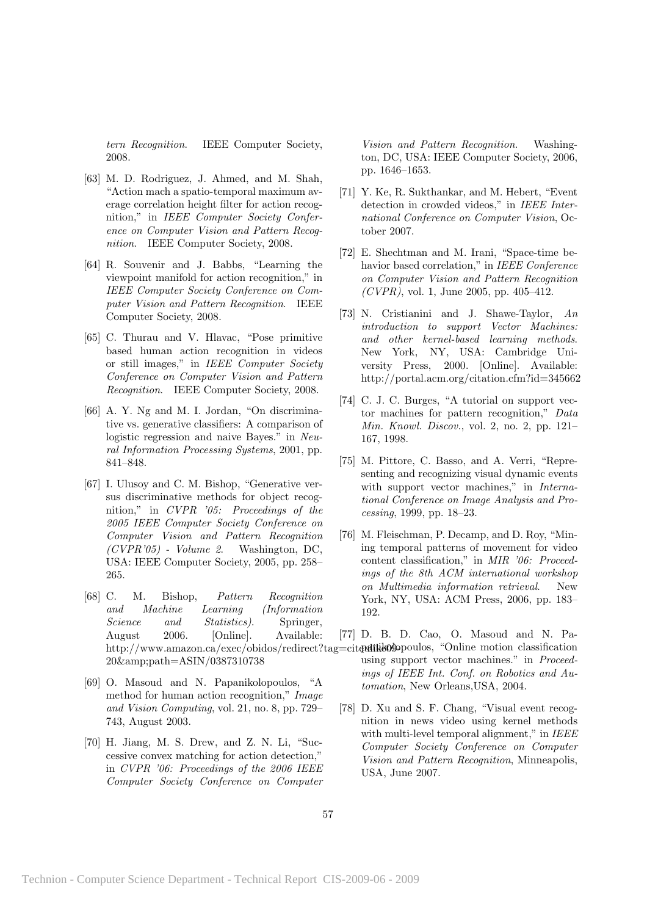*tern Recognition*. IEEE Computer Society, 2008.

[63] M. D. Rodriguez, J. Ahmed, and M. Shah, "Action mach a spatio-temporal maximum average correlation height filter for action recognition," in *IEEE Computer Society Conference on Computer Vision and Pattern Recognition*. IEEE Computer Society, 2008.

[64] R. Souvenir and J. Babbs, "Learning the viewpoint manifold for action recognition," in *IEEE Computer Society Conference on Computer Vision and Pattern Recognition*. IEEE Computer Society, 2008.

[65] C. Thurau and V. Hlavac, "Pose primitive based human action recognition in videos or still images," in *IEEE Computer Society Conference on Computer Vision and Pattern Recognition*. IEEE Computer Society, 2008.

[66] A. Y. Ng and M. I. Jordan, "On discriminative vs. generative classifiers: A comparison of logistic regression and naive Bayes." in *Neural Information Processing Systems*, 2001, pp. 841–848.

[67] I. Ulusoy and C. M. Bishop, "Generative versus discriminative methods for object recognition," in *CVPR '05: Proceedings of the 2005 IEEE Computer Society Conference on Computer Vision and Pattern Recognition (CVPR'05) - Volume 2*. Washington, DC, USA: IEEE Computer Society, 2005, pp. 258–265.

[68] C. M. Bishop, *Pattern Recognition and Machine Learning (Information Science and Statistics)*. Springer, August 2006. [Online]. Available: http://www.amazon.ca/exec/obidos/redirect?tag=citeulike09-20&amp;path=ASIN/0387310738

[69] O. Masoud and N. Papanikolopoulos, "A method for human action recognition," *Image and Vision Computing*, vol. 21, no. 8, pp. 729–743, August 2003.

[70] H. Jiang, M. S. Drew, and Z. N. Li, "Successive convex matching for action detection," in *CVPR '06: Proceedings of the 2006 IEEE Computer Society Conference on Computer Vision and Pattern Recognition*. Washington, DC, USA: IEEE Computer Society, 2006, pp. 1646–1653.

[71] Y. Ke, R. Sukthankar, and M. Hebert, "Event detection in crowded videos," in *IEEE International Conference on Computer Vision*, October 2007.

[72] E. Shechtman and M. Irani, "Space-time behavior based correlation," in *IEEE Conference on Computer Vision and Pattern Recognition (CVPR)*, vol. 1, June 2005, pp. 405–412.

[73] N. Cristianini and J. Shawe-Taylor, *An introduction to support Vector Machines: and other kernel-based learning methods*. New York, NY, USA: Cambridge University Press, 2000. [Online]. Available: http://portal.acm.org/citation.cfm?id=345662

[74] C. J. C. Burges, "A tutorial on support vector machines for pattern recognition," *Data Min. Knowl. Discov.*, vol. 2, no. 2, pp. 121–167, 1998.

[75] M. Pittore, C. Basso, and A. Verri, "Representing and recognizing visual dynamic events with support vector machines," in *International Conference on Image Analysis and Processing*, 1999, pp. 18–23.

[76] M. Fleischman, P. Decamp, and D. Roy, "Mining temporal patterns of movement for video content classification," in *MIR '06: Proceedings of the 8th ACM international workshop on Multimedia information retrieval*. New York, NY, USA: ACM Press, 2006, pp. 183–192.

[77] D. B. D. Cao, O. Masoud and N. Papanikolopoulos, "Online motion classification using support vector machines." in *Proceedings of IEEE Int. Conf. on Robotics and Automation*, New Orleans,USA, 2004.

[78] D. Xu and S. F. Chang, "Visual event recognition in news video using kernel methods with multi-level temporal alignment," in *IEEE Computer Society Conference on Computer Vision and Pattern Recognition*, Minneapolis, USA, June 2007.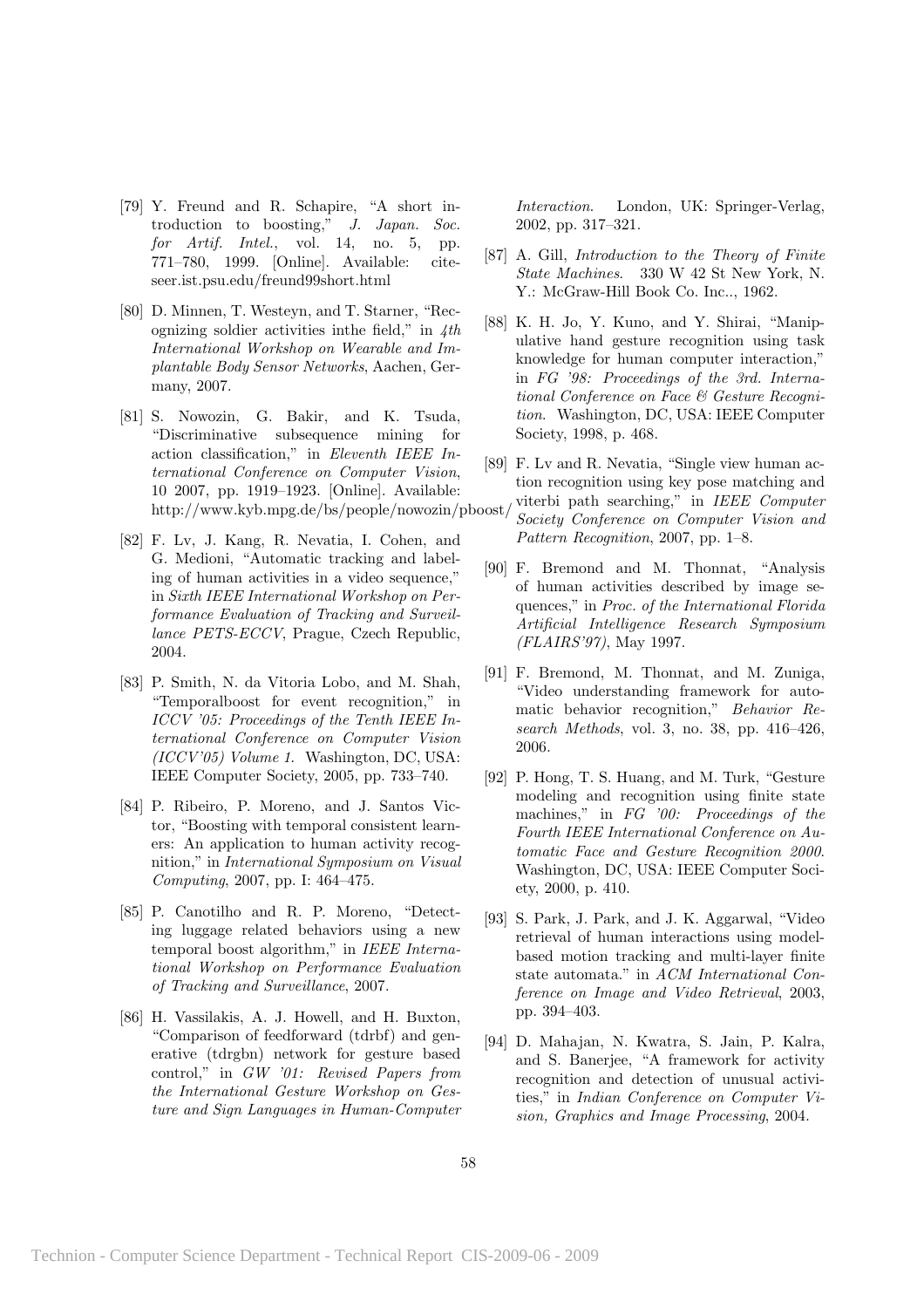[79] Y. Freund and R. Schapire, "A short introduction to boosting," *J. Japan. Soc. for Artif. Intel.*, vol. 14, no. 5, pp. 771–780, 1999. [Online]. Available: citeseer.ist.psu.edu/freund99short.html

[80] D. Minnen, T. Westeyn, and T. Starner, "Recognizing soldier activities inthe field," in *4th International Workshop on Wearable and Implantable Body Sensor Networks*, Aachen, Germany, 2007.

[81] S. Nowozin, G. Bakir, and K. Tsuda, "Discriminative subsequence mining for action classification," in *Eleventh IEEE International Conference on Computer Vision*, 10 2007, pp. 1919–1923. [Online]. Available: http://www.kyb.mpg.de/bs/people/nowozin/pboost/

[82] F. Lv, J. Kang, R. Nevatia, I. Cohen, and G. Medioni, "Automatic tracking and labeling of human activities in a video sequence," in *Sixth IEEE International Workshop on Performance Evaluation of Tracking and Surveillance PETS-ECCV*, Prague, Czech Republic, 2004.

[83] P. Smith, N. da Vitoria Lobo, and M. Shah, "Temporalboost for event recognition," in *ICCV '05: Proceedings of the Tenth IEEE International Conference on Computer Vision (ICCV'05) Volume 1*. Washington, DC, USA: IEEE Computer Society, 2005, pp. 733–740.

[84] P. Ribeiro, P. Moreno, and J. Santos Victor, "Boosting with temporal consistent learners: An application to human activity recognition," in *International Symposium on Visual Computing*, 2007, pp. I: 464–475.

[85] P. Canotilho and R. P. Moreno, "Detecting luggage related behaviors using a new temporal boost algorithm," in *IEEE International Workshop on Performance Evaluation of Tracking and Surveillance*, 2007.

[86] H. Vassilakis, A. J. Howell, and H. Buxton, "Comparison of feedforward (tdrbf) and generative (tdrgbn) network for gesture based control," in *GW '01: Revised Papers from the International Gesture Workshop on Gesture and Sign Languages in Human-Computer Interaction*. London, UK: Springer-Verlag, 2002, pp. 317–321.

[87] A. Gill, *Introduction to the Theory of Finite State Machines*. 330 W 42 St New York, N. Y.: McGraw-Hill Book Co. Inc.., 1962.

[88] K. H. Jo, Y. Kuno, and Y. Shirai, "Manipulative hand gesture recognition using task knowledge for human computer interaction," in *FG '98: Proceedings of the 3rd. International Conference on Face & Gesture Recognition*. Washington, DC, USA: IEEE Computer Society, 1998, p. 468.

[89] F. Lv and R. Nevatia, "Single view human action recognition using key pose matching and viterbi path searching," in *IEEE Computer Society Conference on Computer Vision and Pattern Recognition*, 2007, pp. 1–8.

[90] F. Bremond and M. Thonnat, "Analysis of human activities described by image sequences," in *Proc. of the International Florida Artificial Intelligence Research Symposium (FLAIRS'97)*, May 1997.

[91] F. Bremond, M. Thonnat, and M. Zuniga, "Video understanding framework for automatic behavior recognition," *Behavior Research Methods*, vol. 3, no. 38, pp. 416–426, 2006.

[92] P. Hong, T. S. Huang, and M. Turk, "Gesture modeling and recognition using finite state machines," in *FG '00: Proceedings of the Fourth IEEE International Conference on Automatic Face and Gesture Recognition 2000*. Washington, DC, USA: IEEE Computer Society, 2000, p. 410.

[93] S. Park, J. Park, and J. K. Aggarwal, "Video retrieval of human interactions using model-based motion tracking and multi-layer finite state automata." in *ACM International Conference on Image and Video Retrieval*, 2003, pp. 394–403.

[94] D. Mahajan, N. Kwatra, S. Jain, P. Kalra, and S. Banerjee, "A framework for activity recognition and detection of unusual activities," in *Indian Conference on Computer Vision, Graphics and Image Processing*, 2004.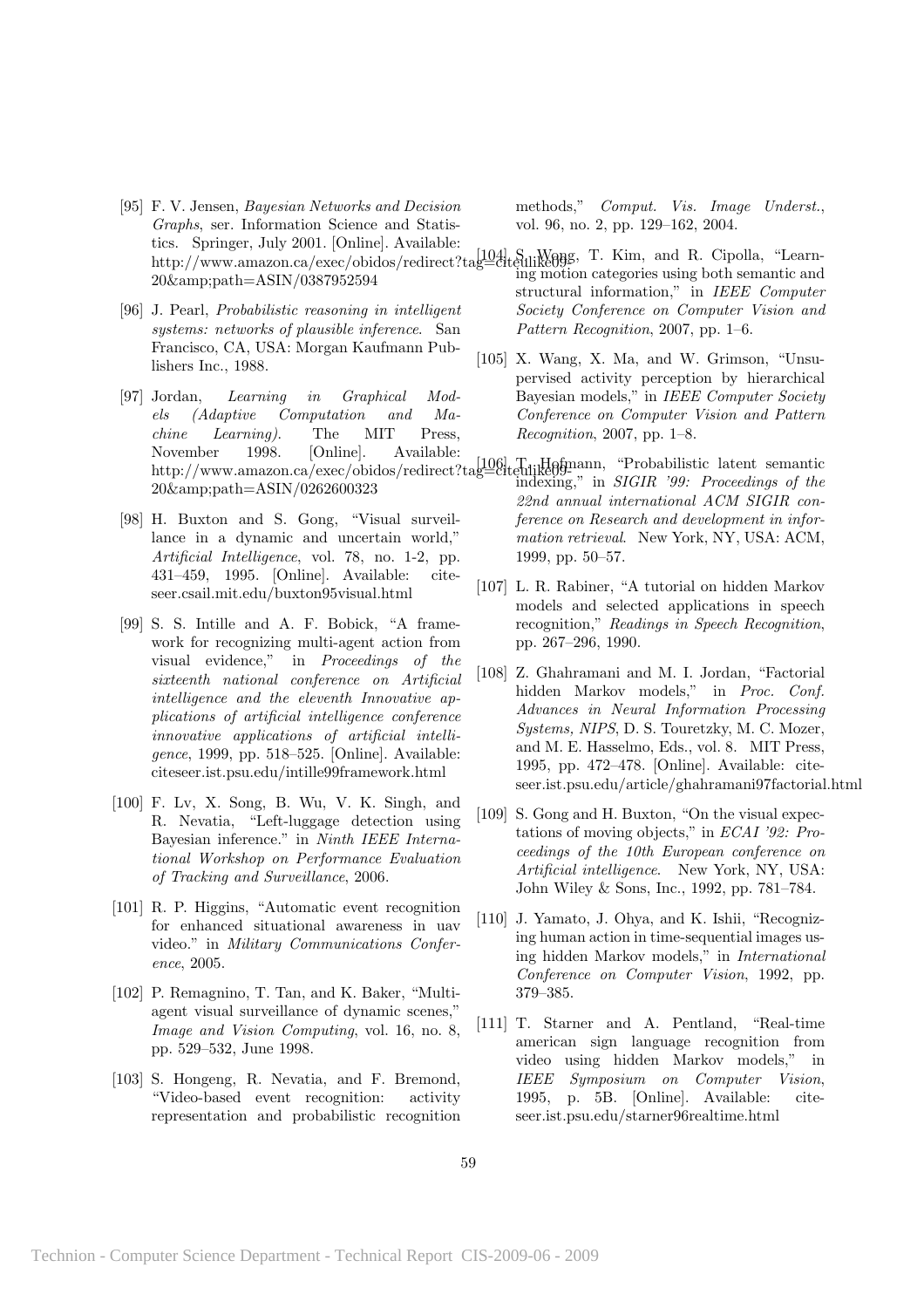[95] F. V. Jensen, *Bayesian Networks and Decision Graphs*, ser. Information Science and Statistics. Springer, July 2001. [Online]. Available: http://www.amazon.ca/exec/obidos/redirect?tag=citeulike09-20&amp;path=ASIN/0387952594

[96] J. Pearl, *Probabilistic reasoning in intelligent systems: networks of plausible inference*. San Francisco, CA, USA: Morgan Kaufmann Publishers Inc., 1988.

[97] Jordan, *Learning in Graphical Models (Adaptive Computation and Machine Learning)*. The MIT Press, November 1998. [Online]. Available: http://www.amazon.ca/exec/obidos/redirect?tag=citeulike09-20&amp;path=ASIN/0262600323

[98] H. Buxton and S. Gong, "Visual surveillance in a dynamic and uncertain world," *Artificial Intelligence*, vol. 78, no. 1-2, pp. 431–459, 1995. [Online]. Available: citeseer.csail.mit.edu/buxton95visual.html

[99] S. S. Intille and A. F. Bobick, "A framework for recognizing multi-agent action from visual evidence," in *Proceedings of the sixteenth national conference on Artificial intelligence and the eleventh Innovative applications of artificial intelligence conference innovative applications of artificial intelligence*, 1999, pp. 518–525. [Online]. Available: citeseer.ist.psu.edu/intille99framework.html

[100] F. Lv, X. Song, B. Wu, V. K. Singh, and R. Nevatia, "Left-luggage detection using Bayesian inference." in *Ninth IEEE International Workshop on Performance Evaluation of Tracking and Surveillance*, 2006.

[101] R. P. Higgins, "Automatic event recognition for enhanced situational awareness in uav video." in *Military Communications Conference*, 2005.

[102] P. Remagnino, T. Tan, and K. Baker, "Multi-agent visual surveillance of dynamic scenes," *Image and Vision Computing*, vol. 16, no. 8, pp. 529–532, June 1998.

[103] S. Hongeng, R. Nevatia, and F. Bremond, "Video-based event recognition: activity representation and probabilistic recognition methods," *Comput. Vis. Image Underst.*, vol. 96, no. 2, pp. 129–162, 2004.

[104] S. Wong, T. Kim, and R. Cipolla, "Learning motion categories using both semantic and structural information," in *IEEE Computer Society Conference on Computer Vision and Pattern Recognition*, 2007, pp. 1–6.

[105] X. Wang, X. Ma, and W. Grimson, "Unsupervised activity perception by hierarchical Bayesian models," in *IEEE Computer Society Conference on Computer Vision and Pattern Recognition*, 2007, pp. 1–8.

[106] T. Hofmann, "Probabilistic latent semantic indexing," in *SIGIR '99: Proceedings of the 22nd annual international ACM SIGIR conference on Research and development in information retrieval*. New York, NY, USA: ACM, 1999, pp. 50–57.

[107] L. R. Rabiner, "A tutorial on hidden Markov models and selected applications in speech recognition," *Readings in Speech Recognition*, pp. 267–296, 1990.

[108] Z. Ghahramani and M. I. Jordan, "Factorial hidden Markov models," in *Proc. Conf. Advances in Neural Information Processing Systems, NIPS*, D. S. Touretzky, M. C. Mozer, and M. E. Hasselmo, Eds., vol. 8. MIT Press, 1995, pp. 472–478. [Online]. Available: citeseer.ist.psu.edu/article/ghahramani97factorial.html

[109] S. Gong and H. Buxton, "On the visual expectations of moving objects," in *ECAI '92: Proceedings of the 10th European conference on Artificial intelligence*. New York, NY, USA: John Wiley & Sons, Inc., 1992, pp. 781–784.

[110] J. Yamato, J. Ohya, and K. Ishii, "Recognizing human action in time-sequential images using hidden Markov models," in *International Conference on Computer Vision*, 1992, pp. 379–385.

[111] T. Starner and A. Pentland, "Real-time american sign language recognition from video using hidden Markov models," in *IEEE Symposium on Computer Vision*, 1995, p. 5B. [Online]. Available: citeseer.ist.psu.edu/starner96realtime.html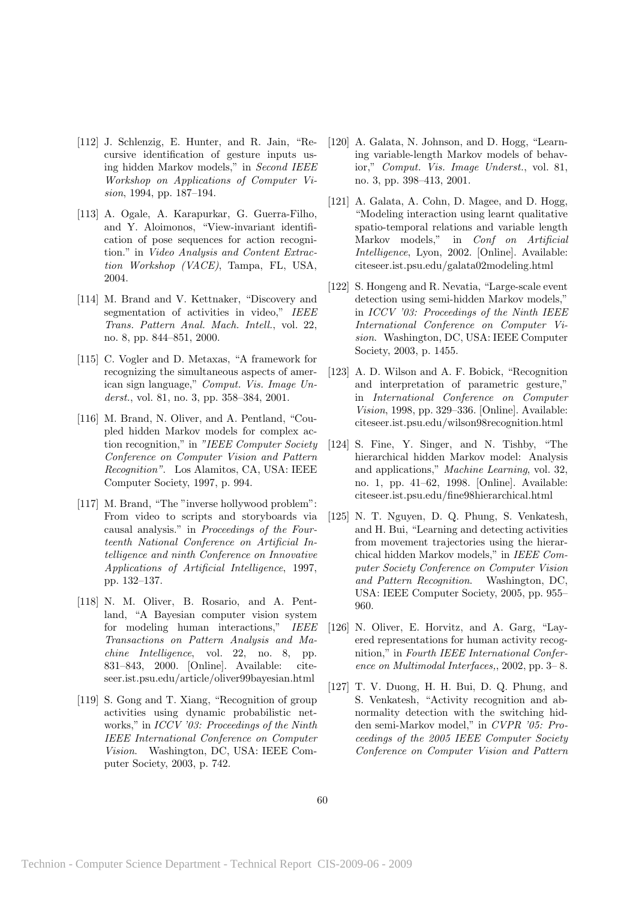[112] J. Schlenzig, E. Hunter, and R. Jain, "Recursive identification of gesture inputs using hidden Markov models," in *Second IEEE Workshop on Applications of Computer Vision*, 1994, pp. 187–194.

[113] A. Ogale, A. Karapurkar, G. Guerra-Filho, and Y. Aloimonos, "View-invariant identification of pose sequences for action recognition." in *Video Analysis and Content Extraction Workshop (VACE)*, Tampa, FL, USA, 2004.

[114] M. Brand and V. Kettnaker, "Discovery and segmentation of activities in video," *IEEE Trans. Pattern Anal. Mach. Intell.*, vol. 22, no. 8, pp. 844–851, 2000.

[115] C. Vogler and D. Metaxas, "A framework for recognizing the simultaneous aspects of american sign language," *Comput. Vis. Image Underst.*, vol. 81, no. 3, pp. 358–384, 2001.

[116] M. Brand, N. Oliver, and A. Pentland, "Coupled hidden Markov models for complex action recognition," in *"IEEE Computer Society Conference on Computer Vision and Pattern Recognition"*. Los Alamitos, CA, USA: IEEE Computer Society, 1997, p. 994.

[117] M. Brand, "The "inverse hollywood problem": From video to scripts and storyboards via causal analysis." in *Proceedings of the Fourteenth National Conference on Artificial Intelligence and ninth Conference on Innovative Applications of Artificial Intelligence*, 1997, pp. 132–137.

[118] N. M. Oliver, B. Rosario, and A. Pentland, "A Bayesian computer vision system for modeling human interactions," *IEEE Transactions on Pattern Analysis and Machine Intelligence*, vol. 22, no. 8, pp. 831–843, 2000. [Online]. Available: citeseer.ist.psu.edu/article/oliver99bayesian.html

[119] S. Gong and T. Xiang, "Recognition of group activities using dynamic probabilistic networks," in *ICCV '03: Proceedings of the Ninth IEEE International Conference on Computer Vision*. Washington, DC, USA: IEEE Computer Society, 2003, p. 742.

[120] A. Galata, N. Johnson, and D. Hogg, "Learning variable-length Markov models of behavior," *Comput. Vis. Image Underst.*, vol. 81, no. 3, pp. 398–413, 2001.

[121] A. Galata, A. Cohn, D. Magee, and D. Hogg, "Modeling interaction using learnt qualitative spatio-temporal relations and variable length Markov models," in *Conf on Artificial Intelligence*, Lyon, 2002. [Online]. Available: citeseer.ist.psu.edu/galata02modeling.html

[122] S. Hongeng and R. Nevatia, "Large-scale event detection using semi-hidden Markov models," in *ICCV '03: Proceedings of the Ninth IEEE International Conference on Computer Vision*. Washington, DC, USA: IEEE Computer Society, 2003, p. 1455.

[123] A. D. Wilson and A. F. Bobick, "Recognition and interpretation of parametric gesture," in *International Conference on Computer Vision*, 1998, pp. 329–336. [Online]. Available: citeseer.ist.psu.edu/wilson98recognition.html

[124] S. Fine, Y. Singer, and N. Tishby, "The hierarchical hidden Markov model: Analysis and applications," *Machine Learning*, vol. 32, no. 1, pp. 41–62, 1998. [Online]. Available: citeseer.ist.psu.edu/fine98hierarchical.html

[125] N. T. Nguyen, D. Q. Phung, S. Venkatesh, and H. Bui, "Learning and detecting activities from movement trajectories using the hierarchical hidden Markov models," in *IEEE Computer Society Conference on Computer Vision and Pattern Recognition*. Washington, DC, USA: IEEE Computer Society, 2005, pp. 955–960.

[126] N. Oliver, E. Horvitz, and A. Garg, "Layered representations for human activity recognition," in *Fourth IEEE International Conference on Multimodal Interfaces,*, 2002, pp. 3– 8.

[127] T. V. Duong, H. H. Bui, D. Q. Phung, and S. Venkatesh, "Activity recognition and abnormality detection with the switching hidden semi-Markov model," in *CVPR '05: Proceedings of the 2005 IEEE Computer Society Conference on Computer Vision and Pattern*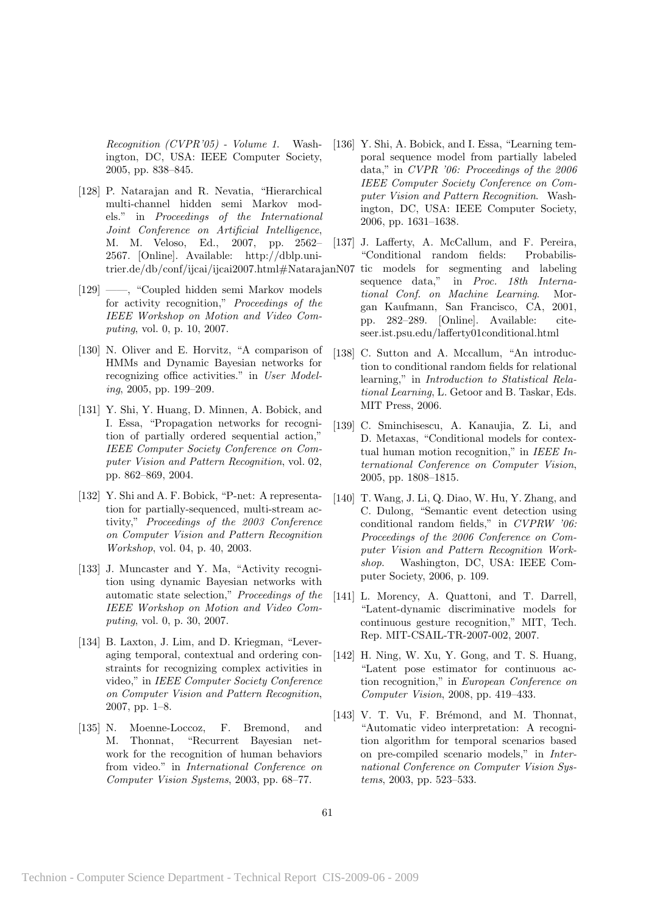*Recognition (CVPR'05) - Volume 1*. Washington, DC, USA: IEEE Computer Society, 2005, pp. 838–845.

[128] P. Natarajan and R. Nevatia, "Hierarchical multi-channel hidden semi Markov models." in *Proceedings of the International Joint Conference on Artificial Intelligence*, M. M. Veloso, Ed., 2007, pp. 2562–2567. [Online]. Available: http://dblp.uni-trier.de/db/conf/ijcai/ijcai2007.html#NatarajanN07

[129] ——, "Coupled hidden semi Markov models for activity recognition," *Proceedings of the IEEE Workshop on Motion and Video Computing*, vol. 0, p. 10, 2007.

[130] N. Oliver and E. Horvitz, "A comparison of HMMs and Dynamic Bayesian networks for recognizing office activities." in *User Modeling*, 2005, pp. 199–209.

[131] Y. Shi, Y. Huang, D. Minnen, A. Bobick, and I. Essa, "Propagation networks for recognition of partially ordered sequential action," *IEEE Computer Society Conference on Computer Vision and Pattern Recognition*, vol. 02, pp. 862–869, 2004.

[132] Y. Shi and A. F. Bobick, "P-net: A representation for partially-sequenced, multi-stream activity," *Proceedings of the 2003 Conference on Computer Vision and Pattern Recognition Workshop*, vol. 04, p. 40, 2003.

[133] J. Muncaster and Y. Ma, "Activity recognition using dynamic Bayesian networks with automatic state selection," *Proceedings of the IEEE Workshop on Motion and Video Computing*, vol. 0, p. 30, 2007.

[134] B. Laxton, J. Lim, and D. Kriegman, "Leveraging temporal, contextual and ordering constraints for recognizing complex activities in video," in *IEEE Computer Society Conference on Computer Vision and Pattern Recognition*, 2007, pp. 1–8.

[135] N. Moenne-Loccoz, F. Bremond, and M. Thonnat, "Recurrent Bayesian network for the recognition of human behaviors from video." in *International Conference on Computer Vision Systems*, 2003, pp. 68–77.

[136] Y. Shi, A. Bobick, and I. Essa, "Learning temporal sequence model from partially labeled data," in *CVPR '06: Proceedings of the 2006 IEEE Computer Society Conference on Computer Vision and Pattern Recognition*. Washington, DC, USA: IEEE Computer Society, 2006, pp. 1631–1638.

[137] J. Lafferty, A. McCallum, and F. Pereira, "Conditional random fields: Probabilistic models for segmenting and labeling sequence data," in *Proc. 18th International Conf. on Machine Learning*. Morgan Kaufmann, San Francisco, CA, 2001, pp. 282–289. [Online]. Available: citeseer.ist.psu.edu/lafferty01conditional.html

[138] C. Sutton and A. Mccallum, "An introduction to conditional random fields for relational learning," in *Introduction to Statistical Relational Learning*, L. Getoor and B. Taskar, Eds. MIT Press, 2006.

[139] C. Sminchisescu, A. Kanaujia, Z. Li, and D. Metaxas, "Conditional models for contextual human motion recognition," in *IEEE International Conference on Computer Vision*, 2005, pp. 1808–1815.

[140] T. Wang, J. Li, Q. Diao, W. Hu, Y. Zhang, and C. Dulong, "Semantic event detection using conditional random fields," in *CVPRW '06: Proceedings of the 2006 Conference on Computer Vision and Pattern Recognition Workshop*. Washington, DC, USA: IEEE Computer Society, 2006, p. 109.

[141] L. Morency, A. Quattoni, and T. Darrell, "Latent-dynamic discriminative models for continuous gesture recognition," MIT, Tech. Rep. MIT-CSAIL-TR-2007-002, 2007.

[142] H. Ning, W. Xu, Y. Gong, and T. S. Huang, "Latent pose estimator for continuous action recognition," in *European Conference on Computer Vision*, 2008, pp. 419–433.

[143] V. T. Vu, F. Brémond, and M. Thonnat, "Automatic video interpretation: A recognition algorithm for temporal scenarios based on pre-compiled scenario models," in *International Conference on Computer Vision Systems*, 2003, pp. 523–533.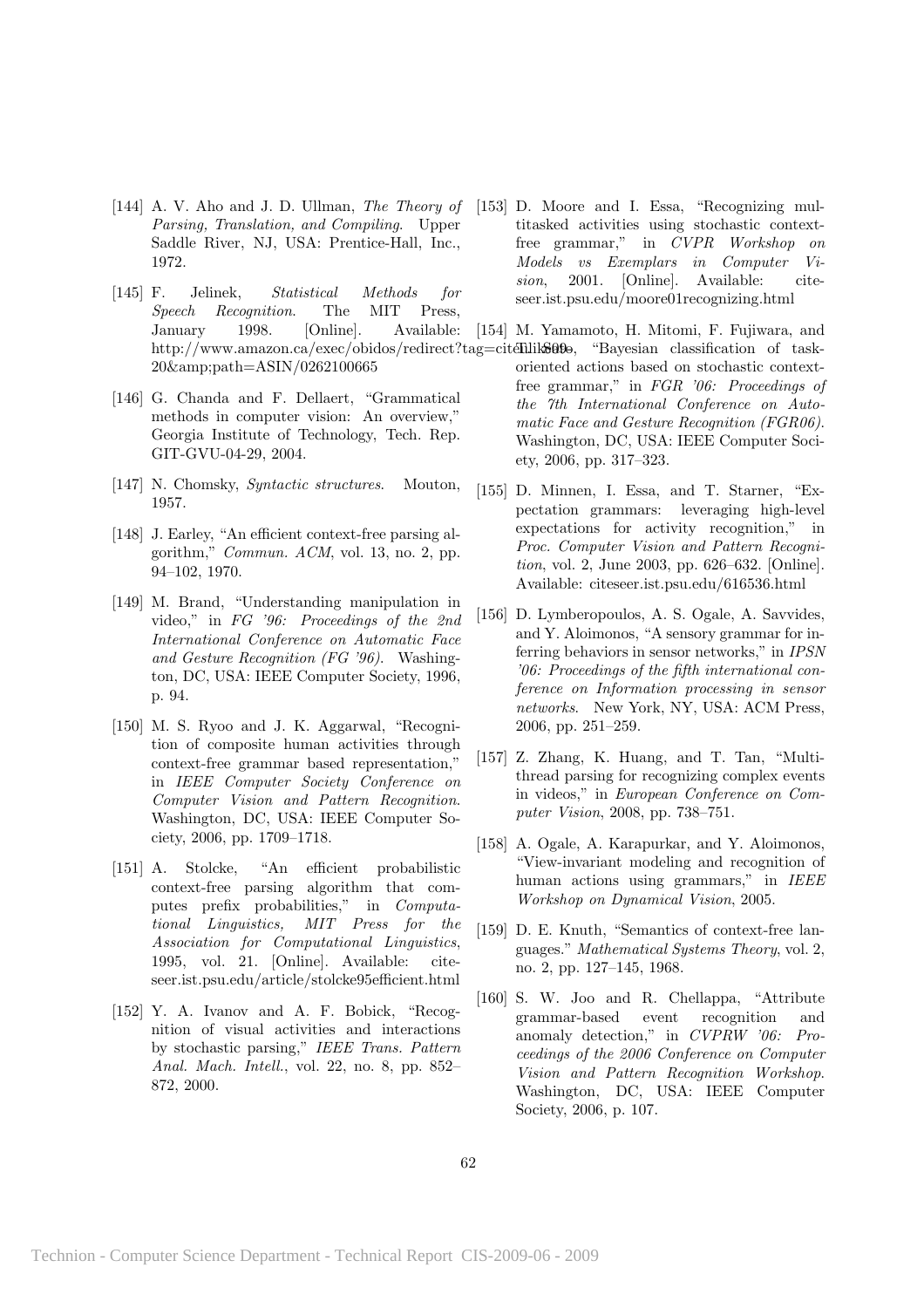[144] A. V. Aho and J. D. Ullman, *The Theory of Parsing, Translation, and Compiling*. Upper Saddle River, NJ, USA: Prentice-Hall, Inc., 1972.

[145] F. Jelinek, *Statistical Methods for Speech Recognition*. The MIT Press, January 1998. [Online]. Available: http://www.amazon.ca/exec/obidos/redirect?tag=citeulike09-20&amp;path=ASIN/0262100665

[146] G. Chanda and F. Dellaert, "Grammatical methods in computer vision: An overview," Georgia Institute of Technology, Tech. Rep. GIT-GVU-04-29, 2004.

[147] N. Chomsky, *Syntactic structures*. Mouton, 1957.

[148] J. Earley, "An efficient context-free parsing algorithm," *Commun. ACM*, vol. 13, no. 2, pp. 94–102, 1970.

[149] M. Brand, "Understanding manipulation in video," in *FG '96: Proceedings of the 2nd International Conference on Automatic Face and Gesture Recognition (FG '96)*. Washington, DC, USA: IEEE Computer Society, 1996, p. 94.

[150] M. S. Ryoo and J. K. Aggarwal, "Recognition of composite human activities through context-free grammar based representation," in *IEEE Computer Society Conference on Computer Vision and Pattern Recognition*. Washington, DC, USA: IEEE Computer Society, 2006, pp. 1709–1718.

[151] A. Stolcke, "An efficient probabilistic context-free parsing algorithm that computes prefix probabilities," in *Computational Linguistics, MIT Press for the Association for Computational Linguistics*, 1995, vol. 21. [Online]. Available: citeseer.ist.psu.edu/article/stolcke95efficient.html

[152] Y. A. Ivanov and A. F. Bobick, "Recognition of visual activities and interactions by stochastic parsing," *IEEE Trans. Pattern Anal. Mach. Intell.*, vol. 22, no. 8, pp. 852–872, 2000.

[153] D. Moore and I. Essa, "Recognizing multitasked activities using stochastic context-free grammar," in *CVPR Workshop on Models vs Exemplars in Computer Vision*, 2001. [Online]. Available: citeseer.ist.psu.edu/moore01recognizing.html

[154] M. Yamamoto, H. Mitomi, F. Fujiwara, and T. Sato, "Bayesian classification of task-oriented actions based on stochastic context-free grammar," in *FGR '06: Proceedings of the 7th International Conference on Automatic Face and Gesture Recognition (FGR06)*. Washington, DC, USA: IEEE Computer Society, 2006, pp. 317–323.

[155] D. Minnen, I. Essa, and T. Starner, "Expectation grammars: leveraging high-level expectations for activity recognition," in *Proc. Computer Vision and Pattern Recognition*, vol. 2, June 2003, pp. 626–632. [Online]. Available: citeseer.ist.psu.edu/616536.html

[156] D. Lymberopoulos, A. S. Ogale, A. Savvides, and Y. Aloimonos, "A sensory grammar for inferring behaviors in sensor networks," in *IPSN '06: Proceedings of the fifth international conference on Information processing in sensor networks*. New York, NY, USA: ACM Press, 2006, pp. 251–259.

[157] Z. Zhang, K. Huang, and T. Tan, "Multi-thread parsing for recognizing complex events in videos," in *European Conference on Computer Vision*, 2008, pp. 738–751.

[158] A. Ogale, A. Karapurkar, and Y. Aloimonos, "View-invariant modeling and recognition of human actions using grammars," in *IEEE Workshop on Dynamical Vision*, 2005.

[159] D. E. Knuth, "Semantics of context-free languages." *Mathematical Systems Theory*, vol. 2, no. 2, pp. 127–145, 1968.

[160] S. W. Joo and R. Chellappa, "Attribute grammar-based event recognition and anomaly detection," in *CVPRW '06: Proceedings of the 2006 Conference on Computer Vision and Pattern Recognition Workshop*. Washington, DC, USA: IEEE Computer Society, 2006, p. 107.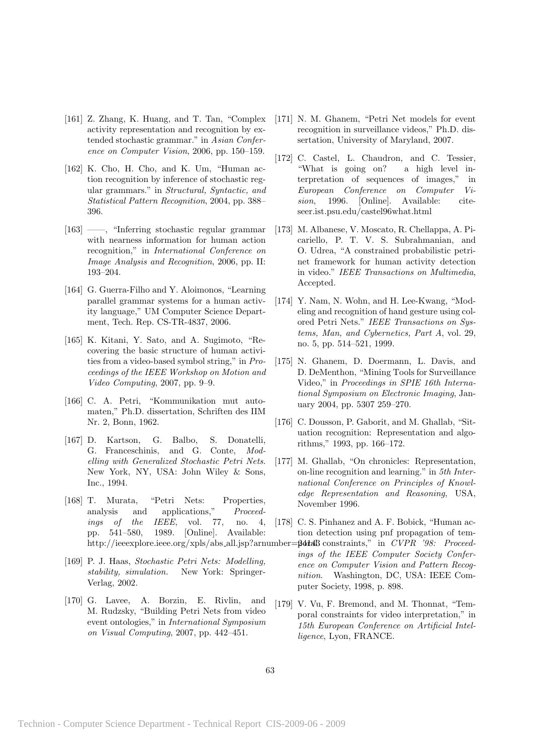[161] Z. Zhang, K. Huang, and T. Tan, "Complex activity representation and recognition by extended stochastic grammar." in *Asian Conference on Computer Vision*, 2006, pp. 150–159.

[162] K. Cho, H. Cho, and K. Um, "Human action recognition by inference of stochastic regular grammars." in *Structural, Syntactic, and Statistical Pattern Recognition*, 2004, pp. 388–396.

[163] ——, "Inferring stochastic regular grammar with nearness information for human action recognition," in *International Conference on Image Analysis and Recognition*, 2006, pp. II: 193–204.

[164] G. Guerra-Filho and Y. Aloimonos, "Learning parallel grammar systems for a human activity language," UM Computer Science Department, Tech. Rep. CS-TR-4837, 2006.

[165] K. Kitani, Y. Sato, and A. Sugimoto, "Recovering the basic structure of human activities from a video-based symbol string," in *Proceedings of the IEEE Workshop on Motion and Video Computing*, 2007, pp. 9–9.

[166] C. A. Petri, "Kommunikation mut automaten," Ph.D. dissertation, Schriften des IIM Nr. 2, Bonn, 1962.

[167] D. Kartson, G. Balbo, S. Donatelli, G. Franceschinis, and G. Conte, *Modelling with Generalized Stochastic Petri Nets.* New York, NY, USA: John Wiley & Sons, Inc., 1994.

[168] T. Murata, "Petri Nets: Properties, analysis and applications," *Proceedings of the IEEE*, vol. 77, no. 4, pp. 541–580, 1989. [Online]. Available: http://ieeexplore.ieee.org/xpls/abs_all.jsp?arnumber=24143

[169] P. J. Haas, *Stochastic Petri Nets: Modelling, stability, simulation.* New York: Springer-Verlag, 2002.

[170] G. Lavee, A. Borzin, E. Rivlin, and M. Rudzsky, "Building Petri Nets from video event ontologies," in *International Symposium on Visual Computing*, 2007, pp. 442–451.

[171] N. M. Ghanem, "Petri Net models for event recognition in surveillance videos," Ph.D. dissertation, University of Maryland, 2007.

[172] C. Castel, L. Chaudron, and C. Tessier, "What is going on? a high level interpretation of sequences of images," in *European Conference on Computer Vision*, 1996. [Online]. Available: citeseer.ist.psu.edu/castel96what.html

[173] M. Albanese, V. Moscato, R. Chellappa, A. Picariello, P. T. V. S. Subrahmanian, and O. Udrea, "A constrained probabilistic petri-net framework for human activity detection in video." *IEEE Transactions on Multimedia*, Accepted.

[174] Y. Nam, N. Wohn, and H. Lee-Kwang, "Modeling and recognition of hand gesture using colored Petri Nets." *IEEE Transactions on Systems, Man, and Cybernetics, Part A*, vol. 29, no. 5, pp. 514–521, 1999.

[175] N. Ghanem, D. Doermann, L. Davis, and D. DeMenthon, "Mining Tools for Surveillance Video," in *Proceedings in SPIE 16th International Symposium on Electronic Imaging*, January 2004, pp. 5307 259–270.

[176] C. Dousson, P. Gaborit, and M. Ghallab, "Situation recognition: Representation and algorithms," 1993, pp. 166–172.

[177] M. Ghallab, "On chronicles: Representation, on-line recognition and learning." in *5th International Conference on Principles of Knowledge Representation and Reasoning*, USA, November 1996.

[178] C. S. Pinhanez and A. F. Bobick, "Human action detection using pnf propagation of temporal constraints," in *CVPR '98: Proceedings of the IEEE Computer Society Conference on Computer Vision and Pattern Recognition.* Washington, DC, USA: IEEE Computer Society, 1998, p. 898.

[179] V. Vu, F. Bremond, and M. Thonnat, "Temporal constraints for video interpretation," in *15th European Conference on Artificial Intelligence*, Lyon, FRANCE.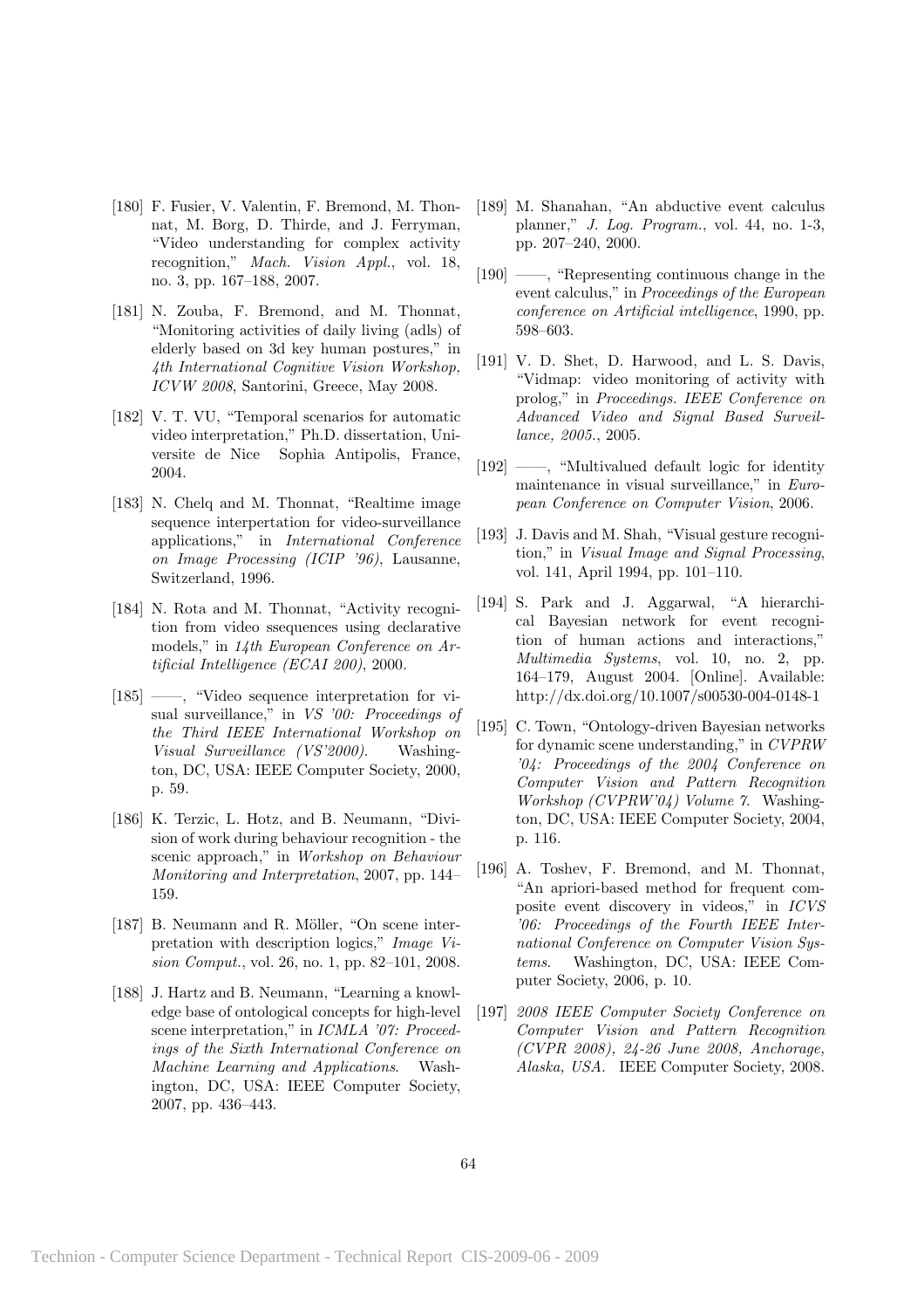[180] F. Fusier, V. Valentin, F. Bremond, M. Thonnat, M. Borg, D. Thirde, and J. Ferryman, "Video understanding for complex activity recognition," *Mach. Vision Appl.*, vol. 18, no. 3, pp. 167–188, 2007.

[181] N. Zouba, F. Bremond, and M. Thonnat, "Monitoring activities of daily living (adls) of elderly based on 3d key human postures," in *4th International Cognitive Vision Workshop, ICVW 2008*, Santorini, Greece, May 2008.

[182] V. T. VU, "Temporal scenarios for automatic video interpretation," Ph.D. dissertation, Universite de Nice Sophia Antipolis, France, 2004.

[183] N. Chelq and M. Thonnat, "Realtime image sequence interpertation for video-surveillance applications," in *International Conference on Image Processing (ICIP '96)*, Lausanne, Switzerland, 1996.

[184] N. Rota and M. Thonnat, "Activity recognition from video ssequences using declarative models," in *14th European Conference on Artificial Intelligence (ECAI 200)*, 2000.

[185] ——, "Video sequence interpretation for visual surveillance," in *VS '00: Proceedings of the Third IEEE International Workshop on Visual Surveillance (VS'2000)*. Washington, DC, USA: IEEE Computer Society, 2000, p. 59.

[186] K. Terzic, L. Hotz, and B. Neumann, "Division of work during behaviour recognition - the scenic approach," in *Workshop on Behaviour Monitoring and Interpretation*, 2007, pp. 144–159.

[187] B. Neumann and R. Möller, "On scene interpretation with description logics," *Image Vision Comput.*, vol. 26, no. 1, pp. 82–101, 2008.

[188] J. Hartz and B. Neumann, "Learning a knowledge base of ontological concepts for high-level scene interpretation," in *ICMLA '07: Proceedings of the Sixth International Conference on Machine Learning and Applications*. Washington, DC, USA: IEEE Computer Society, 2007, pp. 436–443.

[189] M. Shanahan, "An abductive event calculus planner," *J. Log. Program.*, vol. 44, no. 1-3, pp. 207–240, 2000.

[190] ——, "Representing continuous change in the event calculus," in *Proceedings of the European conference on Artificial intelligence*, 1990, pp. 598–603.

[191] V. D. Shet, D. Harwood, and L. S. Davis, "Vidmap: video monitoring of activity with prolog," in *Proceedings. IEEE Conference on Advanced Video and Signal Based Surveillance, 2005.*, 2005.

[192] ——, "Multivalued default logic for identity maintenance in visual surveillance," in *European Conference on Computer Vision*, 2006.

[193] J. Davis and M. Shah, "Visual gesture recognition," in *Visual Image and Signal Processing*, vol. 141, April 1994, pp. 101–110.

[194] S. Park and J. Aggarwal, "A hierarchical Bayesian network for event recognition of human actions and interactions," *Multimedia Systems*, vol. 10, no. 2, pp. 164–179, August 2004. [Online]. Available: http://dx.doi.org/10.1007/s00530-004-0148-1

[195] C. Town, "Ontology-driven Bayesian networks for dynamic scene understanding," in *CVPRW '04: Proceedings of the 2004 Conference on Computer Vision and Pattern Recognition Workshop (CVPRW'04) Volume 7*. Washington, DC, USA: IEEE Computer Society, 2004, p. 116.

[196] A. Toshev, F. Bremond, and M. Thonnat, "An apriori-based method for frequent composite event discovery in videos," in *ICVS '06: Proceedings of the Fourth IEEE International Conference on Computer Vision Systems*. Washington, DC, USA: IEEE Computer Society, 2006, p. 10.

[197] *2008 IEEE Computer Society Conference on Computer Vision and Pattern Recognition (CVPR 2008), 24-26 June 2008, Anchorage, Alaska, USA*. IEEE Computer Society, 2008.